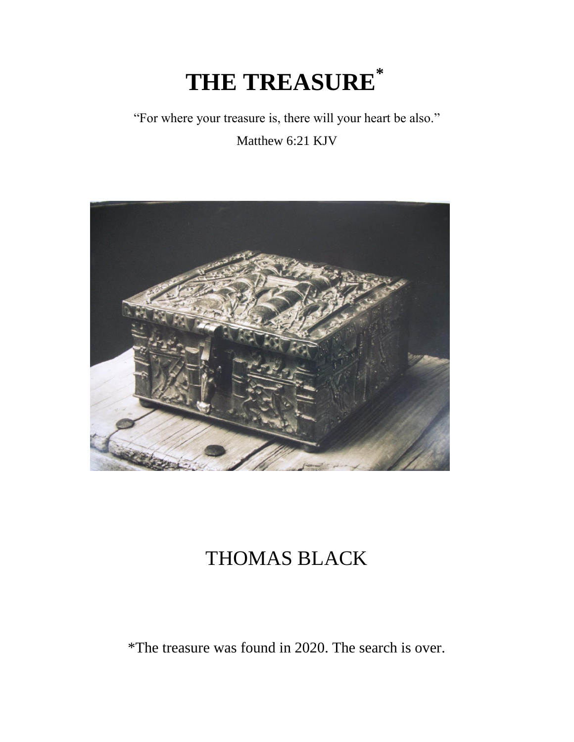# THE TREASURE*

"For where your treasure is, there will your heart be also."

Matthew 6:21 KJV

THOMAS BLACK

*The treasure was found in 2020. The search is over.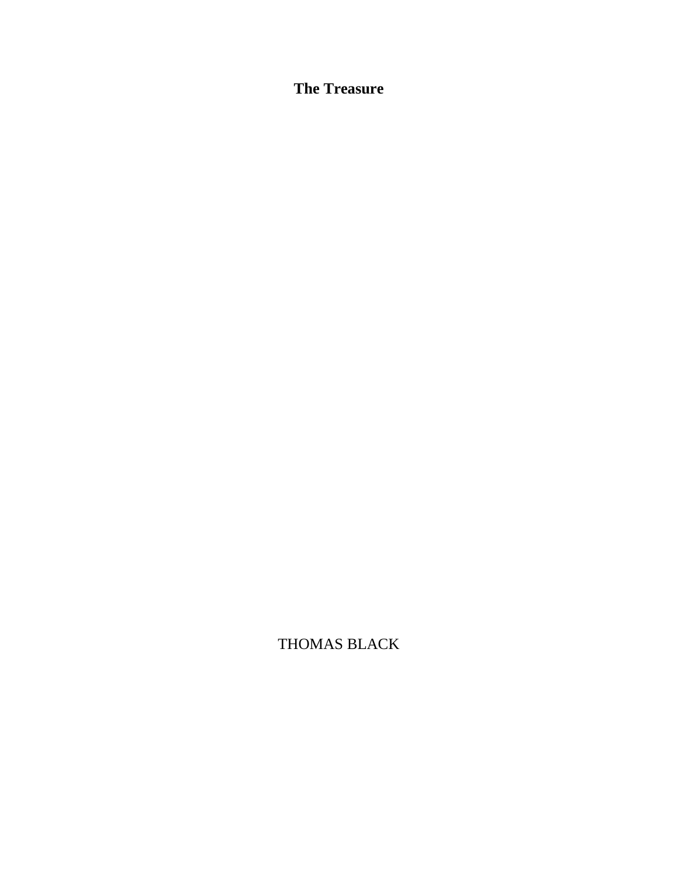# The Treasure

THOMAS BLACK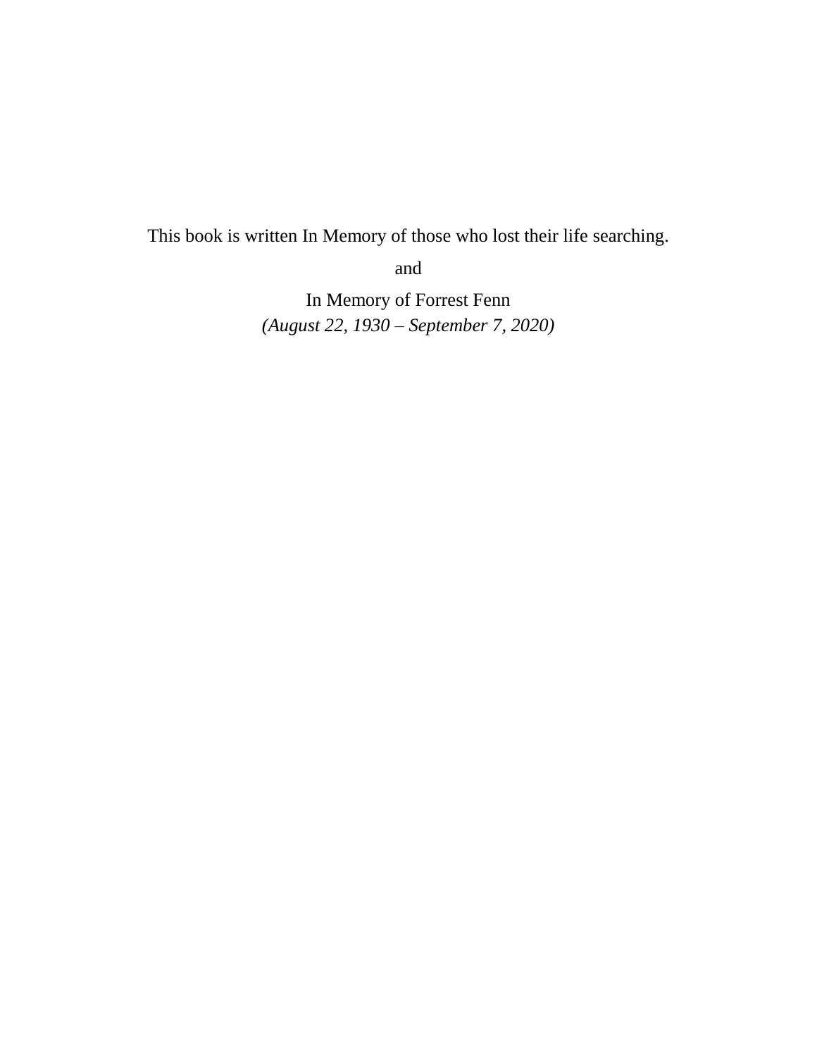This book is written In Memory of those who lost their life searching.

and

In Memory of Forrest Fenn
*(August 22, 1930 – September 7, 2020)*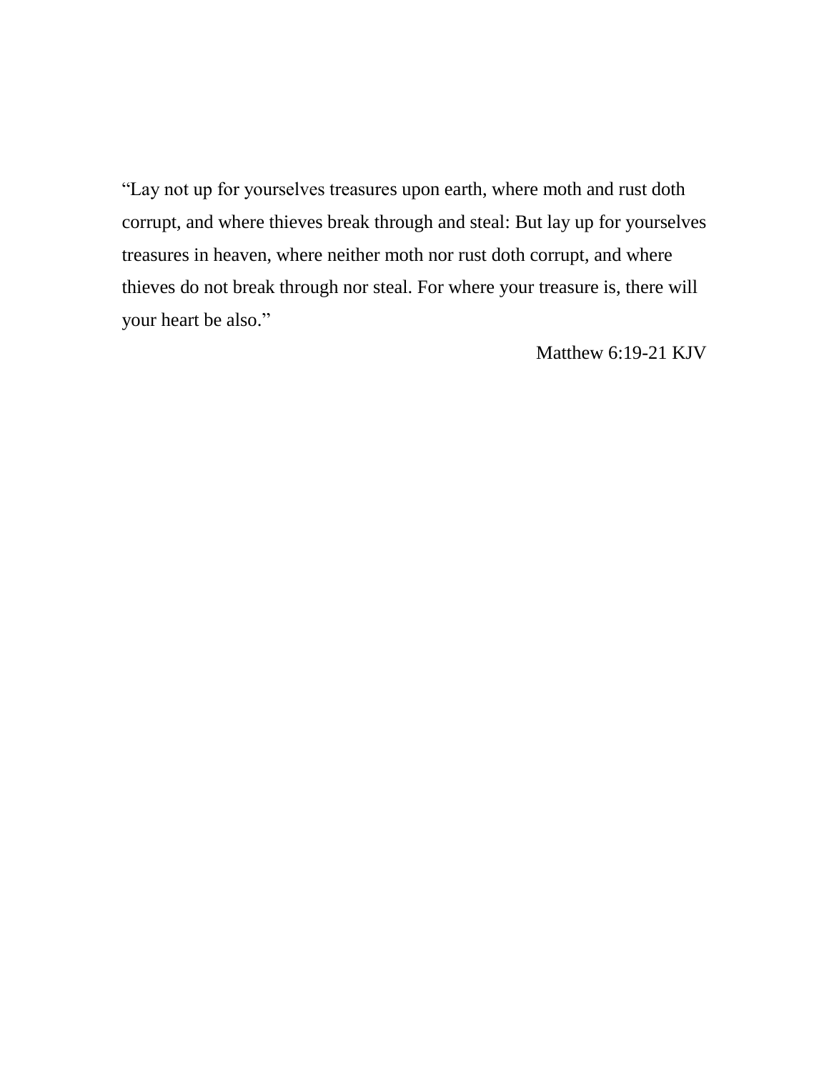“Lay not up for yourselves treasures upon earth, where moth and rust doth corrupt, and where thieves break through and steal: But lay up for yourselves treasures in heaven, where neither moth nor rust doth corrupt, and where thieves do not break through nor steal. For where your treasure is, there will your heart be also.”

Matthew 6:19-21 KJV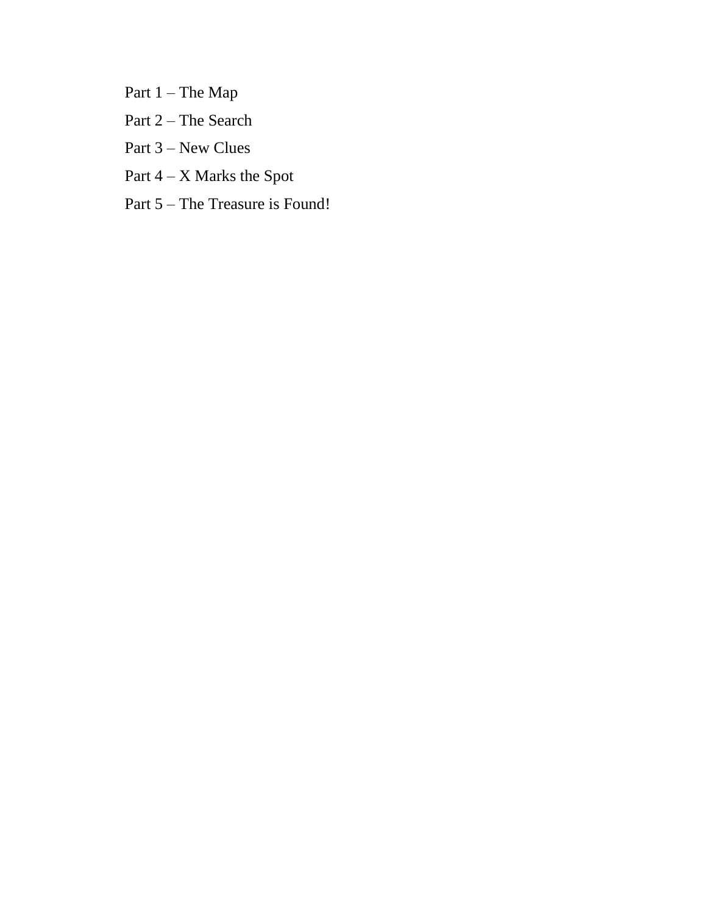Part 1 – The Map

Part 2 – The Search

Part 3 – New Clues

Part 4 – X Marks the Spot

Part 5 – The Treasure is Found!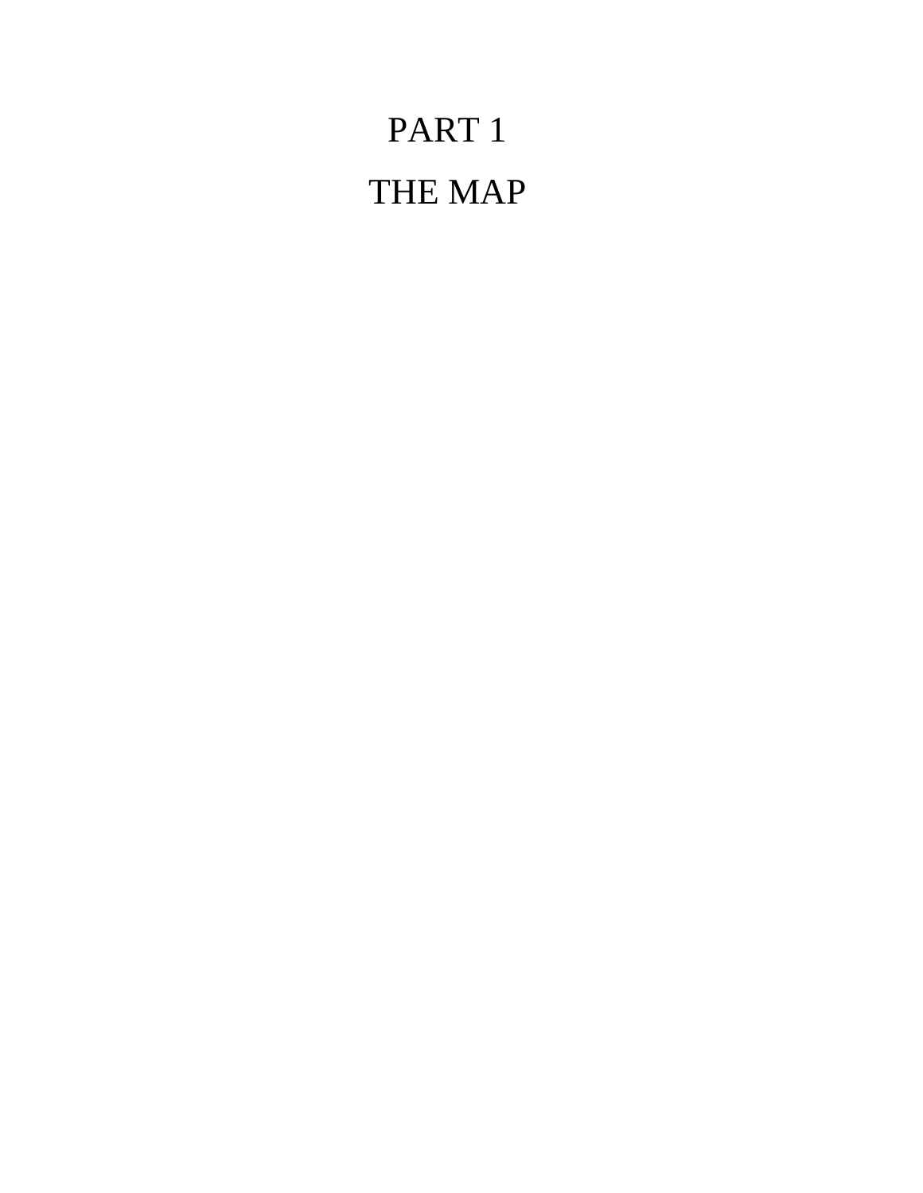# PART 1

# THE MAP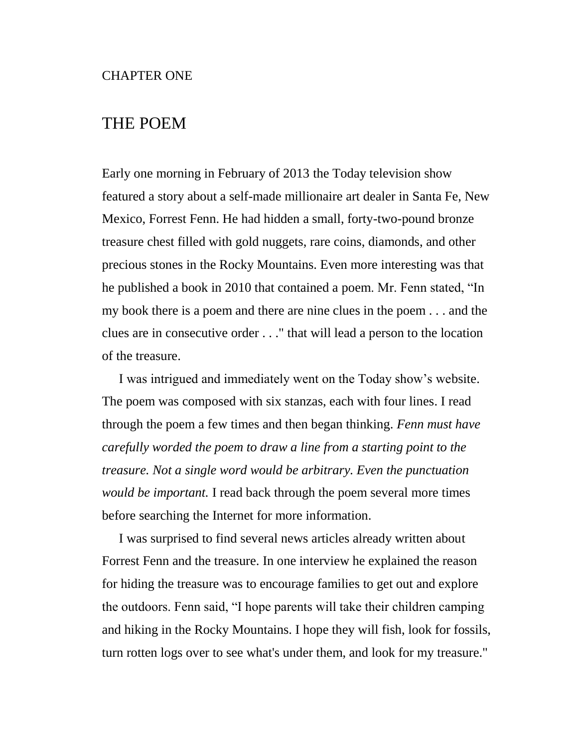CHAPTER ONE

# THE POEM

Early one morning in February of 2013 the Today television show featured a story about a self-made millionaire art dealer in Santa Fe, New Mexico, Forrest Fenn. He had hidden a small, forty-two-pound bronze treasure chest filled with gold nuggets, rare coins, diamonds, and other precious stones in the Rocky Mountains. Even more interesting was that he published a book in 2010 that contained a poem. Mr. Fenn stated, "In my book there is a poem and there are nine clues in the poem . . . and the clues are in consecutive order . . ." that will lead a person to the location of the treasure.

I was intrigued and immediately went on the Today show's website. The poem was composed with six stanzas, each with four lines. I read through the poem a few times and then began thinking. *Fenn must have carefully worded the poem to draw a line from a starting point to the treasure. Not a single word would be arbitrary. Even the punctuation would be important.* I read back through the poem several more times before searching the Internet for more information.

I was surprised to find several news articles already written about Forrest Fenn and the treasure. In one interview he explained the reason for hiding the treasure was to encourage families to get out and explore the outdoors. Fenn said, "I hope parents will take their children camping and hiking in the Rocky Mountains. I hope they will fish, look for fossils, turn rotten logs over to see what's under them, and look for my treasure."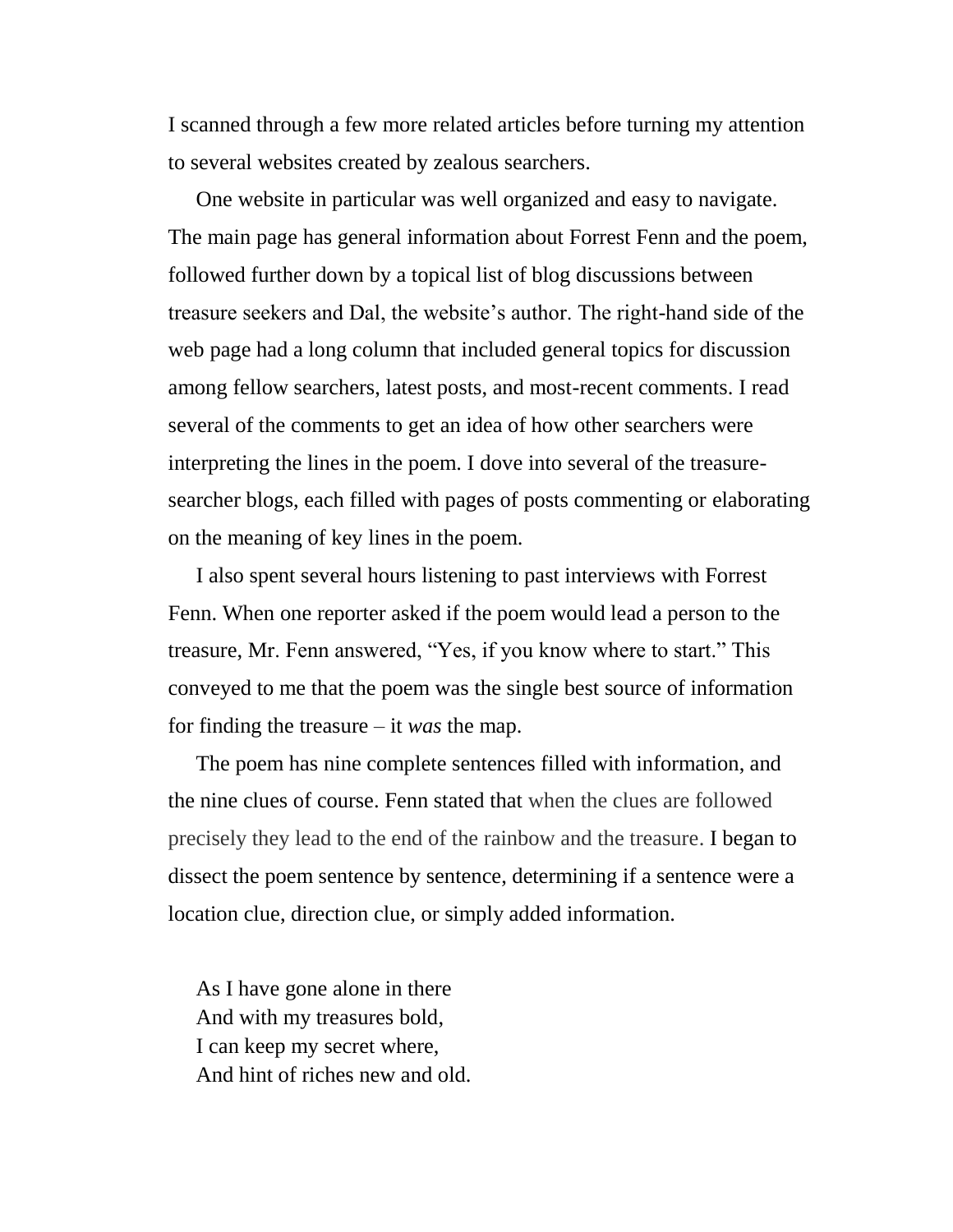I scanned through a few more related articles before turning my attention to several websites created by zealous searchers.

One website in particular was well organized and easy to navigate. The main page has general information about Forrest Fenn and the poem, followed further down by a topical list of blog discussions between treasure seekers and Dal, the website's author. The right-hand side of the web page had a long column that included general topics for discussion among fellow searchers, latest posts, and most-recent comments. I read several of the comments to get an idea of how other searchers were interpreting the lines in the poem. I dove into several of the treasure-searcher blogs, each filled with pages of posts commenting or elaborating on the meaning of key lines in the poem.

I also spent several hours listening to past interviews with Forrest Fenn. When one reporter asked if the poem would lead a person to the treasure, Mr. Fenn answered, "Yes, if you know where to start." This conveyed to me that the poem was the single best source of information for finding the treasure – it *was* the map.

The poem has nine complete sentences filled with information, and the nine clues of course. Fenn stated that when the clues are followed precisely they lead to the end of the rainbow and the treasure. I began to dissect the poem sentence by sentence, determining if a sentence were a location clue, direction clue, or simply added information.

As I have gone alone in there  
And with my treasures bold,  
I can keep my secret where,  
And hint of riches new and old.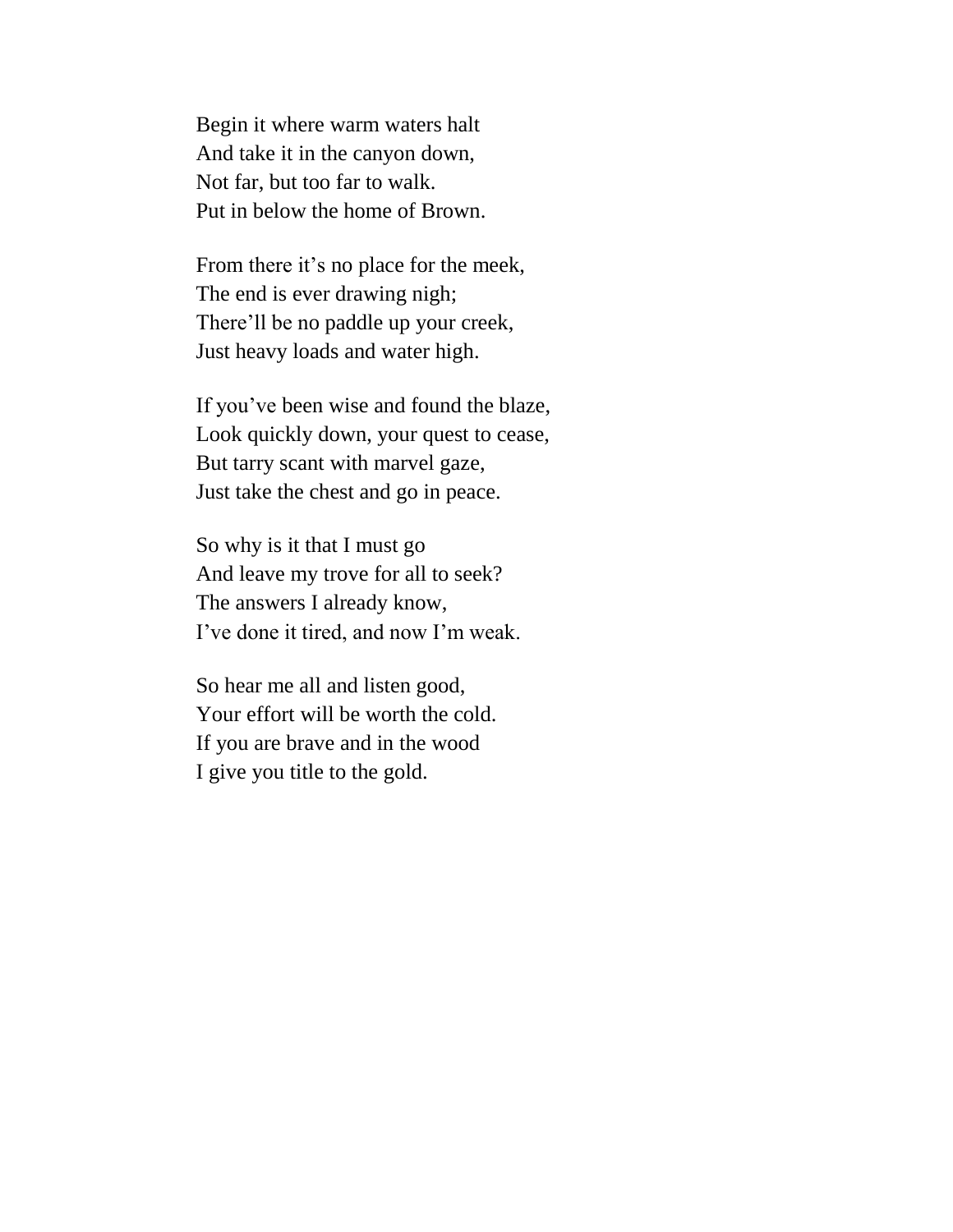Begin it where warm waters halt  
And take it in the canyon down,  
Not far, but too far to walk.  
Put in below the home of Brown.

From there it's no place for the meek,  
The end is ever drawing nigh;  
There'll be no paddle up your creek,  
Just heavy loads and water high.

If you've been wise and found the blaze,  
Look quickly down, your quest to cease,  
But tarry scant with marvel gaze,  
Just take the chest and go in peace.

So why is it that I must go  
And leave my trove for all to seek?  
The answers I already know,  
I've done it tired, and now I'm weak.

So hear me all and listen good,  
Your effort will be worth the cold.  
If you are brave and in the wood  
I give you title to the gold.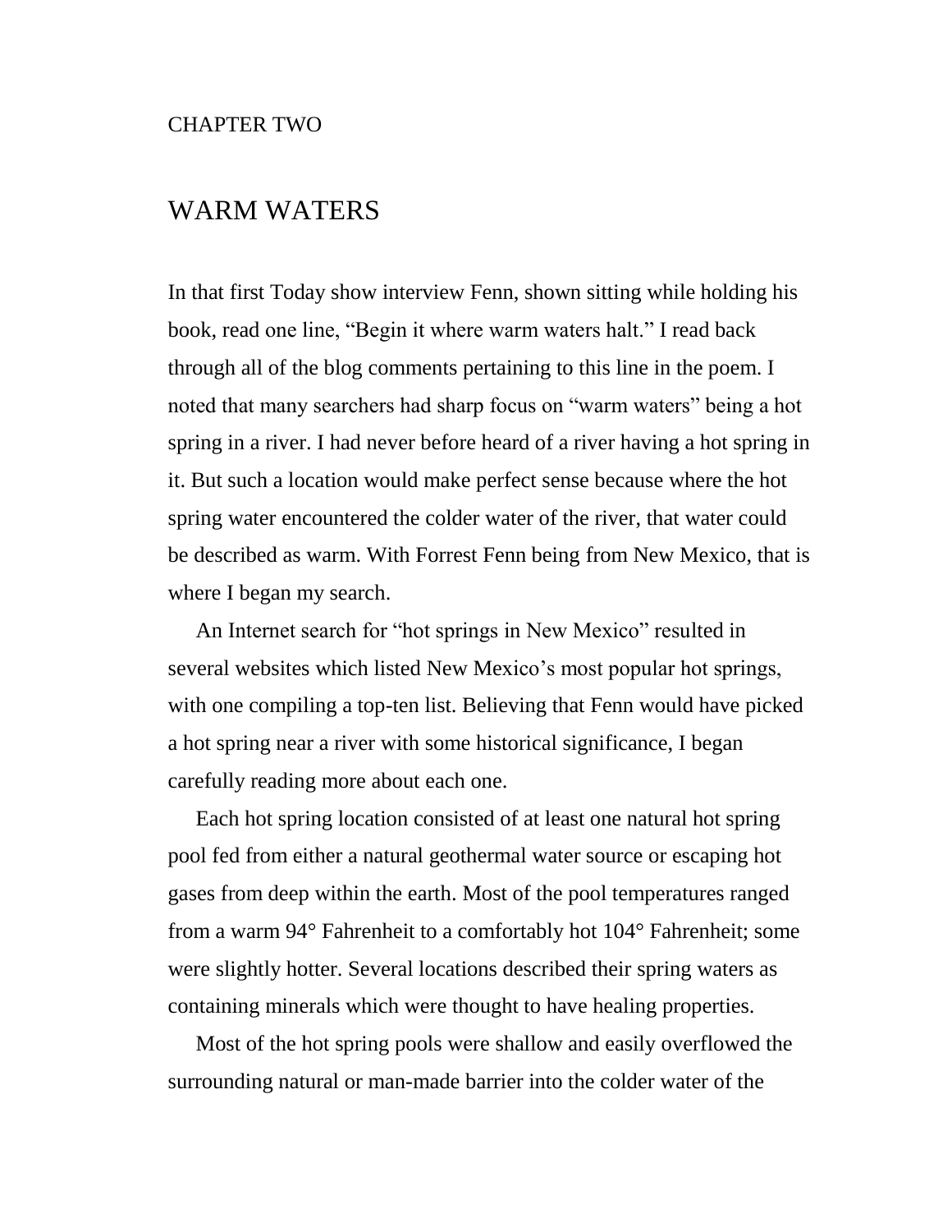CHAPTER TWO

# WARM WATERS

In that first Today show interview Fenn, shown sitting while holding his book, read one line, “Begin it where warm waters halt.” I read back through all of the blog comments pertaining to this line in the poem. I noted that many searchers had sharp focus on “warm waters” being a hot spring in a river. I had never before heard of a river having a hot spring in it. But such a location would make perfect sense because where the hot spring water encountered the colder water of the river, that water could be described as warm. With Forrest Fenn being from New Mexico, that is where I began my search.

An Internet search for “hot springs in New Mexico” resulted in several websites which listed New Mexico’s most popular hot springs, with one compiling a top-ten list. Believing that Fenn would have picked a hot spring near a river with some historical significance, I began carefully reading more about each one.

Each hot spring location consisted of at least one natural hot spring pool fed from either a natural geothermal water source or escaping hot gases from deep within the earth. Most of the pool temperatures ranged from a warm 94° Fahrenheit to a comfortably hot 104° Fahrenheit; some were slightly hotter. Several locations described their spring waters as containing minerals which were thought to have healing properties.

Most of the hot spring pools were shallow and easily overflowed the surrounding natural or man-made barrier into the colder water of the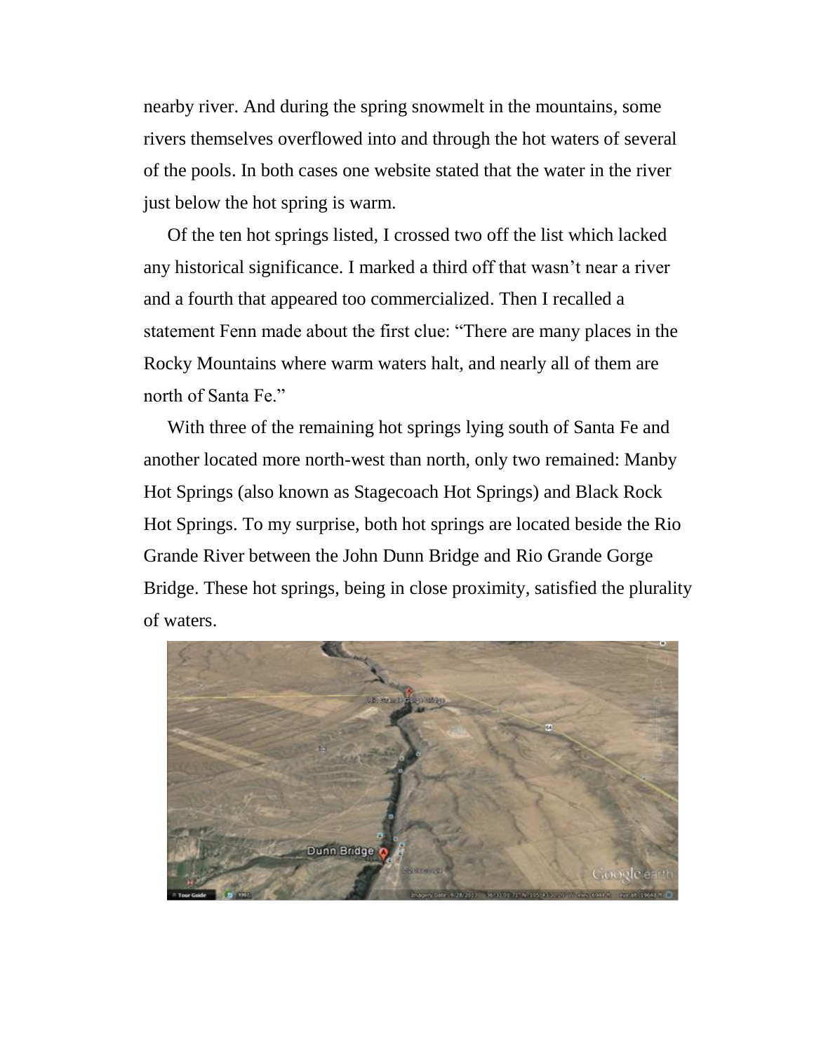nearby river. And during the spring snowmelt in the mountains, some rivers themselves overflowed into and through the hot waters of several of the pools. In both cases one website stated that the water in the river just below the hot spring is warm.

Of the ten hot springs listed, I crossed two off the list which lacked any historical significance. I marked a third off that wasn't near a river and a fourth that appeared too commercialized. Then I recalled a statement Fenn made about the first clue: "There are many places in the Rocky Mountains where warm waters halt, and nearly all of them are north of Santa Fe."

With three of the remaining hot springs lying south of Santa Fe and another located more north-west than north, only two remained: Manby Hot Springs (also known as Stagecoach Hot Springs) and Black Rock Hot Springs. To my surprise, both hot springs are located beside the Rio Grande River between the John Dunn Bridge and Rio Grande Gorge Bridge. These hot springs, being in close proximity, satisfied the plurality of waters.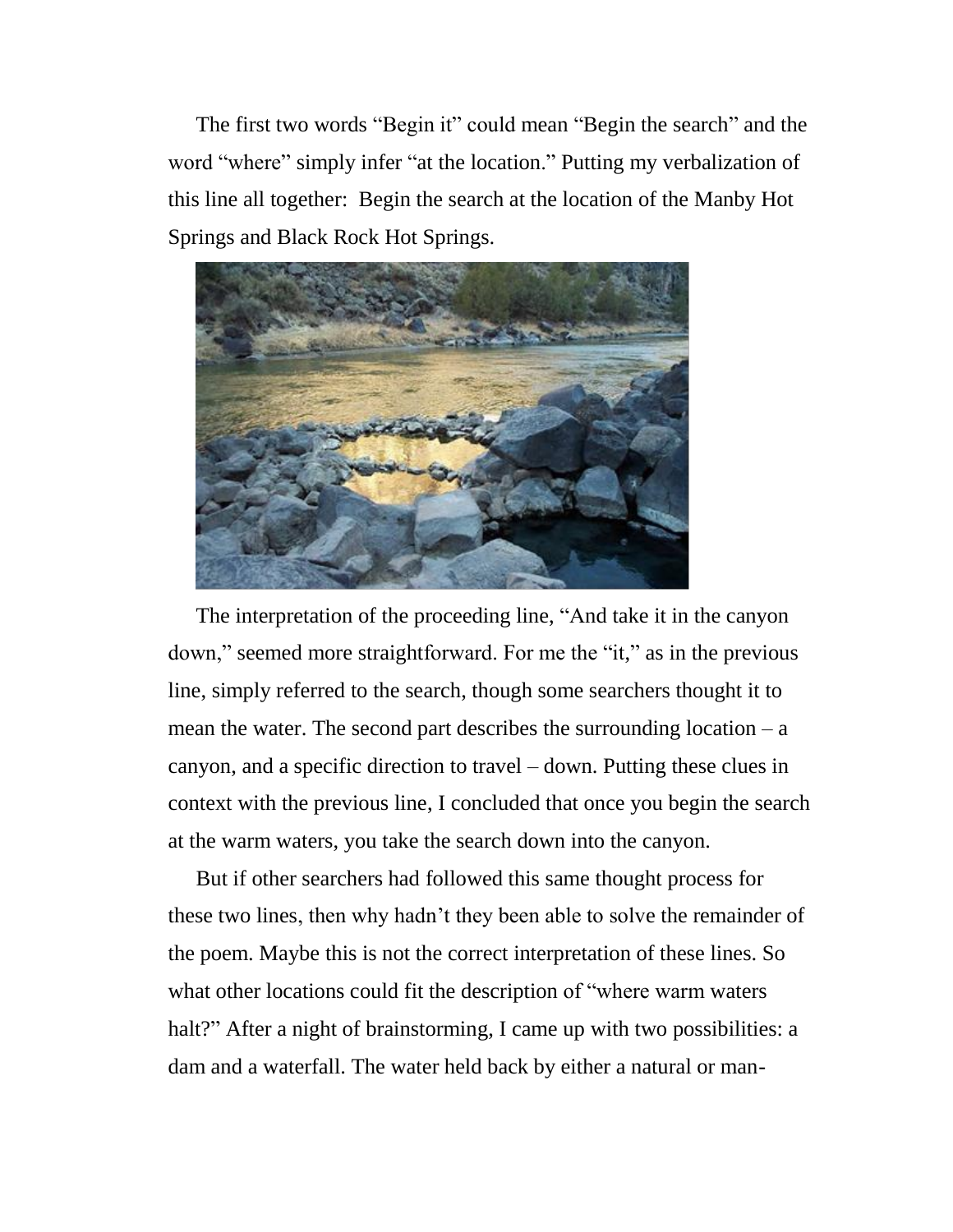The first two words "Begin it" could mean "Begin the search" and the word "where" simply infer "at the location." Putting my verbalization of this line all together: Begin the search at the location of the Manby Hot Springs and Black Rock Hot Springs.

The interpretation of the proceeding line, "And take it in the canyon down," seemed more straightforward. For me the "it," as in the previous line, simply referred to the search, though some searchers thought it to mean the water. The second part describes the surrounding location – a canyon, and a specific direction to travel – down. Putting these clues in context with the previous line, I concluded that once you begin the search at the warm waters, you take the search down into the canyon.

But if other searchers had followed this same thought process for these two lines, then why hadn't they been able to solve the remainder of the poem. Maybe this is not the correct interpretation of these lines. So what other locations could fit the description of "where warm waters halt?" After a night of brainstorming, I came up with two possibilities: a dam and a waterfall. The water held back by either a natural or man-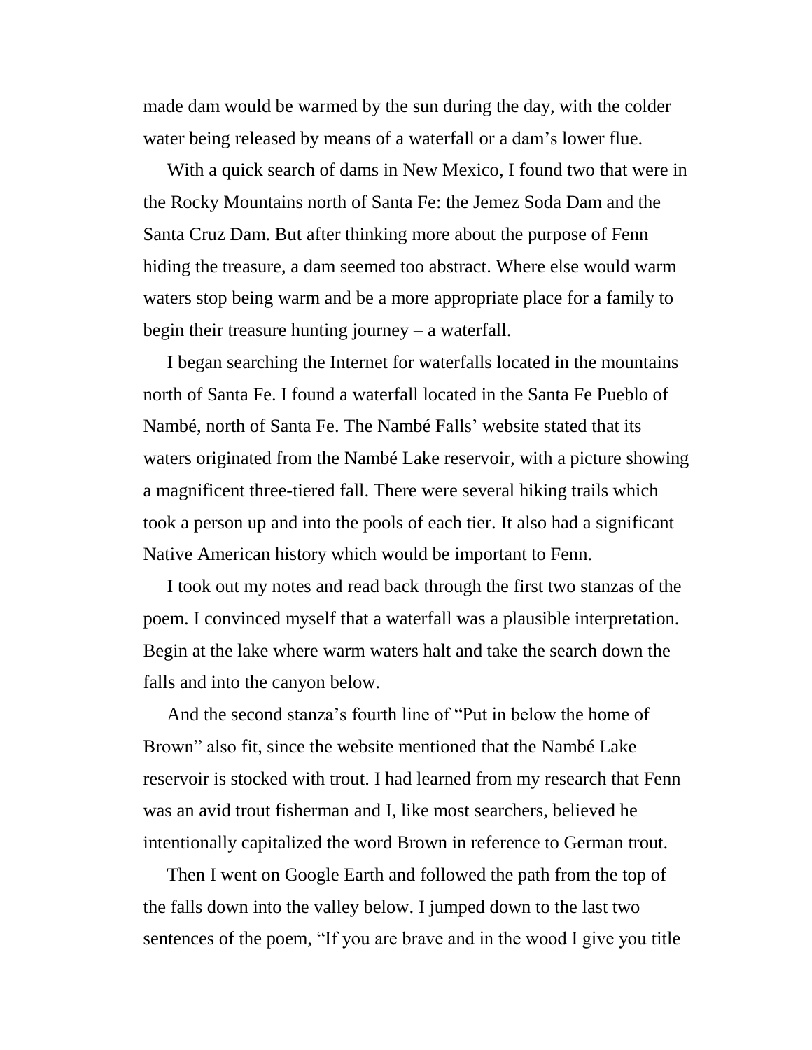made dam would be warmed by the sun during the day, with the colder water being released by means of a waterfall or a dam's lower flue.

With a quick search of dams in New Mexico, I found two that were in the Rocky Mountains north of Santa Fe: the Jemez Soda Dam and the Santa Cruz Dam. But after thinking more about the purpose of Fenn hiding the treasure, a dam seemed too abstract. Where else would warm waters stop being warm and be a more appropriate place for a family to begin their treasure hunting journey – a waterfall.

I began searching the Internet for waterfalls located in the mountains north of Santa Fe. I found a waterfall located in the Santa Fe Pueblo of Nambé, north of Santa Fe. The Nambé Falls' website stated that its waters originated from the Nambé Lake reservoir, with a picture showing a magnificent three-tiered fall. There were several hiking trails which took a person up and into the pools of each tier. It also had a significant Native American history which would be important to Fenn.

I took out my notes and read back through the first two stanzas of the poem. I convinced myself that a waterfall was a plausible interpretation. Begin at the lake where warm waters halt and take the search down the falls and into the canyon below.

And the second stanza's fourth line of "Put in below the home of Brown" also fit, since the website mentioned that the Nambé Lake reservoir is stocked with trout. I had learned from my research that Fenn was an avid trout fisherman and I, like most searchers, believed he intentionally capitalized the word Brown in reference to German trout.

Then I went on Google Earth and followed the path from the top of the falls down into the valley below. I jumped down to the last two sentences of the poem, "If you are brave and in the wood I give you title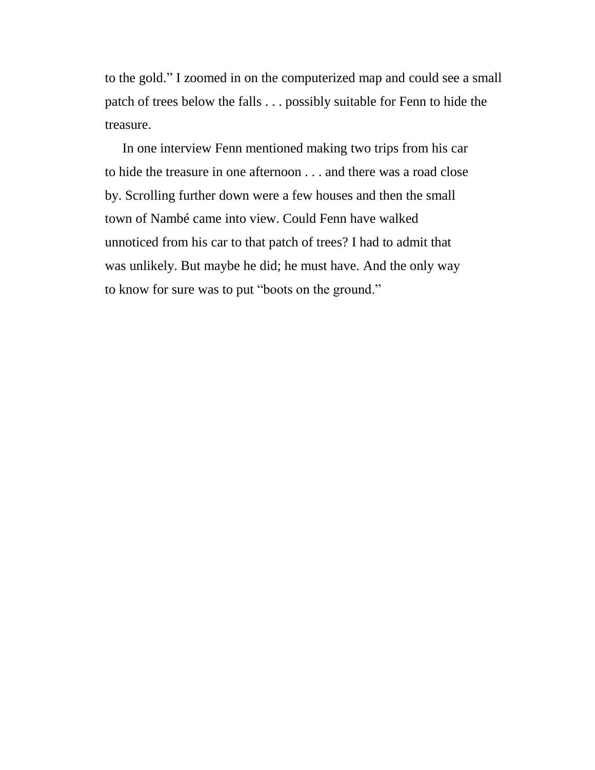to the gold." I zoomed in on the computerized map and could see a small patch of trees below the falls . . . possibly suitable for Fenn to hide the treasure.

In one interview Fenn mentioned making two trips from his car to hide the treasure in one afternoon . . . and there was a road close by. Scrolling further down were a few houses and then the small town of Nambé came into view. Could Fenn have walked unnoticed from his car to that patch of trees? I had to admit that was unlikely. But maybe he did; he must have. And the only way to know for sure was to put "boots on the ground."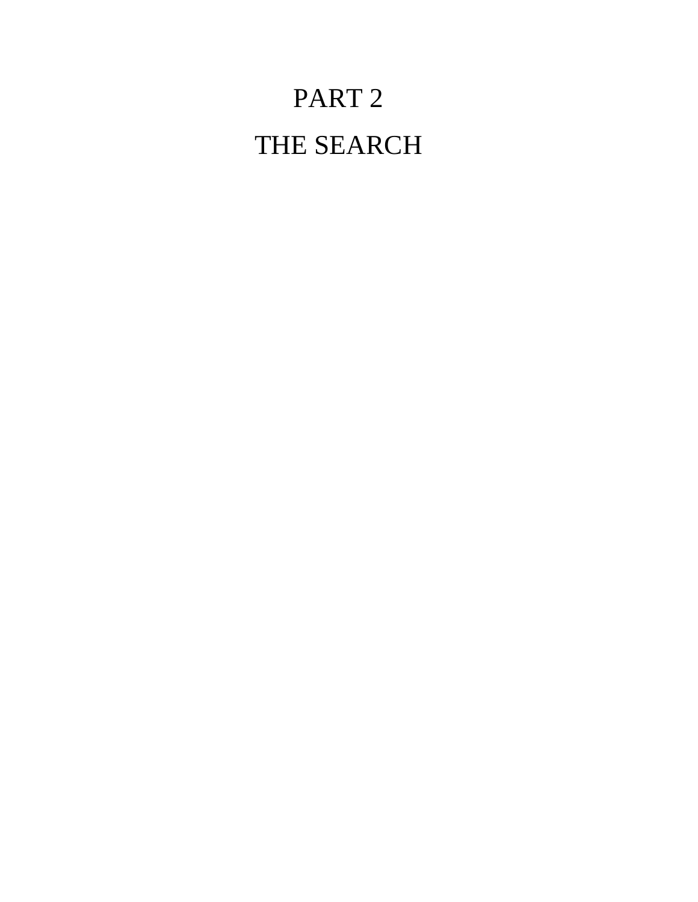# PART 2

# THE SEARCH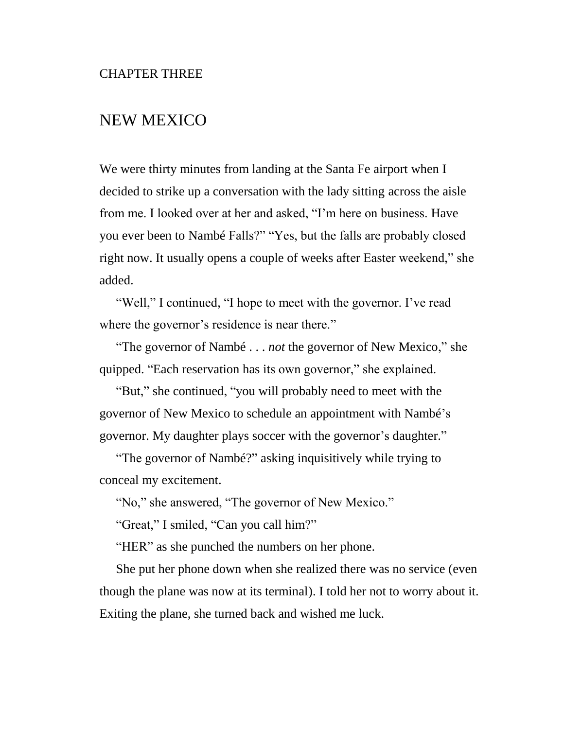CHAPTER THREE

# NEW MEXICO

We were thirty minutes from landing at the Santa Fe airport when I decided to strike up a conversation with the lady sitting across the aisle from me. I looked over at her and asked, “I’m here on business. Have you ever been to Nambé Falls?” “Yes, but the falls are probably closed right now. It usually opens a couple of weeks after Easter weekend,” she added.

“Well,” I continued, “I hope to meet with the governor. I’ve read where the governor’s residence is near there.”

“The governor of Nambé . . . *not* the governor of New Mexico,” she quipped. “Each reservation has its own governor,” she explained.

“But,” she continued, “you will probably need to meet with the governor of New Mexico to schedule an appointment with Nambé’s governor. My daughter plays soccer with the governor’s daughter.”

“The governor of Nambé?” asking inquisitively while trying to conceal my excitement.

“No,” she answered, “The governor of New Mexico.”

“Great,” I smiled, “Can you call him?”

“HER” as she punched the numbers on her phone.

She put her phone down when she realized there was no service (even though the plane was now at its terminal). I told her not to worry about it. Exiting the plane, she turned back and wished me luck.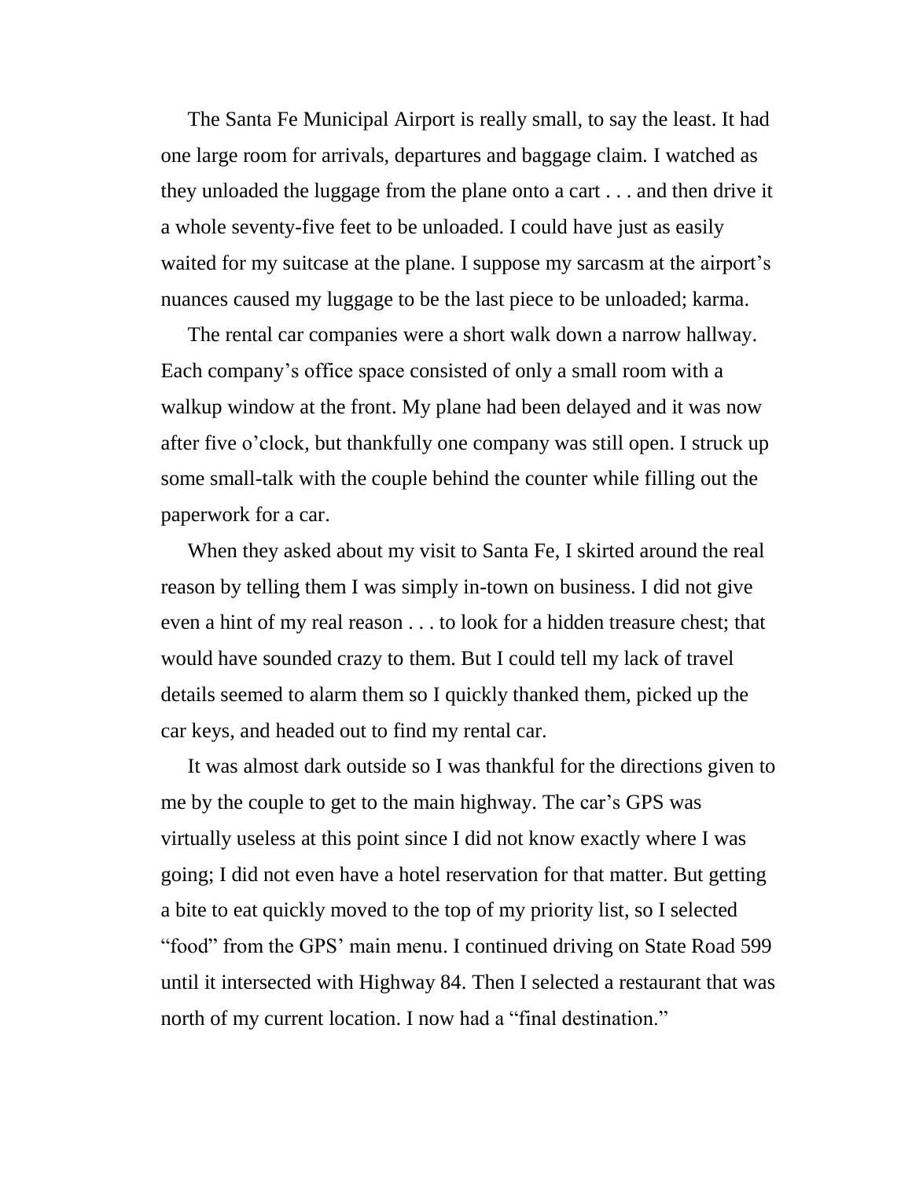The Santa Fe Municipal Airport is really small, to say the least. It had one large room for arrivals, departures and baggage claim. I watched as they unloaded the luggage from the plane onto a cart . . . and then drive it a whole seventy-five feet to be unloaded. I could have just as easily waited for my suitcase at the plane. I suppose my sarcasm at the airport's nuances caused my luggage to be the last piece to be unloaded; karma.

The rental car companies were a short walk down a narrow hallway. Each company's office space consisted of only a small room with a walkup window at the front. My plane had been delayed and it was now after five o'clock, but thankfully one company was still open. I struck up some small-talk with the couple behind the counter while filling out the paperwork for a car.

When they asked about my visit to Santa Fe, I skirted around the real reason by telling them I was simply in-town on business. I did not give even a hint of my real reason . . . to look for a hidden treasure chest; that would have sounded crazy to them. But I could tell my lack of travel details seemed to alarm them so I quickly thanked them, picked up the car keys, and headed out to find my rental car.

It was almost dark outside so I was thankful for the directions given to me by the couple to get to the main highway. The car's GPS was virtually useless at this point since I did not know exactly where I was going; I did not even have a hotel reservation for that matter. But getting a bite to eat quickly moved to the top of my priority list, so I selected "food" from the GPS' main menu. I continued driving on State Road 599 until it intersected with Highway 84. Then I selected a restaurant that was north of my current location. I now had a "final destination."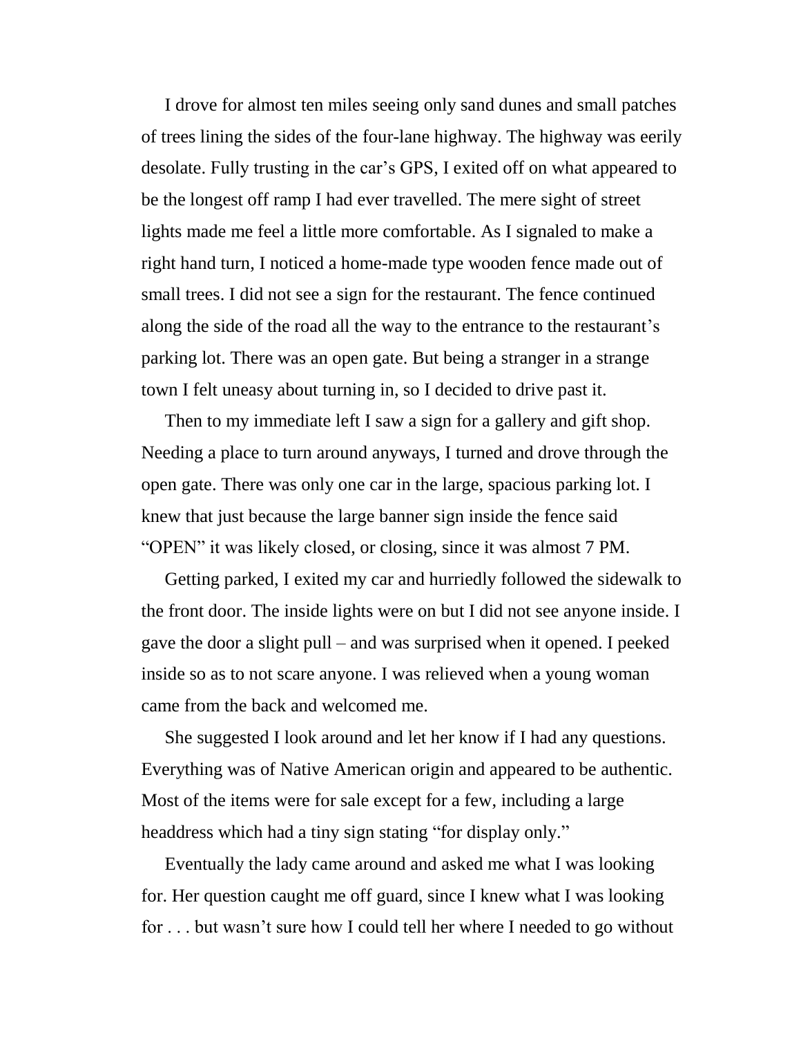I drove for almost ten miles seeing only sand dunes and small patches of trees lining the sides of the four-lane highway. The highway was eerily desolate. Fully trusting in the car's GPS, I exited off on what appeared to be the longest off ramp I had ever travelled. The mere sight of street lights made me feel a little more comfortable. As I signaled to make a right hand turn, I noticed a home-made type wooden fence made out of small trees. I did not see a sign for the restaurant. The fence continued along the side of the road all the way to the entrance to the restaurant's parking lot. There was an open gate. But being a stranger in a strange town I felt uneasy about turning in, so I decided to drive past it.

Then to my immediate left I saw a sign for a gallery and gift shop. Needing a place to turn around anyways, I turned and drove through the open gate. There was only one car in the large, spacious parking lot. I knew that just because the large banner sign inside the fence said "OPEN" it was likely closed, or closing, since it was almost 7 PM.

Getting parked, I exited my car and hurriedly followed the sidewalk to the front door. The inside lights were on but I did not see anyone inside. I gave the door a slight pull – and was surprised when it opened. I peeked inside so as to not scare anyone. I was relieved when a young woman came from the back and welcomed me.

She suggested I look around and let her know if I had any questions. Everything was of Native American origin and appeared to be authentic. Most of the items were for sale except for a few, including a large headdress which had a tiny sign stating "for display only."

Eventually the lady came around and asked me what I was looking for. Her question caught me off guard, since I knew what I was looking for . . . but wasn't sure how I could tell her where I needed to go without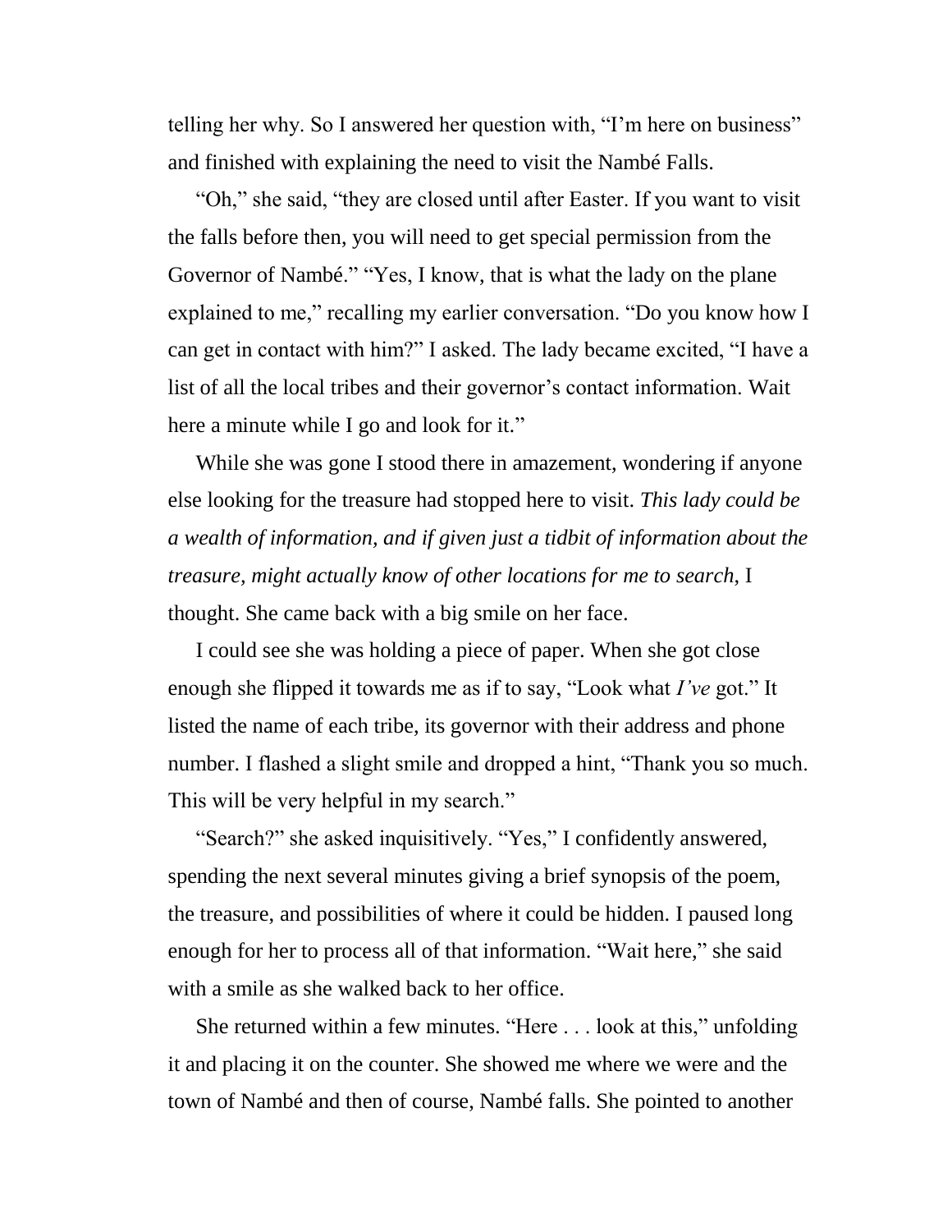telling her why. So I answered her question with, "I'm here on business" and finished with explaining the need to visit the Nambé Falls.

"Oh," she said, "they are closed until after Easter. If you want to visit the falls before then, you will need to get special permission from the Governor of Nambé." "Yes, I know, that is what the lady on the plane explained to me," recalling my earlier conversation. "Do you know how I can get in contact with him?" I asked. The lady became excited, "I have a list of all the local tribes and their governor's contact information. Wait here a minute while I go and look for it."

While she was gone I stood there in amazement, wondering if anyone else looking for the treasure had stopped here to visit. *This lady could be a wealth of information, and if given just a tidbit of information about the treasure, might actually know of other locations for me to search*, I thought. She came back with a big smile on her face.

I could see she was holding a piece of paper. When she got close enough she flipped it towards me as if to say, "Look what *I've* got." It listed the name of each tribe, its governor with their address and phone number. I flashed a slight smile and dropped a hint, "Thank you so much. This will be very helpful in my search."

"Search?" she asked inquisitively. "Yes," I confidently answered, spending the next several minutes giving a brief synopsis of the poem, the treasure, and possibilities of where it could be hidden. I paused long enough for her to process all of that information. "Wait here," she said with a smile as she walked back to her office.

She returned within a few minutes. "Here . . . look at this," unfolding it and placing it on the counter. She showed me where we were and the town of Nambé and then of course, Nambé falls. She pointed to another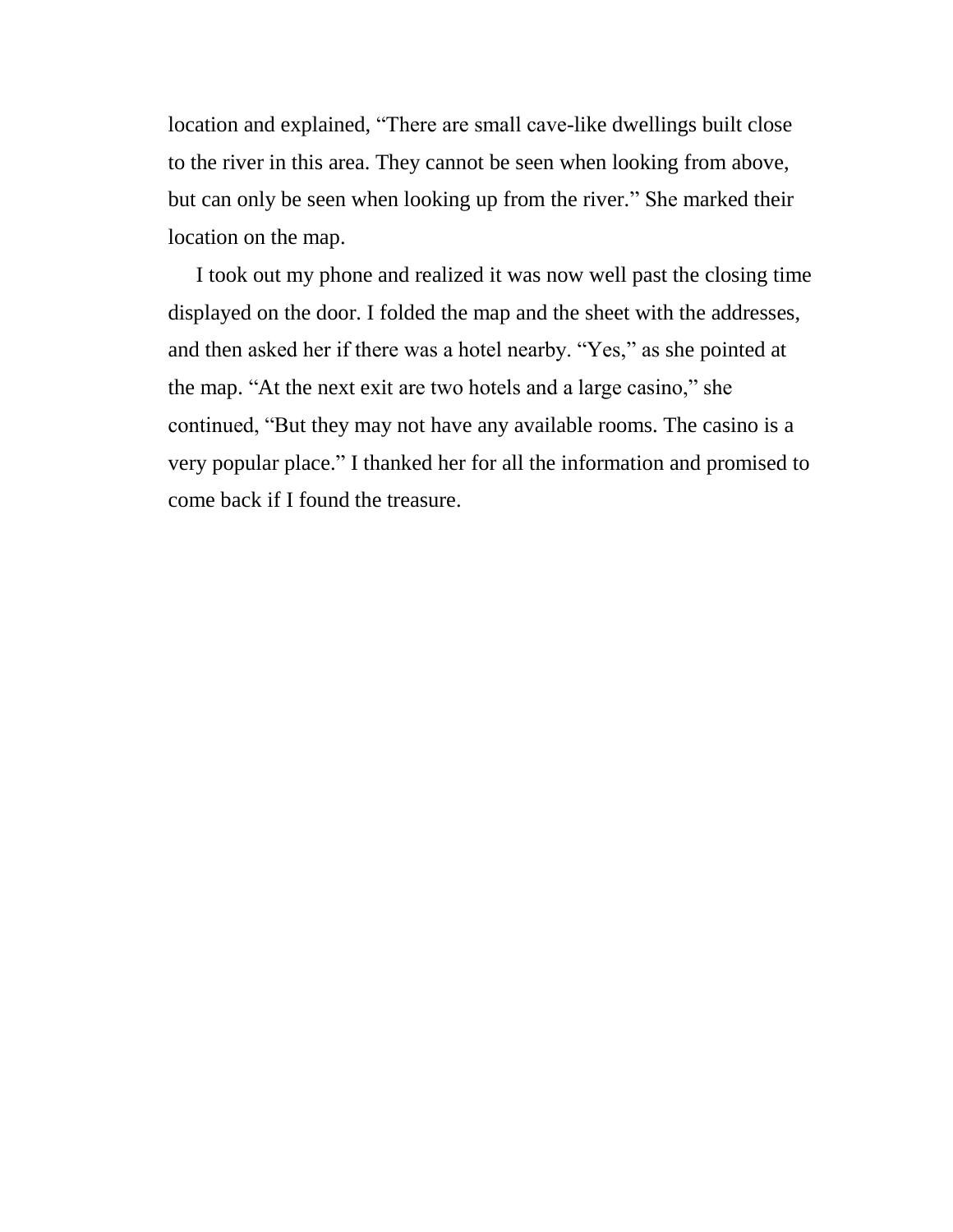location and explained, “There are small cave-like dwellings built close to the river in this area. They cannot be seen when looking from above, but can only be seen when looking up from the river.” She marked their location on the map.

I took out my phone and realized it was now well past the closing time displayed on the door. I folded the map and the sheet with the addresses, and then asked her if there was a hotel nearby. “Yes,” as she pointed at the map. “At the next exit are two hotels and a large casino,” she continued, “But they may not have any available rooms. The casino is a very popular place.” I thanked her for all the information and promised to come back if I found the treasure.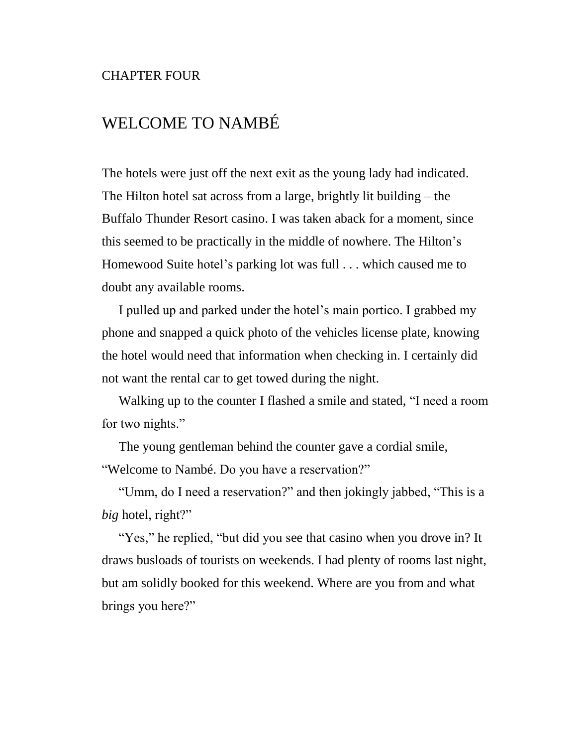CHAPTER FOUR

# WELCOME TO NAMBÉ

The hotels were just off the next exit as the young lady had indicated. The Hilton hotel sat across from a large, brightly lit building – the Buffalo Thunder Resort casino. I was taken aback for a moment, since this seemed to be practically in the middle of nowhere. The Hilton's Homewood Suite hotel's parking lot was full . . . which caused me to doubt any available rooms.

I pulled up and parked under the hotel's main portico. I grabbed my phone and snapped a quick photo of the vehicles license plate, knowing the hotel would need that information when checking in. I certainly did not want the rental car to get towed during the night.

Walking up to the counter I flashed a smile and stated, "I need a room for two nights."

The young gentleman behind the counter gave a cordial smile, "Welcome to Nambé. Do you have a reservation?"

"Umm, do I need a reservation?" and then jokingly jabbed, "This is a *big* hotel, right?"

"Yes," he replied, "but did you see that casino when you drove in? It draws busloads of tourists on weekends. I had plenty of rooms last night, but am solidly booked for this weekend. Where are you from and what brings you here?"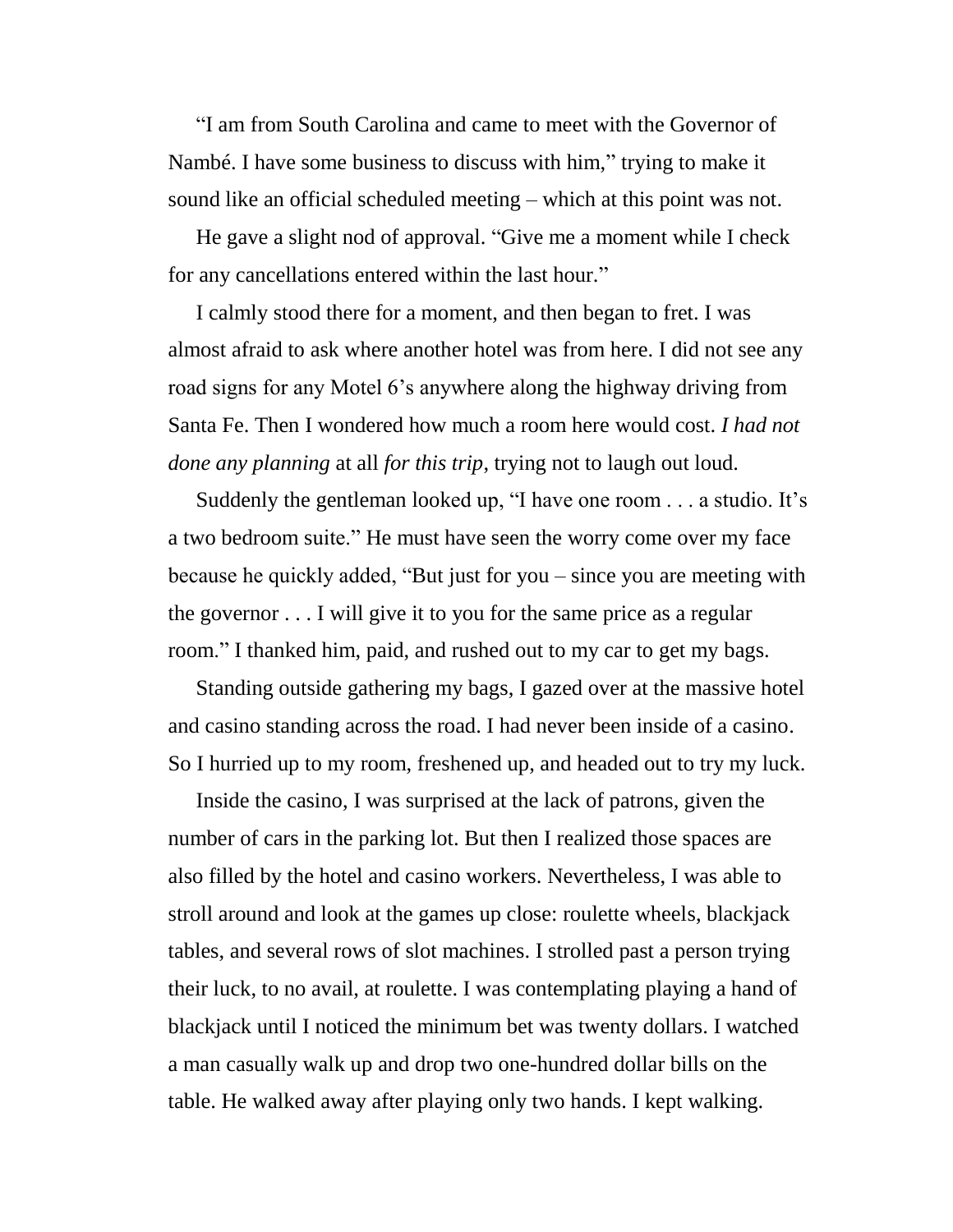"I am from South Carolina and came to meet with the Governor of Nambé. I have some business to discuss with him," trying to make it sound like an official scheduled meeting – which at this point was not.

He gave a slight nod of approval. "Give me a moment while I check for any cancellations entered within the last hour."

I calmly stood there for a moment, and then began to fret. I was almost afraid to ask where another hotel was from here. I did not see any road signs for any Motel 6's anywhere along the highway driving from Santa Fe. Then I wondered how much a room here would cost. *I had not done any planning* at all *for this trip*, trying not to laugh out loud.

Suddenly the gentleman looked up, "I have one room . . . a studio. It's a two bedroom suite." He must have seen the worry come over my face because he quickly added, "But just for you – since you are meeting with the governor . . . I will give it to you for the same price as a regular room." I thanked him, paid, and rushed out to my car to get my bags.

Standing outside gathering my bags, I gazed over at the massive hotel and casino standing across the road. I had never been inside of a casino. So I hurried up to my room, freshened up, and headed out to try my luck.

Inside the casino, I was surprised at the lack of patrons, given the number of cars in the parking lot. But then I realized those spaces are also filled by the hotel and casino workers. Nevertheless, I was able to stroll around and look at the games up close: roulette wheels, blackjack tables, and several rows of slot machines. I strolled past a person trying their luck, to no avail, at roulette. I was contemplating playing a hand of blackjack until I noticed the minimum bet was twenty dollars. I watched a man casually walk up and drop two one-hundred dollar bills on the table. He walked away after playing only two hands. I kept walking.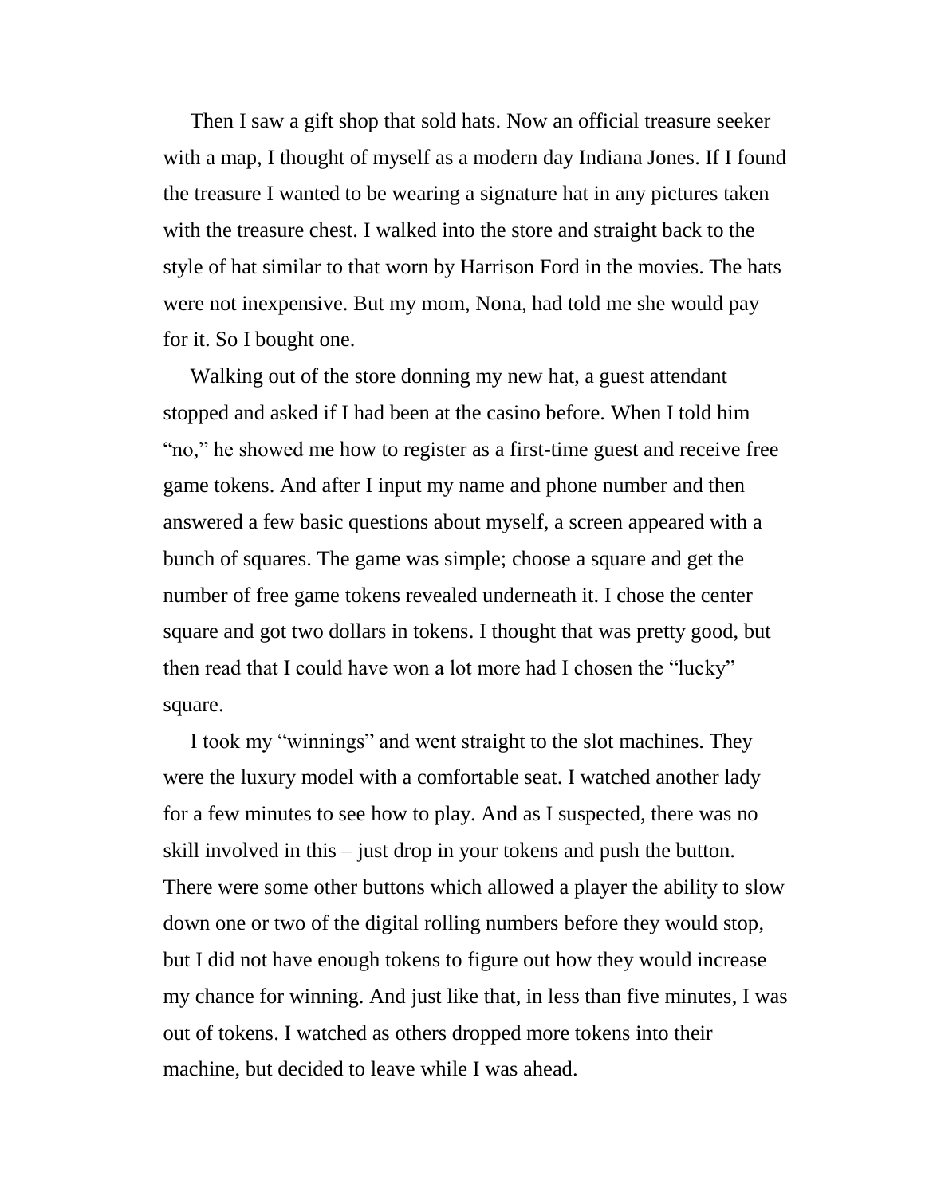Then I saw a gift shop that sold hats. Now an official treasure seeker with a map, I thought of myself as a modern day Indiana Jones. If I found the treasure I wanted to be wearing a signature hat in any pictures taken with the treasure chest. I walked into the store and straight back to the style of hat similar to that worn by Harrison Ford in the movies. The hats were not inexpensive. But my mom, Nona, had told me she would pay for it. So I bought one.

Walking out of the store donning my new hat, a guest attendant stopped and asked if I had been at the casino before. When I told him "no," he showed me how to register as a first-time guest and receive free game tokens. And after I input my name and phone number and then answered a few basic questions about myself, a screen appeared with a bunch of squares. The game was simple; choose a square and get the number of free game tokens revealed underneath it. I chose the center square and got two dollars in tokens. I thought that was pretty good, but then read that I could have won a lot more had I chosen the "lucky" square.

I took my "winnings" and went straight to the slot machines. They were the luxury model with a comfortable seat. I watched another lady for a few minutes to see how to play. And as I suspected, there was no skill involved in this – just drop in your tokens and push the button. There were some other buttons which allowed a player the ability to slow down one or two of the digital rolling numbers before they would stop, but I did not have enough tokens to figure out how they would increase my chance for winning. And just like that, in less than five minutes, I was out of tokens. I watched as others dropped more tokens into their machine, but decided to leave while I was ahead.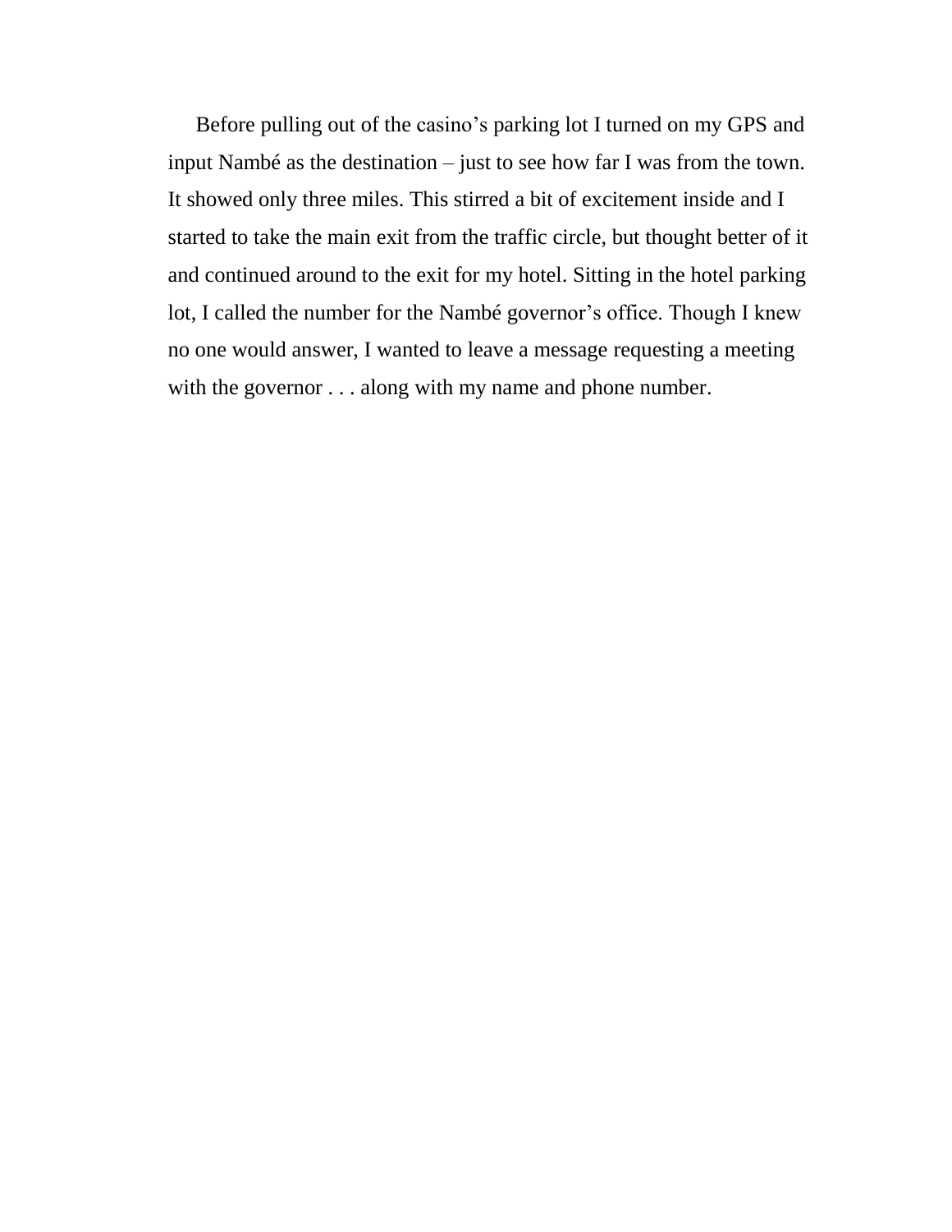Before pulling out of the casino's parking lot I turned on my GPS and input Nambé as the destination – just to see how far I was from the town. It showed only three miles. This stirred a bit of excitement inside and I started to take the main exit from the traffic circle, but thought better of it and continued around to the exit for my hotel. Sitting in the hotel parking lot, I called the number for the Nambé governor's office. Though I knew no one would answer, I wanted to leave a message requesting a meeting with the governor . . . along with my name and phone number.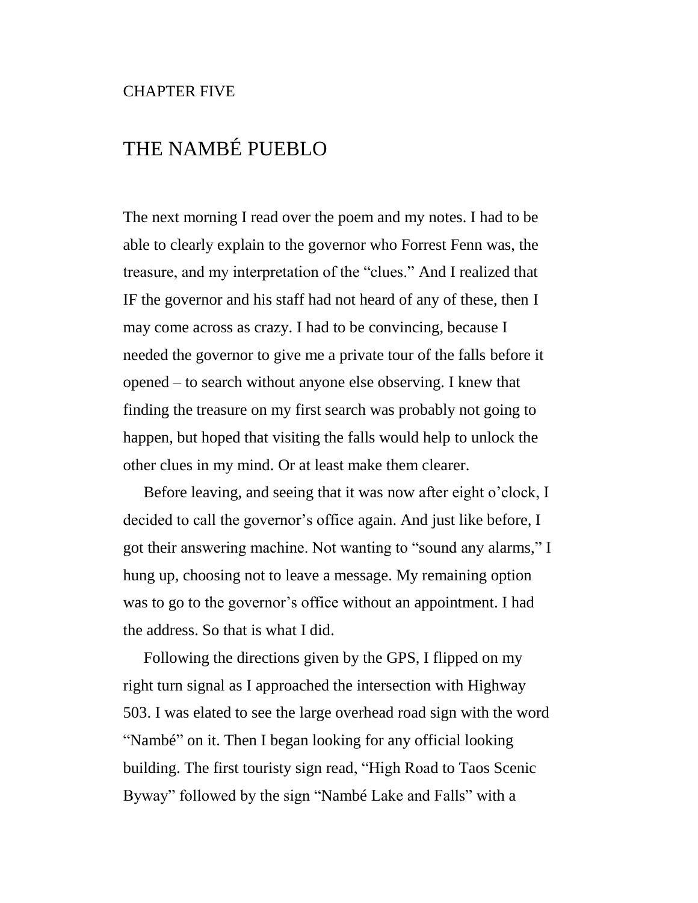CHAPTER FIVE

# THE NAMBÉ PUEBLO

The next morning I read over the poem and my notes. I had to be able to clearly explain to the governor who Forrest Fenn was, the treasure, and my interpretation of the “clues.” And I realized that IF the governor and his staff had not heard of any of these, then I may come across as crazy. I had to be convincing, because I needed the governor to give me a private tour of the falls before it opened – to search without anyone else observing. I knew that finding the treasure on my first search was probably not going to happen, but hoped that visiting the falls would help to unlock the other clues in my mind. Or at least make them clearer.

Before leaving, and seeing that it was now after eight o’clock, I decided to call the governor’s office again. And just like before, I got their answering machine. Not wanting to “sound any alarms,” I hung up, choosing not to leave a message. My remaining option was to go to the governor’s office without an appointment. I had the address. So that is what I did.

Following the directions given by the GPS, I flipped on my right turn signal as I approached the intersection with Highway 503. I was elated to see the large overhead road sign with the word “Nambé” on it. Then I began looking for any official looking building. The first touristy sign read, “High Road to Taos Scenic Byway” followed by the sign “Nambé Lake and Falls” with a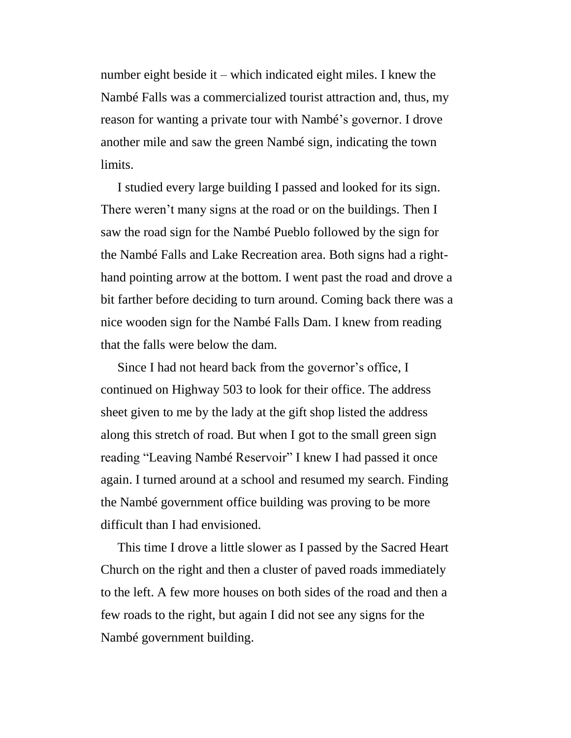number eight beside it – which indicated eight miles. I knew the Nambé Falls was a commercialized tourist attraction and, thus, my reason for wanting a private tour with Nambé's governor. I drove another mile and saw the green Nambé sign, indicating the town limits.

I studied every large building I passed and looked for its sign. There weren't many signs at the road or on the buildings. Then I saw the road sign for the Nambé Pueblo followed by the sign for the Nambé Falls and Lake Recreation area. Both signs had a right-hand pointing arrow at the bottom. I went past the road and drove a bit farther before deciding to turn around. Coming back there was a nice wooden sign for the Nambé Falls Dam. I knew from reading that the falls were below the dam.

Since I had not heard back from the governor's office, I continued on Highway 503 to look for their office. The address sheet given to me by the lady at the gift shop listed the address along this stretch of road. But when I got to the small green sign reading "Leaving Nambé Reservoir" I knew I had passed it once again. I turned around at a school and resumed my search. Finding the Nambé government office building was proving to be more difficult than I had envisioned.

This time I drove a little slower as I passed by the Sacred Heart Church on the right and then a cluster of paved roads immediately to the left. A few more houses on both sides of the road and then a few roads to the right, but again I did not see any signs for the Nambé government building.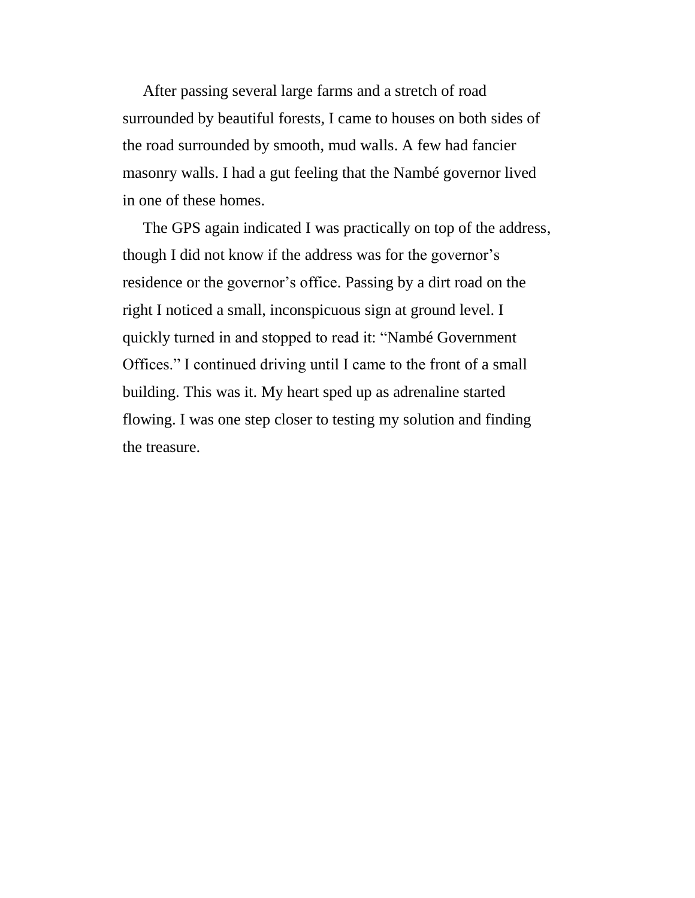After passing several large farms and a stretch of road surrounded by beautiful forests, I came to houses on both sides of the road surrounded by smooth, mud walls. A few had fancier masonry walls. I had a gut feeling that the Nambé governor lived in one of these homes.

The GPS again indicated I was practically on top of the address, though I did not know if the address was for the governor's residence or the governor's office. Passing by a dirt road on the right I noticed a small, inconspicuous sign at ground level. I quickly turned in and stopped to read it: "Nambé Government Offices." I continued driving until I came to the front of a small building. This was it. My heart sped up as adrenaline started flowing. I was one step closer to testing my solution and finding the treasure.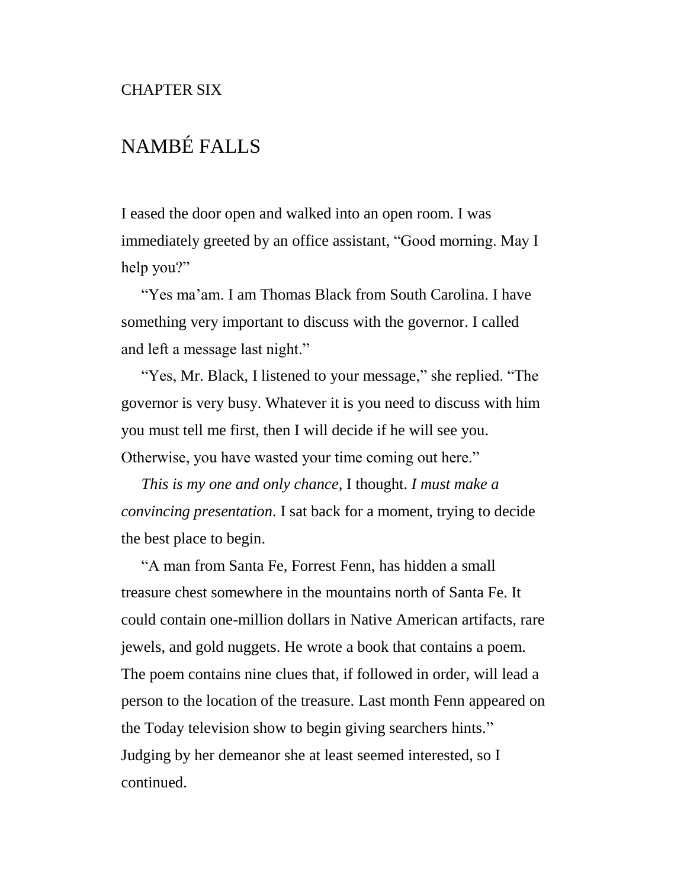CHAPTER SIX

# NAMBÉ FALLS

I eased the door open and walked into an open room. I was immediately greeted by an office assistant, “Good morning. May I help you?”

“Yes ma’am. I am Thomas Black from South Carolina. I have something very important to discuss with the governor. I called and left a message last night.”

“Yes, Mr. Black, I listened to your message,” she replied. “The governor is very busy. Whatever it is you need to discuss with him you must tell me first, then I will decide if he will see you. Otherwise, you have wasted your time coming out here.”

*This is my one and only chance,* I thought. *I must make a convincing presentation.* I sat back for a moment, trying to decide the best place to begin.

“A man from Santa Fe, Forrest Fenn, has hidden a small treasure chest somewhere in the mountains north of Santa Fe. It could contain one-million dollars in Native American artifacts, rare jewels, and gold nuggets. He wrote a book that contains a poem. The poem contains nine clues that, if followed in order, will lead a person to the location of the treasure. Last month Fenn appeared on the Today television show to begin giving searchers hints.” Judging by her demeanor she at least seemed interested, so I continued.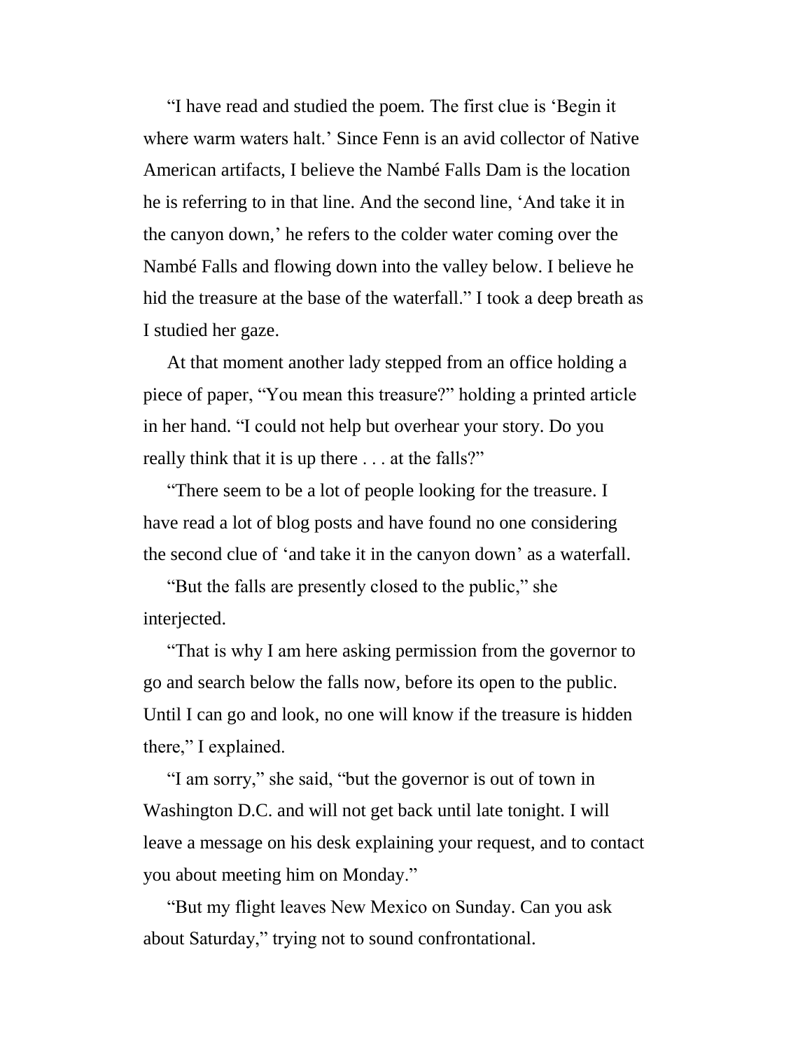"I have read and studied the poem. The first clue is 'Begin it where warm waters halt.' Since Fenn is an avid collector of Native American artifacts, I believe the Nambé Falls Dam is the location he is referring to in that line. And the second line, 'And take it in the canyon down,' he refers to the colder water coming over the Nambé Falls and flowing down into the valley below. I believe he hid the treasure at the base of the waterfall." I took a deep breath as I studied her gaze.

At that moment another lady stepped from an office holding a piece of paper, "You mean this treasure?" holding a printed article in her hand. "I could not help but overhear your story. Do you really think that it is up there . . . at the falls?"

"There seem to be a lot of people looking for the treasure. I have read a lot of blog posts and have found no one considering the second clue of 'and take it in the canyon down' as a waterfall.

"But the falls are presently closed to the public," she interjected.

"That is why I am here asking permission from the governor to go and search below the falls now, before its open to the public. Until I can go and look, no one will know if the treasure is hidden there," I explained.

"I am sorry," she said, "but the governor is out of town in Washington D.C. and will not get back until late tonight. I will leave a message on his desk explaining your request, and to contact you about meeting him on Monday."

"But my flight leaves New Mexico on Sunday. Can you ask about Saturday," trying not to sound confrontational.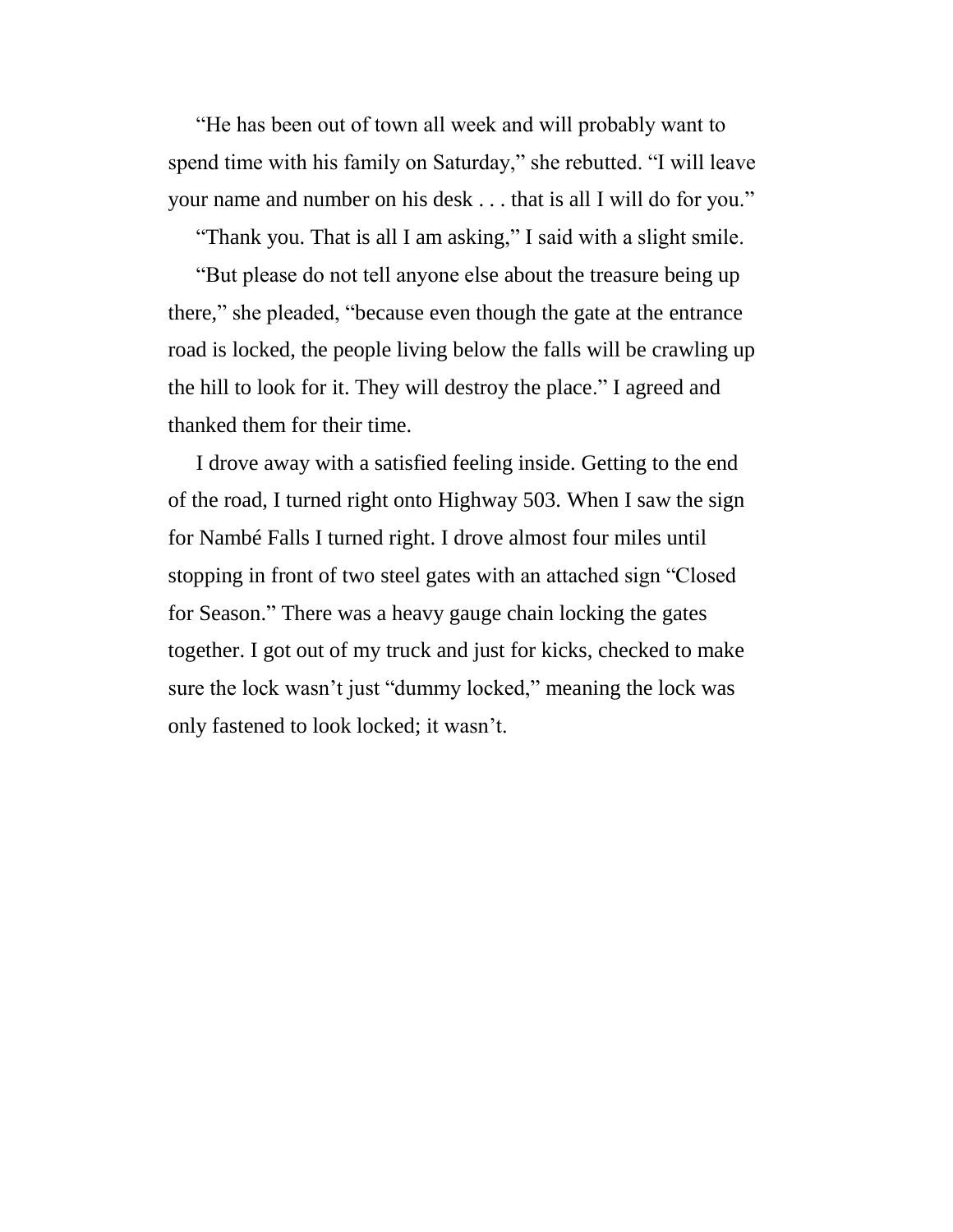"He has been out of town all week and will probably want to spend time with his family on Saturday," she rebutted. "I will leave your name and number on his desk . . . that is all I will do for you."

"Thank you. That is all I am asking," I said with a slight smile.

"But please do not tell anyone else about the treasure being up there," she pleaded, "because even though the gate at the entrance road is locked, the people living below the falls will be crawling up the hill to look for it. They will destroy the place." I agreed and thanked them for their time.

I drove away with a satisfied feeling inside. Getting to the end of the road, I turned right onto Highway 503. When I saw the sign for Nambé Falls I turned right. I drove almost four miles until stopping in front of two steel gates with an attached sign "Closed for Season." There was a heavy gauge chain locking the gates together. I got out of my truck and just for kicks, checked to make sure the lock wasn't just "dummy locked," meaning the lock was only fastened to look locked; it wasn't.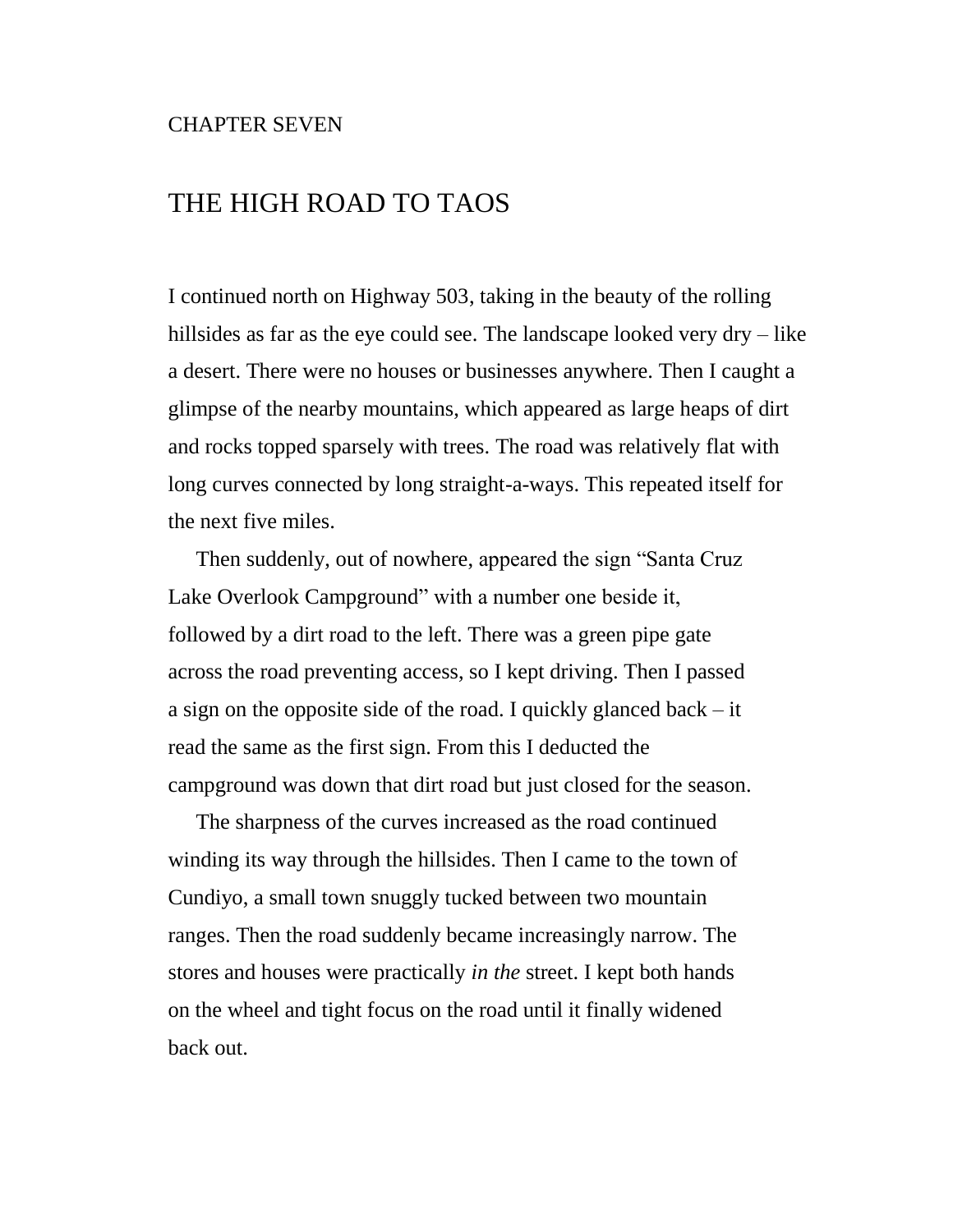CHAPTER SEVEN

# THE HIGH ROAD TO TAOS

I continued north on Highway 503, taking in the beauty of the rolling hillsides as far as the eye could see. The landscape looked very dry – like a desert. There were no houses or businesses anywhere. Then I caught a glimpse of the nearby mountains, which appeared as large heaps of dirt and rocks topped sparsely with trees. The road was relatively flat with long curves connected by long straight-a-ways. This repeated itself for the next five miles.

Then suddenly, out of nowhere, appeared the sign "Santa Cruz Lake Overlook Campground" with a number one beside it, followed by a dirt road to the left. There was a green pipe gate across the road preventing access, so I kept driving. Then I passed a sign on the opposite side of the road. I quickly glanced back – it read the same as the first sign. From this I deducted the campground was down that dirt road but just closed for the season.

The sharpness of the curves increased as the road continued winding its way through the hillsides. Then I came to the town of Cundiyo, a small town snuggly tucked between two mountain ranges. Then the road suddenly became increasingly narrow. The stores and houses were practically *in the* street. I kept both hands on the wheel and tight focus on the road until it finally widened back out.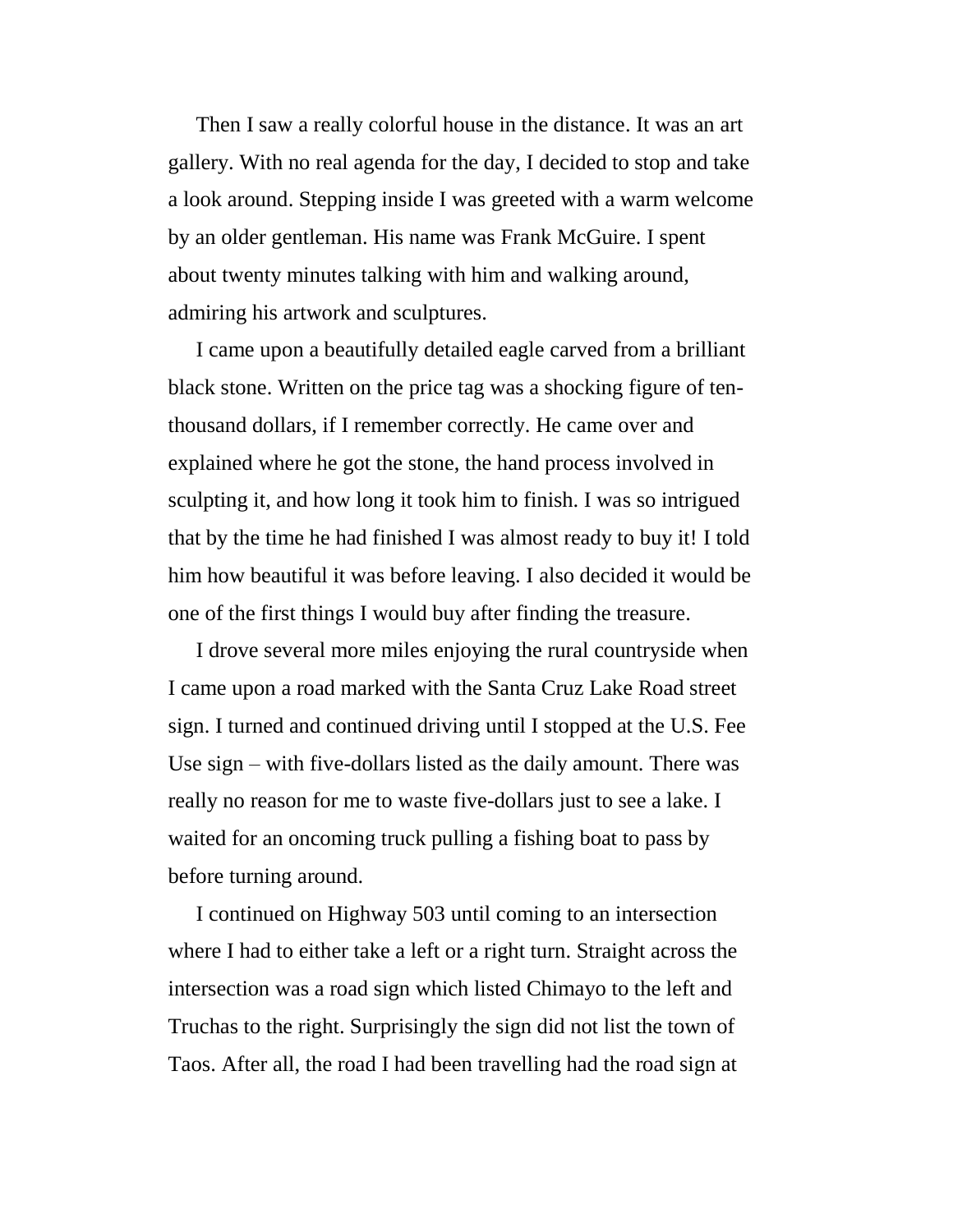Then I saw a really colorful house in the distance. It was an art gallery. With no real agenda for the day, I decided to stop and take a look around. Stepping inside I was greeted with a warm welcome by an older gentleman. His name was Frank McGuire. I spent about twenty minutes talking with him and walking around, admiring his artwork and sculptures.

I came upon a beautifully detailed eagle carved from a brilliant black stone. Written on the price tag was a shocking figure of ten-thousand dollars, if I remember correctly. He came over and explained where he got the stone, the hand process involved in sculpting it, and how long it took him to finish. I was so intrigued that by the time he had finished I was almost ready to buy it! I told him how beautiful it was before leaving. I also decided it would be one of the first things I would buy after finding the treasure.

I drove several more miles enjoying the rural countryside when I came upon a road marked with the Santa Cruz Lake Road street sign. I turned and continued driving until I stopped at the U.S. Fee Use sign – with five-dollars listed as the daily amount. There was really no reason for me to waste five-dollars just to see a lake. I waited for an oncoming truck pulling a fishing boat to pass by before turning around.

I continued on Highway 503 until coming to an intersection where I had to either take a left or a right turn. Straight across the intersection was a road sign which listed Chimayo to the left and Truchas to the right. Surprisingly the sign did not list the town of Taos. After all, the road I had been travelling had the road sign at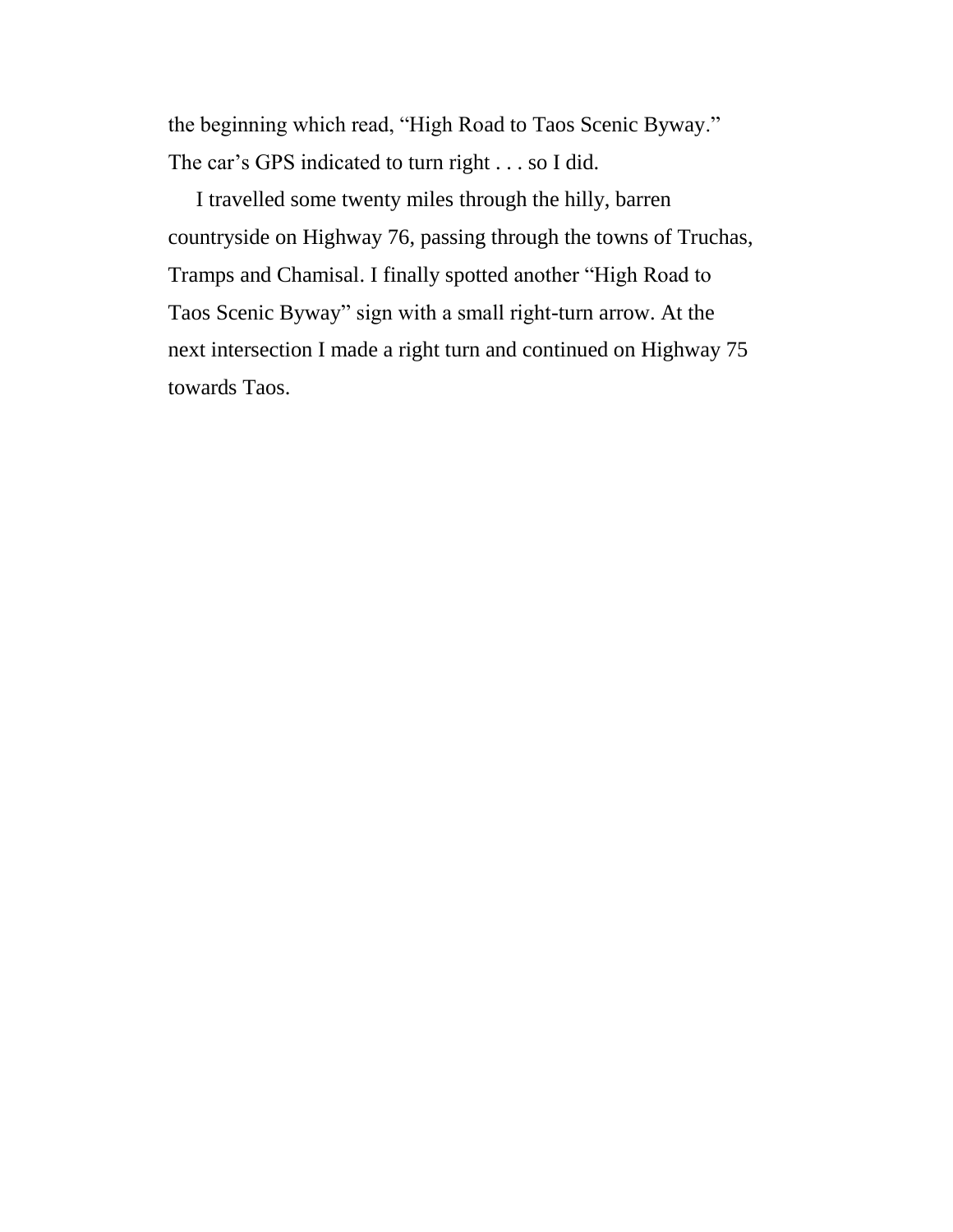the beginning which read, “High Road to Taos Scenic Byway.” The car’s GPS indicated to turn right . . . so I did.

I travelled some twenty miles through the hilly, barren countryside on Highway 76, passing through the towns of Truchas, Tramps and Chamisal. I finally spotted another “High Road to Taos Scenic Byway” sign with a small right-turn arrow. At the next intersection I made a right turn and continued on Highway 75 towards Taos.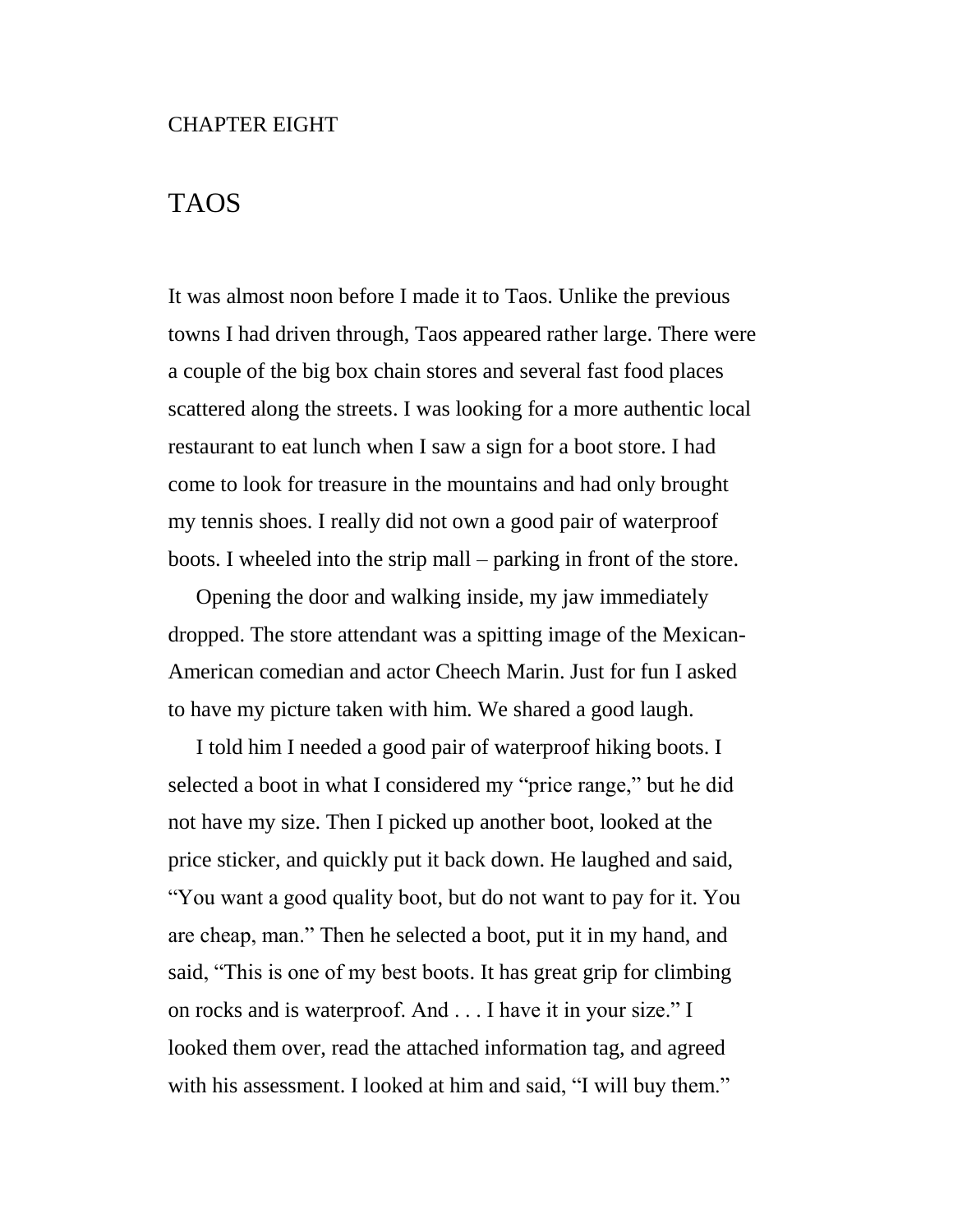CHAPTER EIGHT

# TAOS

It was almost noon before I made it to Taos. Unlike the previous towns I had driven through, Taos appeared rather large. There were a couple of the big box chain stores and several fast food places scattered along the streets. I was looking for a more authentic local restaurant to eat lunch when I saw a sign for a boot store. I had come to look for treasure in the mountains and had only brought my tennis shoes. I really did not own a good pair of waterproof boots. I wheeled into the strip mall – parking in front of the store.

Opening the door and walking inside, my jaw immediately dropped. The store attendant was a spitting image of the Mexican-American comedian and actor Cheech Marin. Just for fun I asked to have my picture taken with him. We shared a good laugh.

I told him I needed a good pair of waterproof hiking boots. I selected a boot in what I considered my "price range," but he did not have my size. Then I picked up another boot, looked at the price sticker, and quickly put it back down. He laughed and said, "You want a good quality boot, but do not want to pay for it. You are cheap, man." Then he selected a boot, put it in my hand, and said, "This is one of my best boots. It has great grip for climbing on rocks and is waterproof. And . . . I have it in your size." I looked them over, read the attached information tag, and agreed with his assessment. I looked at him and said, "I will buy them."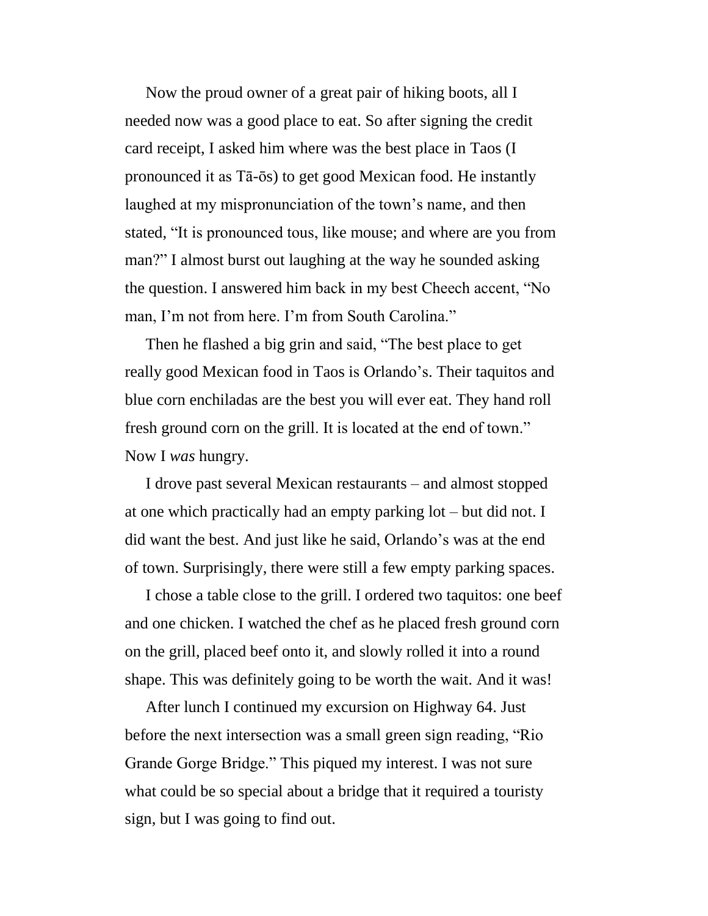Now the proud owner of a great pair of hiking boots, all I needed now was a good place to eat. So after signing the credit card receipt, I asked him where was the best place in Taos (I pronounced it as Tā-ōs) to get good Mexican food. He instantly laughed at my mispronunciation of the town's name, and then stated, "It is pronounced tous, like mouse; and where are you from man?" I almost burst out laughing at the way he sounded asking the question. I answered him back in my best Cheech accent, "No man, I'm not from here. I'm from South Carolina."

Then he flashed a big grin and said, "The best place to get really good Mexican food in Taos is Orlando's. Their taquitos and blue corn enchiladas are the best you will ever eat. They hand roll fresh ground corn on the grill. It is located at the end of town." Now I *was* hungry.

I drove past several Mexican restaurants – and almost stopped at one which practically had an empty parking lot – but did not. I did want the best. And just like he said, Orlando's was at the end of town. Surprisingly, there were still a few empty parking spaces.

I chose a table close to the grill. I ordered two taquitos: one beef and one chicken. I watched the chef as he placed fresh ground corn on the grill, placed beef onto it, and slowly rolled it into a round shape. This was definitely going to be worth the wait. And it was!

After lunch I continued my excursion on Highway 64. Just before the next intersection was a small green sign reading, "Rio Grande Gorge Bridge." This piqued my interest. I was not sure what could be so special about a bridge that it required a touristy sign, but I was going to find out.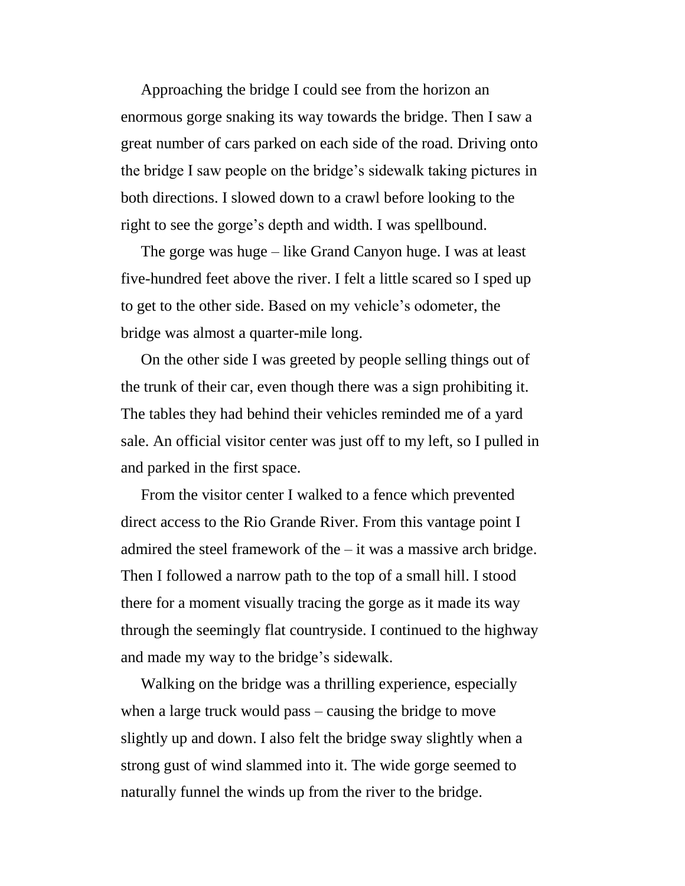Approaching the bridge I could see from the horizon an enormous gorge snaking its way towards the bridge. Then I saw a great number of cars parked on each side of the road. Driving onto the bridge I saw people on the bridge's sidewalk taking pictures in both directions. I slowed down to a crawl before looking to the right to see the gorge's depth and width. I was spellbound.

The gorge was huge – like Grand Canyon huge. I was at least five-hundred feet above the river. I felt a little scared so I sped up to get to the other side. Based on my vehicle's odometer, the bridge was almost a quarter-mile long.

On the other side I was greeted by people selling things out of the trunk of their car, even though there was a sign prohibiting it. The tables they had behind their vehicles reminded me of a yard sale. An official visitor center was just off to my left, so I pulled in and parked in the first space.

From the visitor center I walked to a fence which prevented direct access to the Rio Grande River. From this vantage point I admired the steel framework of the – it was a massive arch bridge. Then I followed a narrow path to the top of a small hill. I stood there for a moment visually tracing the gorge as it made its way through the seemingly flat countryside. I continued to the highway and made my way to the bridge's sidewalk.

Walking on the bridge was a thrilling experience, especially when a large truck would pass – causing the bridge to move slightly up and down. I also felt the bridge sway slightly when a strong gust of wind slammed into it. The wide gorge seemed to naturally funnel the winds up from the river to the bridge.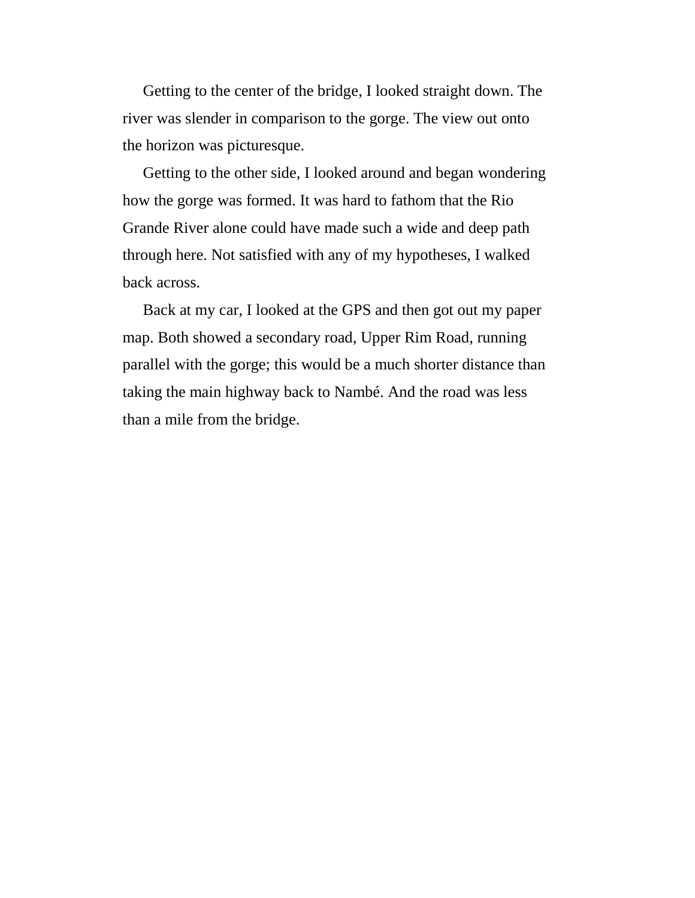Getting to the center of the bridge, I looked straight down. The river was slender in comparison to the gorge. The view out onto the horizon was picturesque.

Getting to the other side, I looked around and began wondering how the gorge was formed. It was hard to fathom that the Rio Grande River alone could have made such a wide and deep path through here. Not satisfied with any of my hypotheses, I walked back across.

Back at my car, I looked at the GPS and then got out my paper map. Both showed a secondary road, Upper Rim Road, running parallel with the gorge; this would be a much shorter distance than taking the main highway back to Nambé. And the road was less than a mile from the bridge.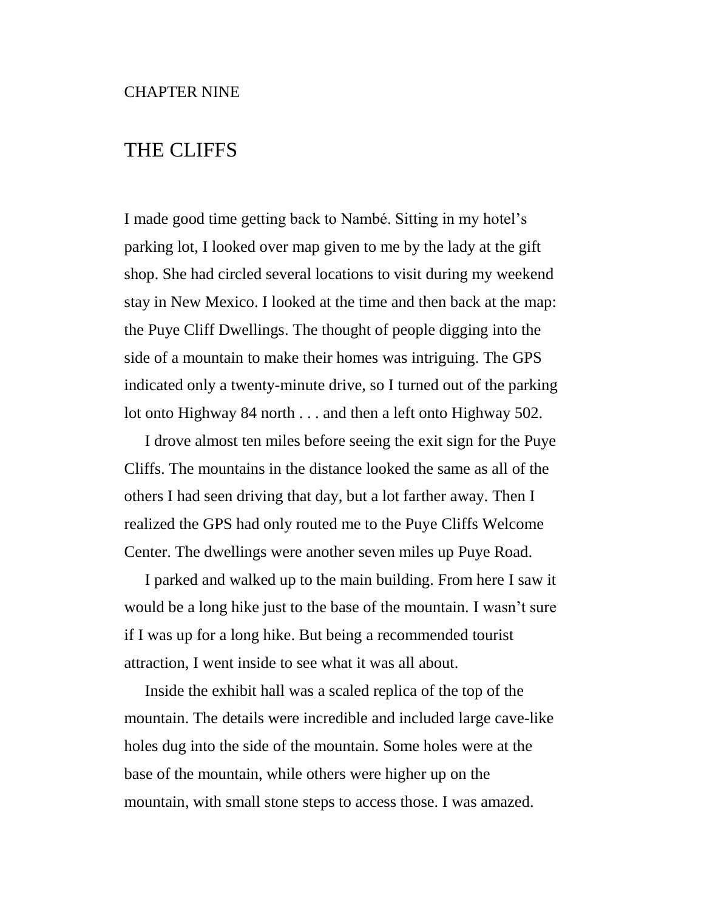CHAPTER NINE

# THE CLIFFS

I made good time getting back to Nambé. Sitting in my hotel's parking lot, I looked over map given to me by the lady at the gift shop. She had circled several locations to visit during my weekend stay in New Mexico. I looked at the time and then back at the map: the Puye Cliff Dwellings. The thought of people digging into the side of a mountain to make their homes was intriguing. The GPS indicated only a twenty-minute drive, so I turned out of the parking lot onto Highway 84 north . . . and then a left onto Highway 502.

I drove almost ten miles before seeing the exit sign for the Puye Cliffs. The mountains in the distance looked the same as all of the others I had seen driving that day, but a lot farther away. Then I realized the GPS had only routed me to the Puye Cliffs Welcome Center. The dwellings were another seven miles up Puye Road.

I parked and walked up to the main building. From here I saw it would be a long hike just to the base of the mountain. I wasn't sure if I was up for a long hike. But being a recommended tourist attraction, I went inside to see what it was all about.

Inside the exhibit hall was a scaled replica of the top of the mountain. The details were incredible and included large cave-like holes dug into the side of the mountain. Some holes were at the base of the mountain, while others were higher up on the mountain, with small stone steps to access those. I was amazed.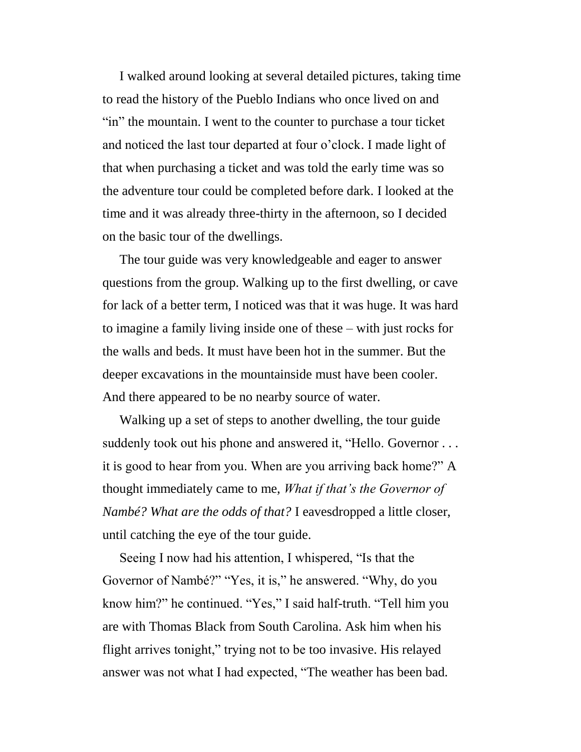I walked around looking at several detailed pictures, taking time to read the history of the Pueblo Indians who once lived on and "in" the mountain. I went to the counter to purchase a tour ticket and noticed the last tour departed at four o'clock. I made light of that when purchasing a ticket and was told the early time was so the adventure tour could be completed before dark. I looked at the time and it was already three-thirty in the afternoon, so I decided on the basic tour of the dwellings.

The tour guide was very knowledgeable and eager to answer questions from the group. Walking up to the first dwelling, or cave for lack of a better term, I noticed was that it was huge. It was hard to imagine a family living inside one of these – with just rocks for the walls and beds. It must have been hot in the summer. But the deeper excavations in the mountainside must have been cooler. And there appeared to be no nearby source of water.

Walking up a set of steps to another dwelling, the tour guide suddenly took out his phone and answered it, "Hello. Governor . . . it is good to hear from you. When are you arriving back home?" A thought immediately came to me, *What if that's the Governor of Nambé? What are the odds of that?* I eavesdropped a little closer, until catching the eye of the tour guide.

Seeing I now had his attention, I whispered, "Is that the Governor of Nambé?" "Yes, it is," he answered. "Why, do you know him?" he continued. "Yes," I said half-truth. "Tell him you are with Thomas Black from South Carolina. Ask him when his flight arrives tonight," trying not to be too invasive. His relayed answer was not what I had expected, "The weather has been bad.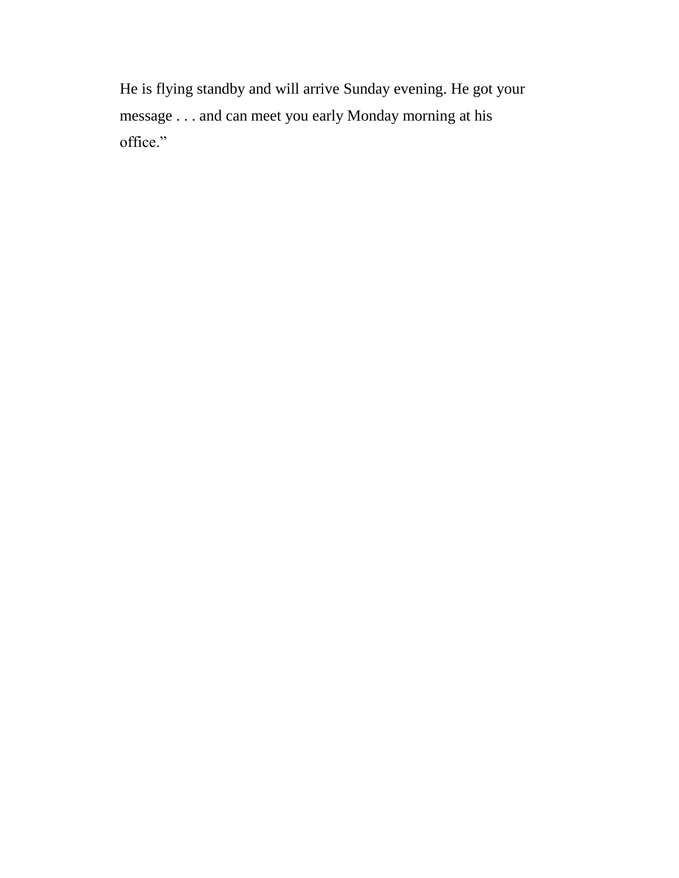He is flying standby and will arrive Sunday evening. He got your message . . . and can meet you early Monday morning at his office.”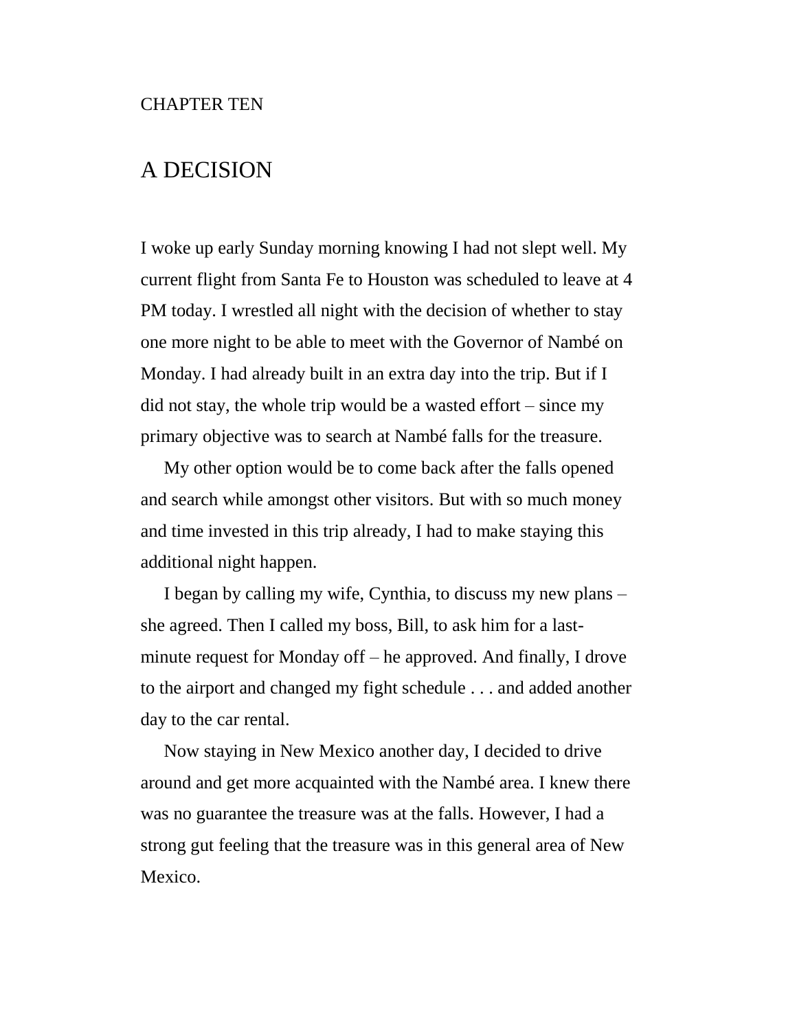CHAPTER TEN

# A DECISION

I woke up early Sunday morning knowing I had not slept well. My current flight from Santa Fe to Houston was scheduled to leave at 4 PM today. I wrestled all night with the decision of whether to stay one more night to be able to meet with the Governor of Nambé on Monday. I had already built in an extra day into the trip. But if I did not stay, the whole trip would be a wasted effort – since my primary objective was to search at Nambé falls for the treasure.

My other option would be to come back after the falls opened and search while amongst other visitors. But with so much money and time invested in this trip already, I had to make staying this additional night happen.

I began by calling my wife, Cynthia, to discuss my new plans – she agreed. Then I called my boss, Bill, to ask him for a last-minute request for Monday off – he approved. And finally, I drove to the airport and changed my fight schedule . . . and added another day to the car rental.

Now staying in New Mexico another day, I decided to drive around and get more acquainted with the Nambé area. I knew there was no guarantee the treasure was at the falls. However, I had a strong gut feeling that the treasure was in this general area of New Mexico.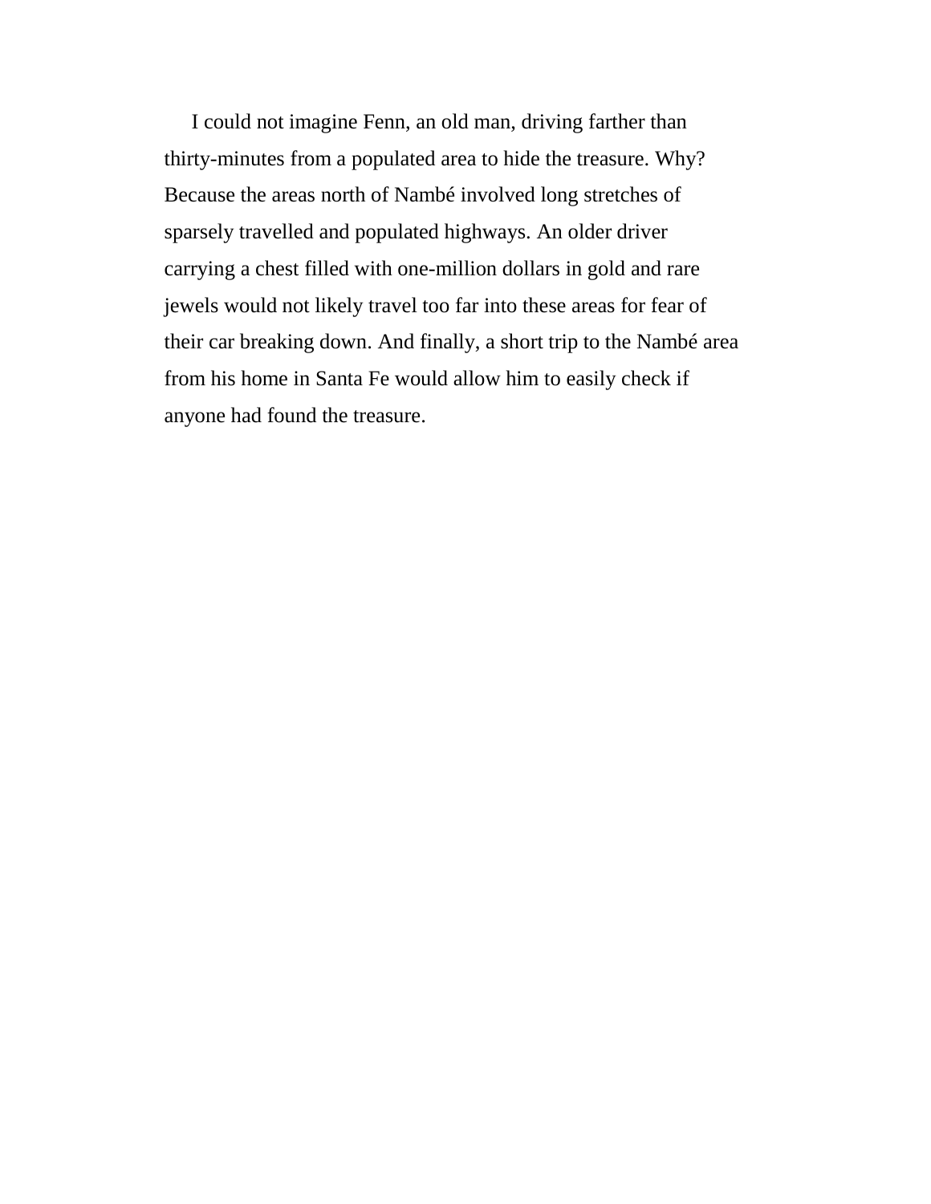I could not imagine Fenn, an old man, driving farther than thirty-minutes from a populated area to hide the treasure. Why? Because the areas north of Nambé involved long stretches of sparsely travelled and populated highways. An older driver carrying a chest filled with one-million dollars in gold and rare jewels would not likely travel too far into these areas for fear of their car breaking down. And finally, a short trip to the Nambé area from his home in Santa Fe would allow him to easily check if anyone had found the treasure.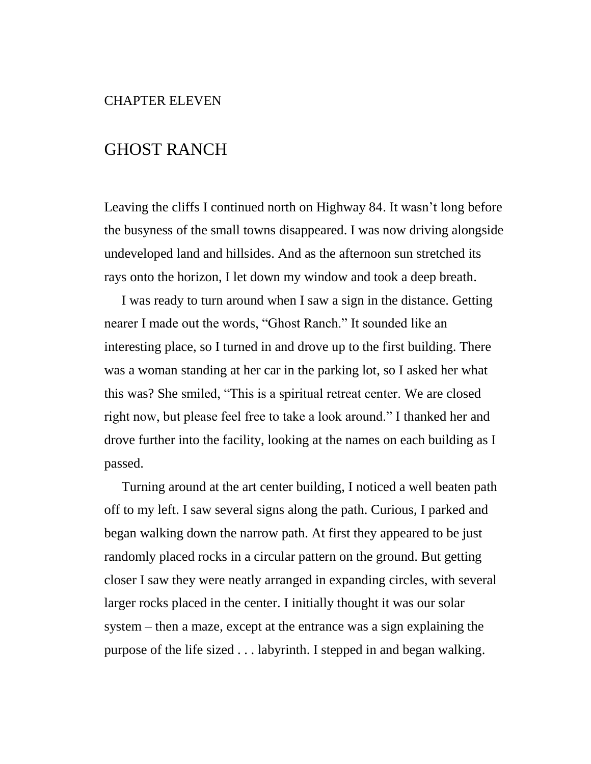CHAPTER ELEVEN

# GHOST RANCH

Leaving the cliffs I continued north on Highway 84. It wasn't long before the busyness of the small towns disappeared. I was now driving alongside undeveloped land and hillsides. And as the afternoon sun stretched its rays onto the horizon, I let down my window and took a deep breath.

I was ready to turn around when I saw a sign in the distance. Getting nearer I made out the words, "Ghost Ranch." It sounded like an interesting place, so I turned in and drove up to the first building. There was a woman standing at her car in the parking lot, so I asked her what this was? She smiled, "This is a spiritual retreat center. We are closed right now, but please feel free to take a look around." I thanked her and drove further into the facility, looking at the names on each building as I passed.

Turning around at the art center building, I noticed a well beaten path off to my left. I saw several signs along the path. Curious, I parked and began walking down the narrow path. At first they appeared to be just randomly placed rocks in a circular pattern on the ground. But getting closer I saw they were neatly arranged in expanding circles, with several larger rocks placed in the center. I initially thought it was our solar system – then a maze, except at the entrance was a sign explaining the purpose of the life sized . . . labyrinth. I stepped in and began walking.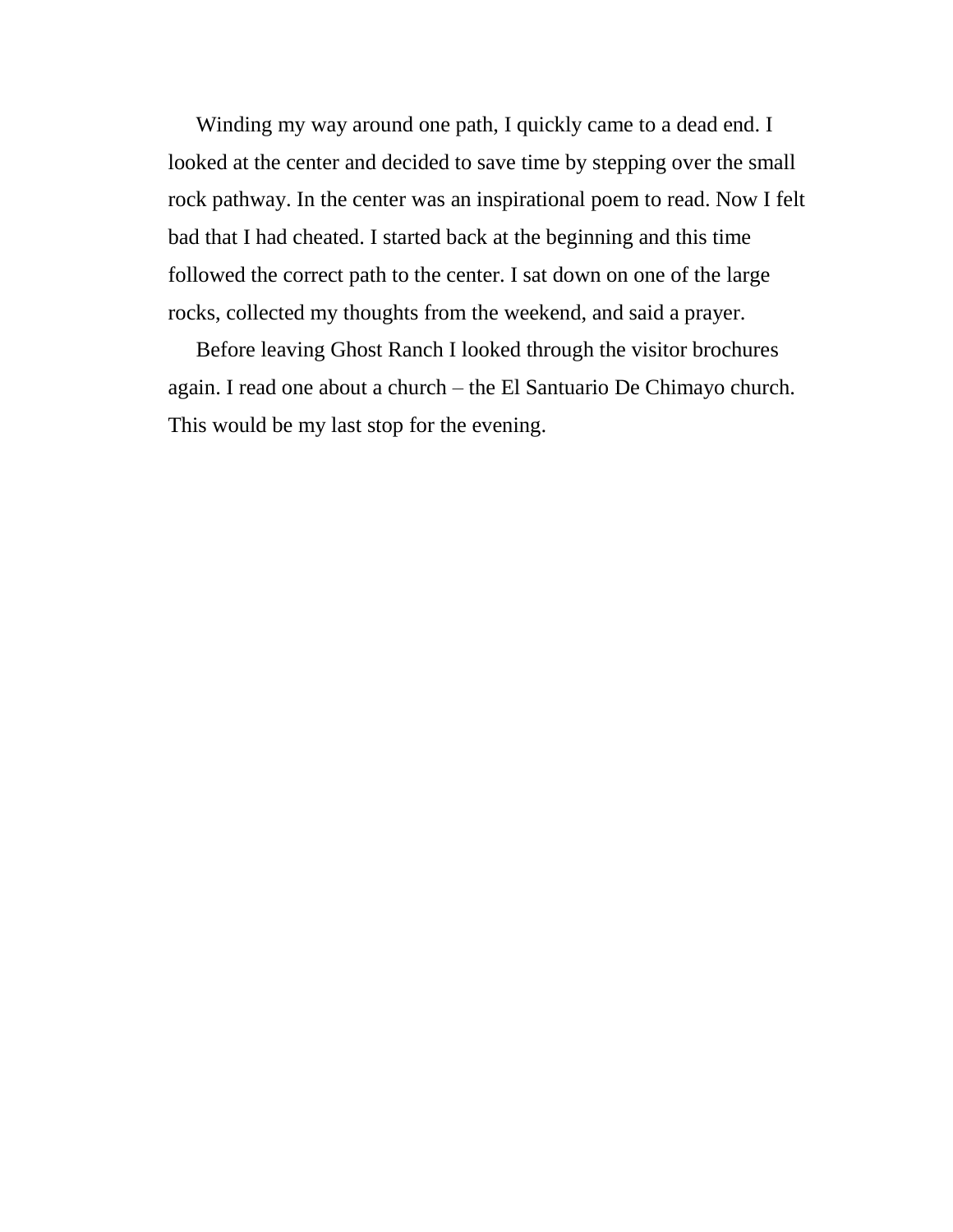Winding my way around one path, I quickly came to a dead end. I looked at the center and decided to save time by stepping over the small rock pathway. In the center was an inspirational poem to read. Now I felt bad that I had cheated. I started back at the beginning and this time followed the correct path to the center. I sat down on one of the large rocks, collected my thoughts from the weekend, and said a prayer.

Before leaving Ghost Ranch I looked through the visitor brochures again. I read one about a church – the El Santuario De Chimayo church. This would be my last stop for the evening.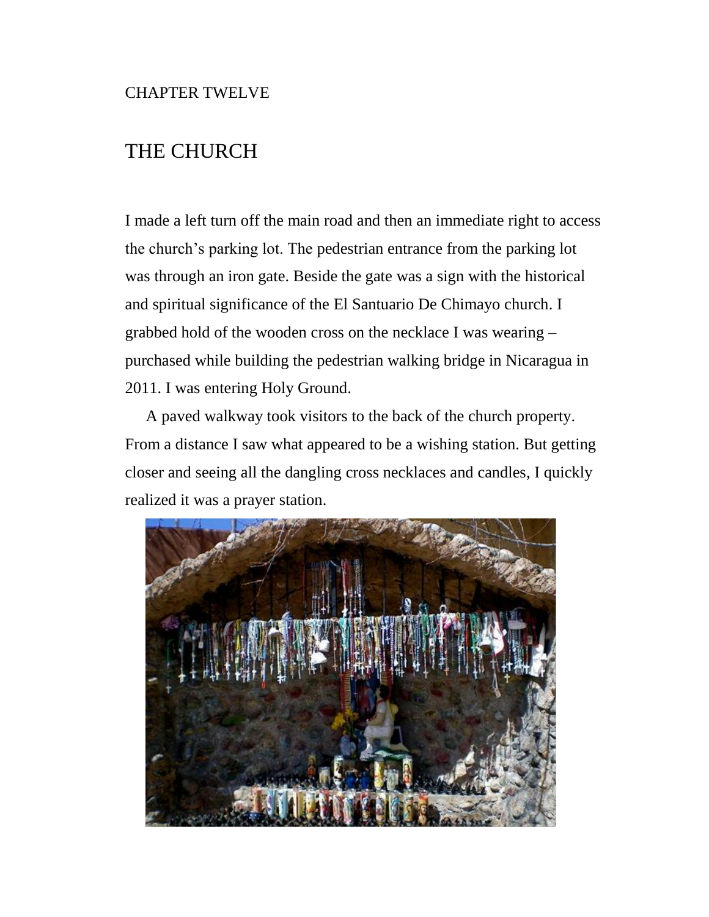CHAPTER TWELVE

# THE CHURCH

I made a left turn off the main road and then an immediate right to access the church's parking lot. The pedestrian entrance from the parking lot was through an iron gate. Beside the gate was a sign with the historical and spiritual significance of the El Santuario De Chimayo church. I grabbed hold of the wooden cross on the necklace I was wearing – purchased while building the pedestrian walking bridge in Nicaragua in 2011. I was entering Holy Ground.

A paved walkway took visitors to the back of the church property. From a distance I saw what appeared to be a wishing station. But getting closer and seeing all the dangling cross necklaces and candles, I quickly realized it was a prayer station.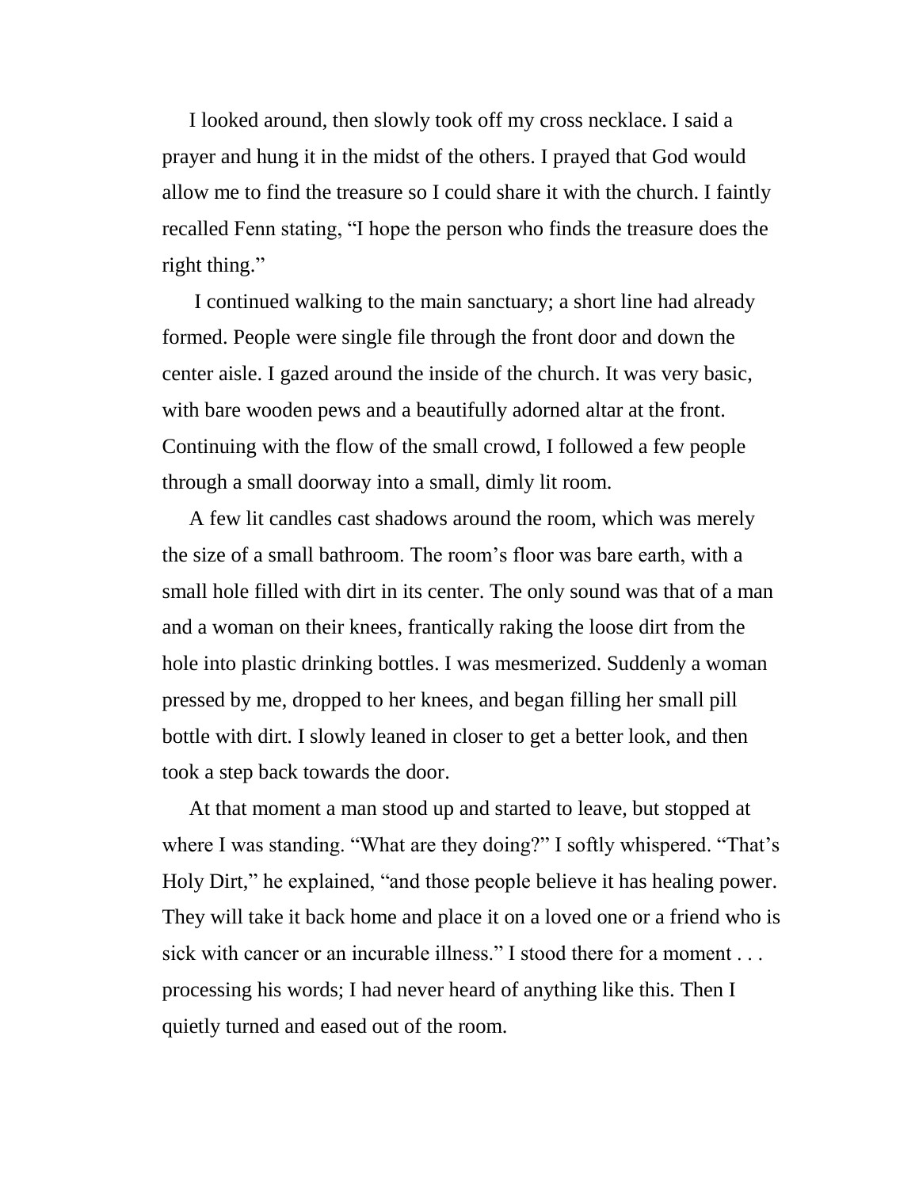I looked around, then slowly took off my cross necklace. I said a prayer and hung it in the midst of the others. I prayed that God would allow me to find the treasure so I could share it with the church. I faintly recalled Fenn stating, "I hope the person who finds the treasure does the right thing."

I continued walking to the main sanctuary; a short line had already formed. People were single file through the front door and down the center aisle. I gazed around the inside of the church. It was very basic, with bare wooden pews and a beautifully adorned altar at the front. Continuing with the flow of the small crowd, I followed a few people through a small doorway into a small, dimly lit room.

A few lit candles cast shadows around the room, which was merely the size of a small bathroom. The room's floor was bare earth, with a small hole filled with dirt in its center. The only sound was that of a man and a woman on their knees, frantically raking the loose dirt from the hole into plastic drinking bottles. I was mesmerized. Suddenly a woman pressed by me, dropped to her knees, and began filling her small pill bottle with dirt. I slowly leaned in closer to get a better look, and then took a step back towards the door.

At that moment a man stood up and started to leave, but stopped at where I was standing. "What are they doing?" I softly whispered. "That's Holy Dirt," he explained, "and those people believe it has healing power. They will take it back home and place it on a loved one or a friend who is sick with cancer or an incurable illness." I stood there for a moment . . . processing his words; I had never heard of anything like this. Then I quietly turned and eased out of the room.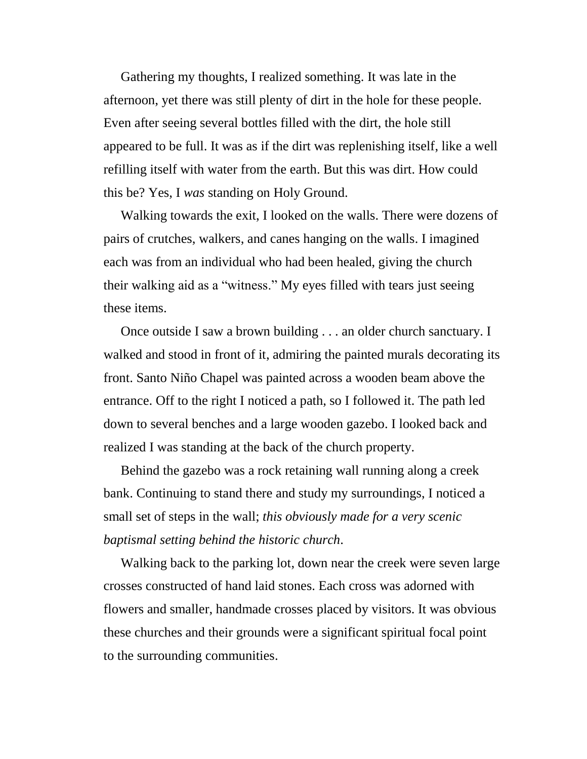Gathering my thoughts, I realized something. It was late in the afternoon, yet there was still plenty of dirt in the hole for these people. Even after seeing several bottles filled with the dirt, the hole still appeared to be full. It was as if the dirt was replenishing itself, like a well refilling itself with water from the earth. But this was dirt. How could this be? Yes, I *was* standing on Holy Ground.

Walking towards the exit, I looked on the walls. There were dozens of pairs of crutches, walkers, and canes hanging on the walls. I imagined each was from an individual who had been healed, giving the church their walking aid as a "witness." My eyes filled with tears just seeing these items.

Once outside I saw a brown building . . . an older church sanctuary. I walked and stood in front of it, admiring the painted murals decorating its front. Santo Niño Chapel was painted across a wooden beam above the entrance. Off to the right I noticed a path, so I followed it. The path led down to several benches and a large wooden gazebo. I looked back and realized I was standing at the back of the church property.

Behind the gazebo was a rock retaining wall running along a creek bank. Continuing to stand there and study my surroundings, I noticed a small set of steps in the wall; *this obviously made for a very scenic baptismal setting behind the historic church*.

Walking back to the parking lot, down near the creek were seven large crosses constructed of hand laid stones. Each cross was adorned with flowers and smaller, handmade crosses placed by visitors. It was obvious these churches and their grounds were a significant spiritual focal point to the surrounding communities.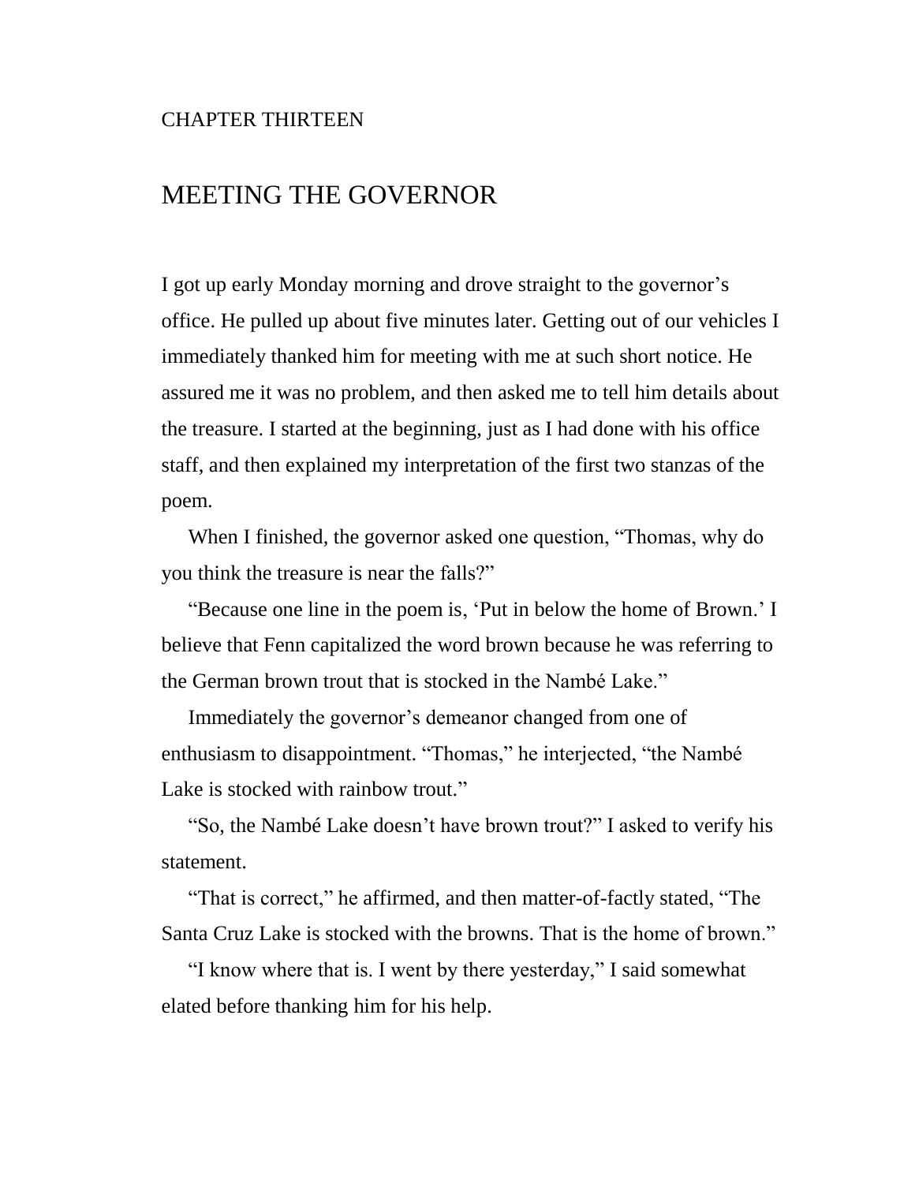CHAPTER THIRTEEN

# MEETING THE GOVERNOR

I got up early Monday morning and drove straight to the governor's office. He pulled up about five minutes later. Getting out of our vehicles I immediately thanked him for meeting with me at such short notice. He assured me it was no problem, and then asked me to tell him details about the treasure. I started at the beginning, just as I had done with his office staff, and then explained my interpretation of the first two stanzas of the poem.

When I finished, the governor asked one question, "Thomas, why do you think the treasure is near the falls?"

"Because one line in the poem is, 'Put in below the home of Brown.' I believe that Fenn capitalized the word brown because he was referring to the German brown trout that is stocked in the Nambé Lake."

Immediately the governor's demeanor changed from one of enthusiasm to disappointment. "Thomas," he interjected, "the Nambé Lake is stocked with rainbow trout."

"So, the Nambé Lake doesn't have brown trout?" I asked to verify his statement.

"That is correct," he affirmed, and then matter-of-factly stated, "The Santa Cruz Lake is stocked with the browns. That is the home of brown."

"I know where that is. I went by there yesterday," I said somewhat elated before thanking him for his help.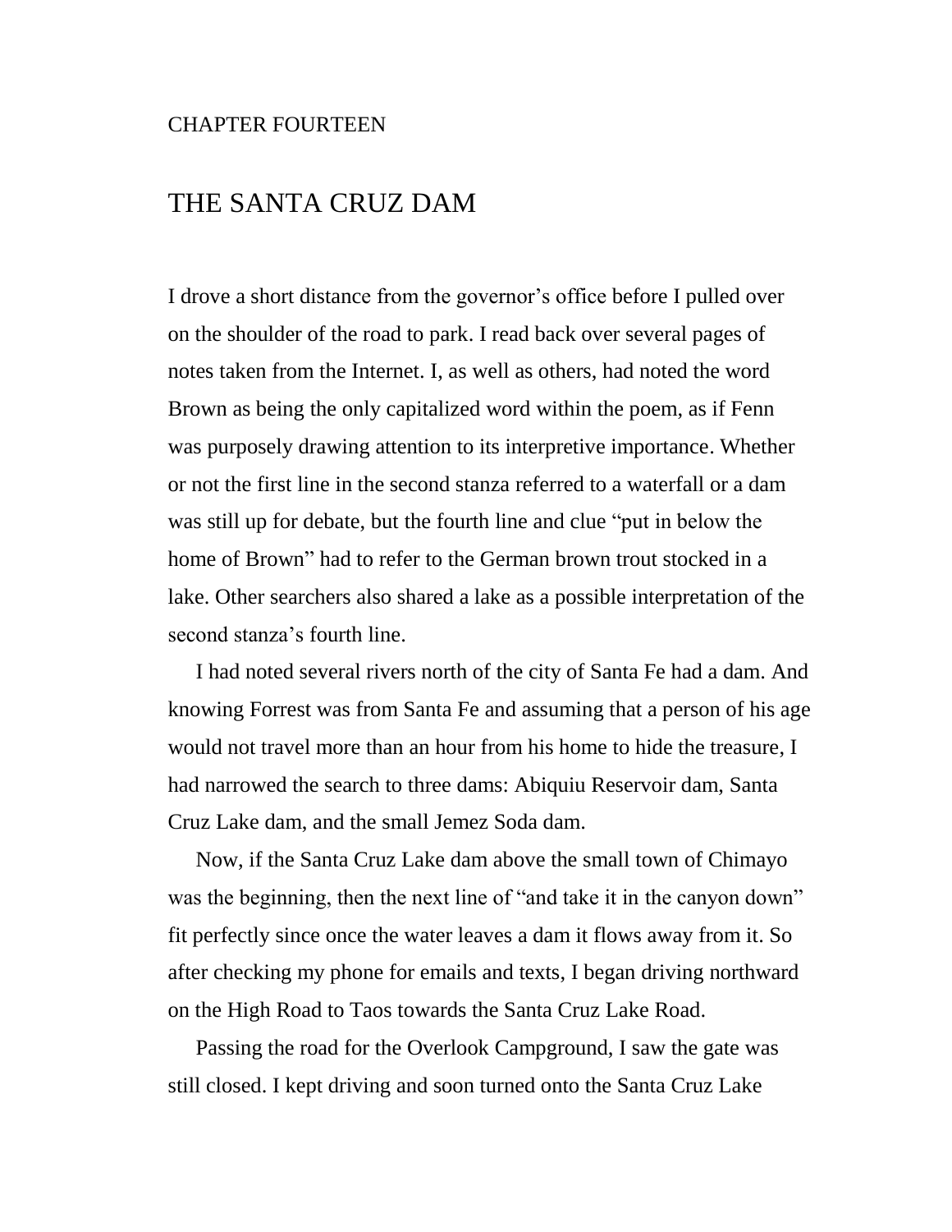CHAPTER FOURTEEN

# THE SANTA CRUZ DAM

I drove a short distance from the governor's office before I pulled over on the shoulder of the road to park. I read back over several pages of notes taken from the Internet. I, as well as others, had noted the word Brown as being the only capitalized word within the poem, as if Fenn was purposely drawing attention to its interpretive importance. Whether or not the first line in the second stanza referred to a waterfall or a dam was still up for debate, but the fourth line and clue "put in below the home of Brown" had to refer to the German brown trout stocked in a lake. Other searchers also shared a lake as a possible interpretation of the second stanza's fourth line.

I had noted several rivers north of the city of Santa Fe had a dam. And knowing Forrest was from Santa Fe and assuming that a person of his age would not travel more than an hour from his home to hide the treasure, I had narrowed the search to three dams: Abiquiu Reservoir dam, Santa Cruz Lake dam, and the small Jemez Soda dam.

Now, if the Santa Cruz Lake dam above the small town of Chimayo was the beginning, then the next line of "and take it in the canyon down" fit perfectly since once the water leaves a dam it flows away from it. So after checking my phone for emails and texts, I began driving northward on the High Road to Taos towards the Santa Cruz Lake Road.

Passing the road for the Overlook Campground, I saw the gate was still closed. I kept driving and soon turned onto the Santa Cruz Lake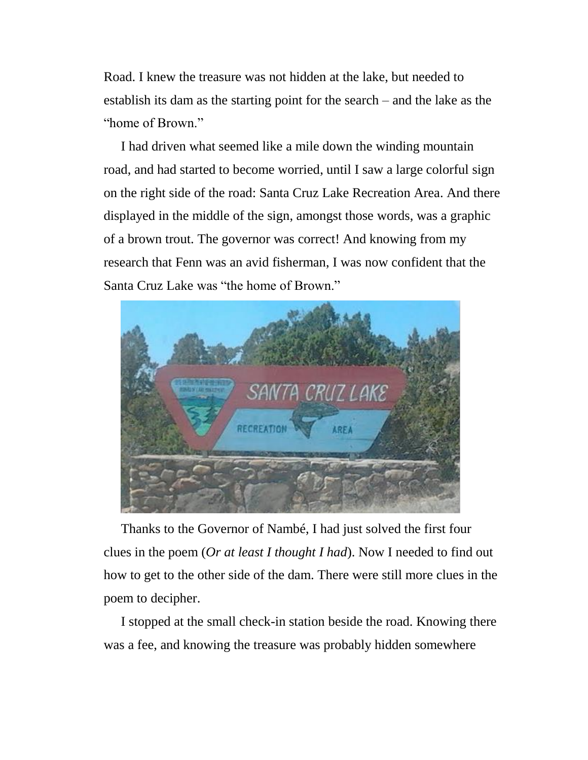Road. I knew the treasure was not hidden at the lake, but needed to establish its dam as the starting point for the search – and the lake as the "home of Brown."

I had driven what seemed like a mile down the winding mountain road, and had started to become worried, until I saw a large colorful sign on the right side of the road: Santa Cruz Lake Recreation Area. And there displayed in the middle of the sign, amongst those words, was a graphic of a brown trout. The governor was correct! And knowing from my research that Fenn was an avid fisherman, I was now confident that the Santa Cruz Lake was "the home of Brown."

Thanks to the Governor of Nambé, I had just solved the first four clues in the poem (*Or at least I thought I had*). Now I needed to find out how to get to the other side of the dam. There were still more clues in the poem to decipher.

I stopped at the small check-in station beside the road. Knowing there was a fee, and knowing the treasure was probably hidden somewhere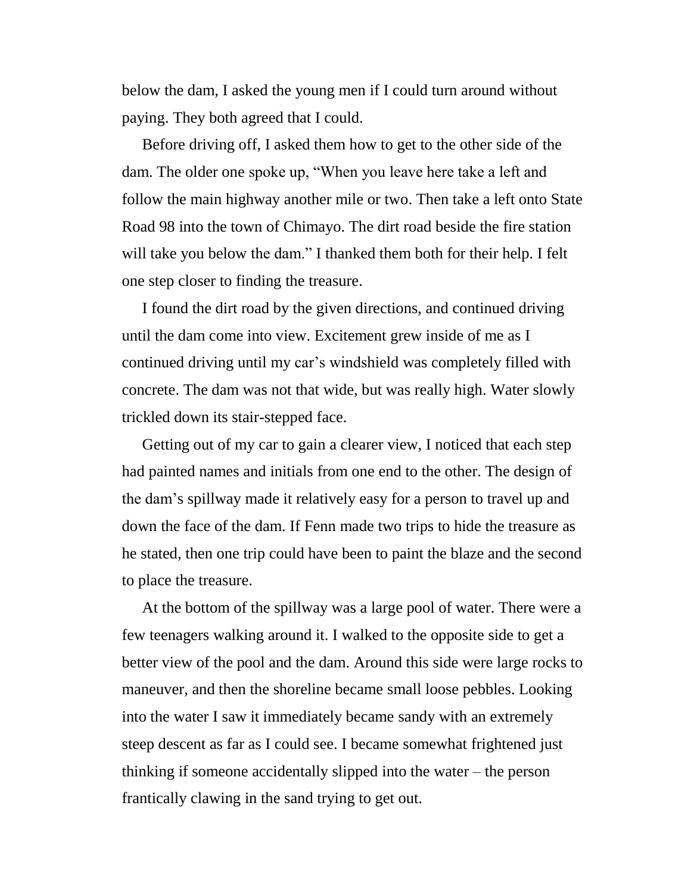below the dam, I asked the young men if I could turn around without paying. They both agreed that I could.

Before driving off, I asked them how to get to the other side of the dam. The older one spoke up, “When you leave here take a left and follow the main highway another mile or two. Then take a left onto State Road 98 into the town of Chimayo. The dirt road beside the fire station will take you below the dam.” I thanked them both for their help. I felt one step closer to finding the treasure.

I found the dirt road by the given directions, and continued driving until the dam come into view. Excitement grew inside of me as I continued driving until my car’s windshield was completely filled with concrete. The dam was not that wide, but was really high. Water slowly trickled down its stair-stepped face.

Getting out of my car to gain a clearer view, I noticed that each step had painted names and initials from one end to the other. The design of the dam’s spillway made it relatively easy for a person to travel up and down the face of the dam. If Fenn made two trips to hide the treasure as he stated, then one trip could have been to paint the blaze and the second to place the treasure.

At the bottom of the spillway was a large pool of water. There were a few teenagers walking around it. I walked to the opposite side to get a better view of the pool and the dam. Around this side were large rocks to maneuver, and then the shoreline became small loose pebbles. Looking into the water I saw it immediately became sandy with an extremely steep descent as far as I could see. I became somewhat frightened just thinking if someone accidentally slipped into the water – the person frantically clawing in the sand trying to get out.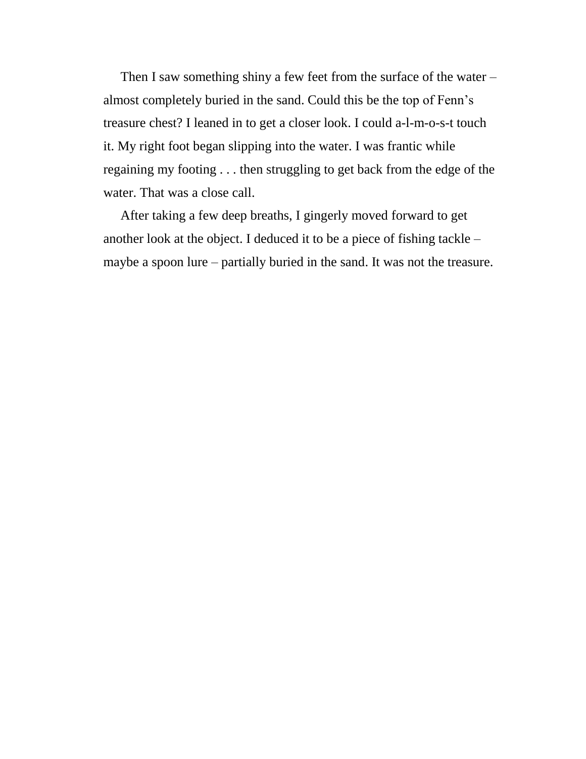Then I saw something shiny a few feet from the surface of the water – almost completely buried in the sand. Could this be the top of Fenn's treasure chest? I leaned in to get a closer look. I could a-l-m-o-s-t touch it. My right foot began slipping into the water. I was frantic while regaining my footing . . . then struggling to get back from the edge of the water. That was a close call.

After taking a few deep breaths, I gingerly moved forward to get another look at the object. I deduced it to be a piece of fishing tackle – maybe a spoon lure – partially buried in the sand. It was not the treasure.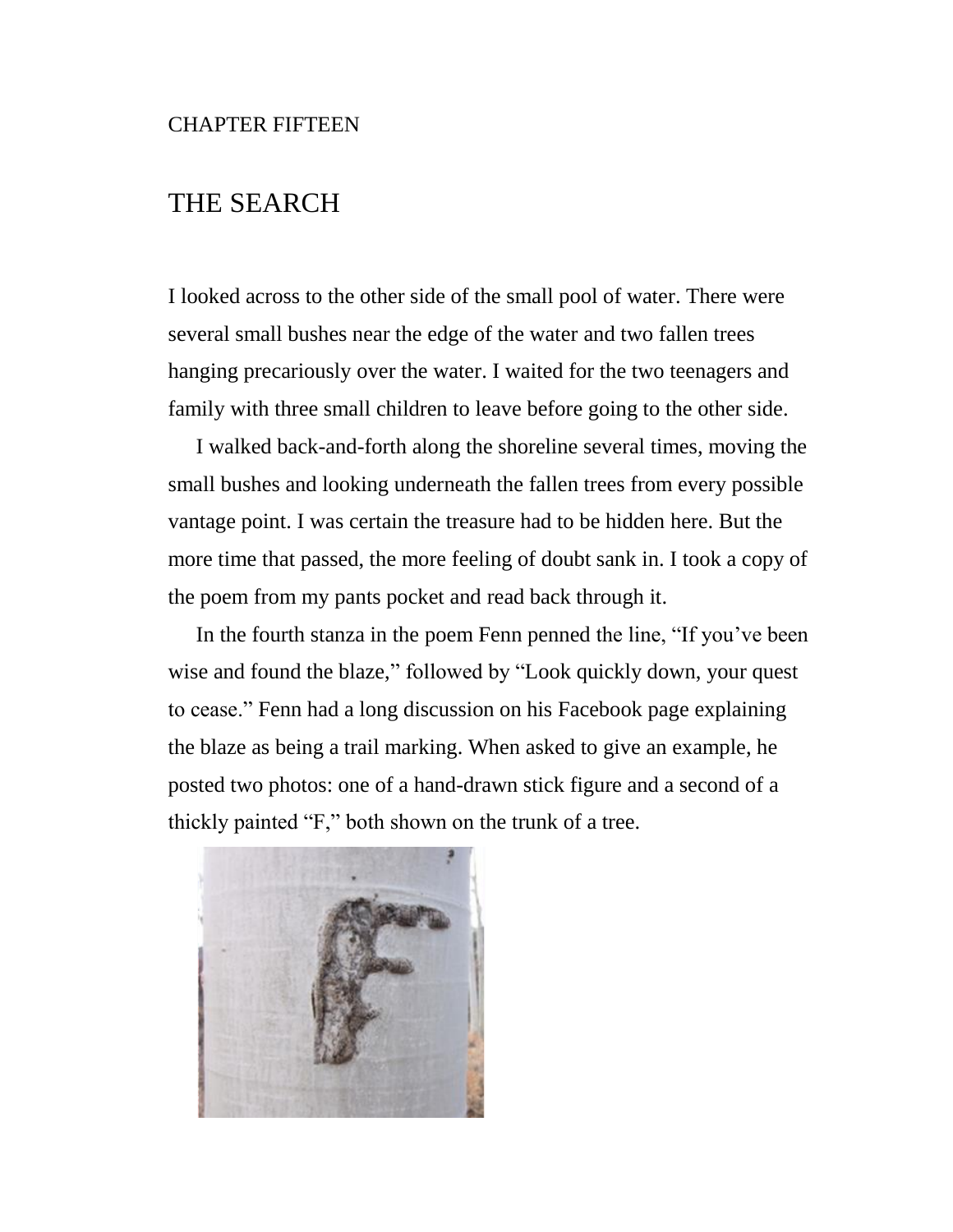CHAPTER FIFTEEN

# THE SEARCH

I looked across to the other side of the small pool of water. There were several small bushes near the edge of the water and two fallen trees hanging precariously over the water. I waited for the two teenagers and family with three small children to leave before going to the other side.

I walked back-and-forth along the shoreline several times, moving the small bushes and looking underneath the fallen trees from every possible vantage point. I was certain the treasure had to be hidden here. But the more time that passed, the more feeling of doubt sank in. I took a copy of the poem from my pants pocket and read back through it.

In the fourth stanza in the poem Fenn penned the line, "If you've been wise and found the blaze," followed by "Look quickly down, your quest to cease." Fenn had a long discussion on his Facebook page explaining the blaze as being a trail marking. When asked to give an example, he posted two photos: one of a hand-drawn stick figure and a second of a thickly painted "F," both shown on the trunk of a tree.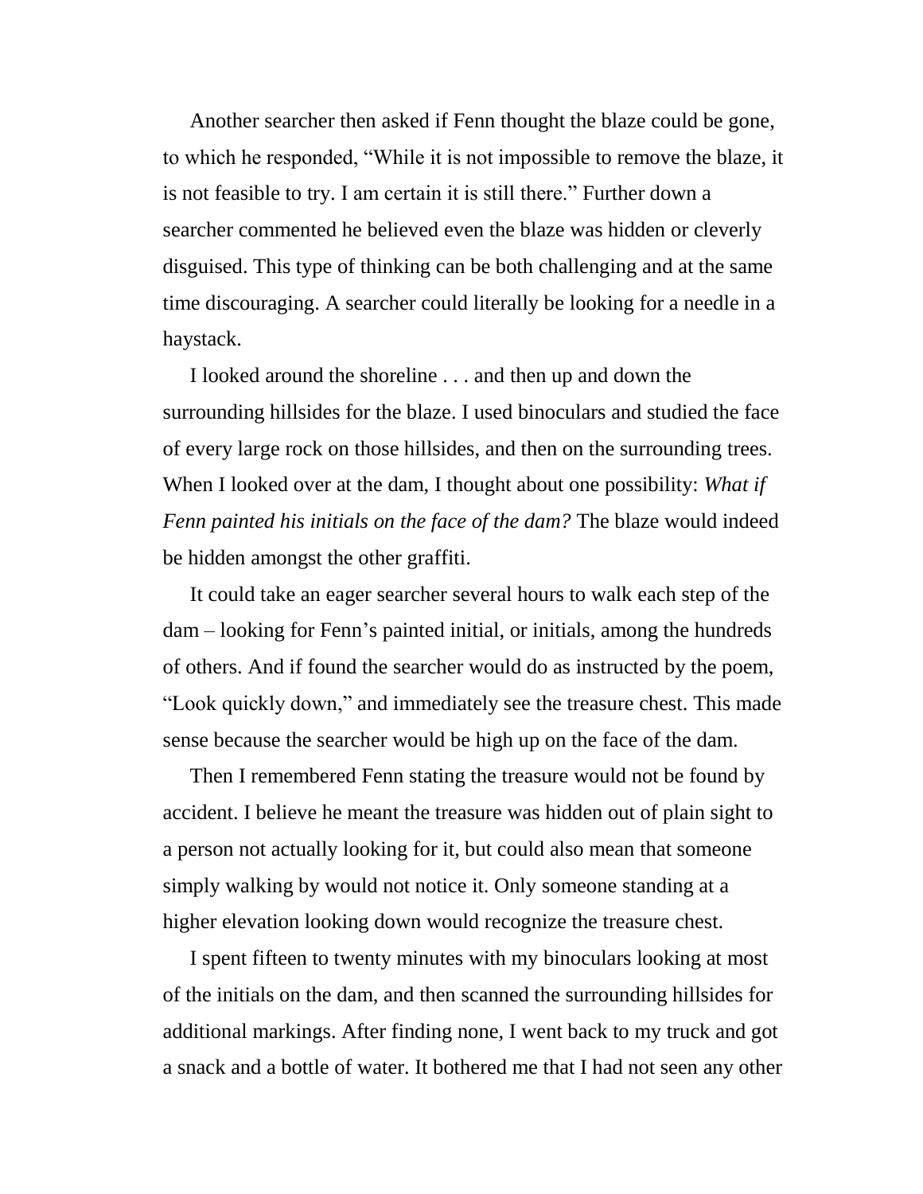Another searcher then asked if Fenn thought the blaze could be gone, to which he responded, “While it is not impossible to remove the blaze, it is not feasible to try. I am certain it is still there.” Further down a searcher commented he believed even the blaze was hidden or cleverly disguised. This type of thinking can be both challenging and at the same time discouraging. A searcher could literally be looking for a needle in a haystack.

I looked around the shoreline . . . and then up and down the surrounding hillsides for the blaze. I used binoculars and studied the face of every large rock on those hillsides, and then on the surrounding trees. When I looked over at the dam, I thought about one possibility: *What if Fenn painted his initials on the face of the dam?* The blaze would indeed be hidden amongst the other graffiti.

It could take an eager searcher several hours to walk each step of the dam – looking for Fenn’s painted initial, or initials, among the hundreds of others. And if found the searcher would do as instructed by the poem, “Look quickly down,” and immediately see the treasure chest. This made sense because the searcher would be high up on the face of the dam.

Then I remembered Fenn stating the treasure would not be found by accident. I believe he meant the treasure was hidden out of plain sight to a person not actually looking for it, but could also mean that someone simply walking by would not notice it. Only someone standing at a higher elevation looking down would recognize the treasure chest.

I spent fifteen to twenty minutes with my binoculars looking at most of the initials on the dam, and then scanned the surrounding hillsides for additional markings. After finding none, I went back to my truck and got a snack and a bottle of water. It bothered me that I had not seen any other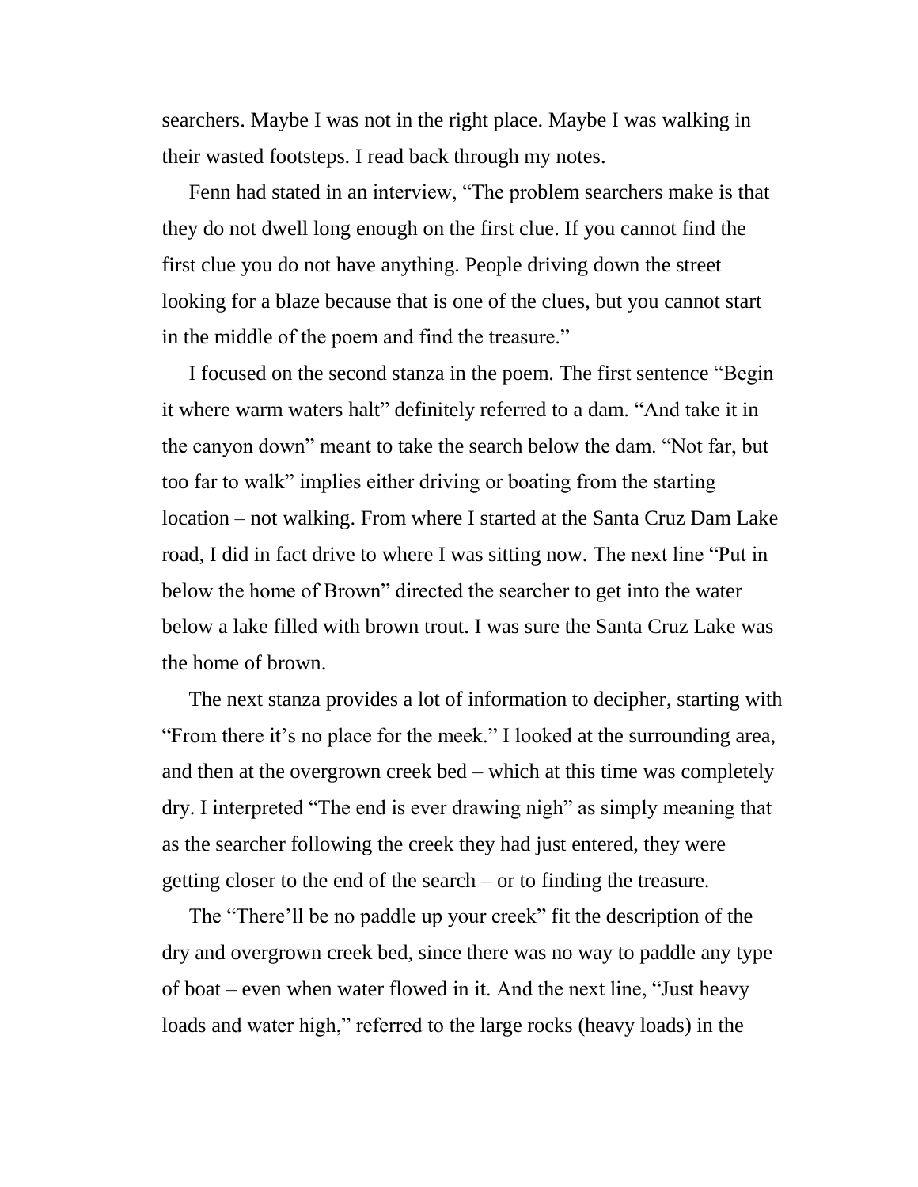searchers. Maybe I was not in the right place. Maybe I was walking in their wasted footsteps. I read back through my notes.

Fenn had stated in an interview, "The problem searchers make is that they do not dwell long enough on the first clue. If you cannot find the first clue you do not have anything. People driving down the street looking for a blaze because that is one of the clues, but you cannot start in the middle of the poem and find the treasure."

I focused on the second stanza in the poem. The first sentence "Begin it where warm waters halt" definitely referred to a dam. "And take it in the canyon down" meant to take the search below the dam. "Not far, but too far to walk" implies either driving or boating from the starting location – not walking. From where I started at the Santa Cruz Dam Lake road, I did in fact drive to where I was sitting now. The next line "Put in below the home of Brown" directed the searcher to get into the water below a lake filled with brown trout. I was sure the Santa Cruz Lake was the home of brown.

The next stanza provides a lot of information to decipher, starting with "From there it's no place for the meek." I looked at the surrounding area, and then at the overgrown creek bed – which at this time was completely dry. I interpreted "The end is ever drawing nigh" as simply meaning that as the searcher following the creek they had just entered, they were getting closer to the end of the search – or to finding the treasure.

The "There'll be no paddle up your creek" fit the description of the dry and overgrown creek bed, since there was no way to paddle any type of boat – even when water flowed in it. And the next line, "Just heavy loads and water high," referred to the large rocks (heavy loads) in the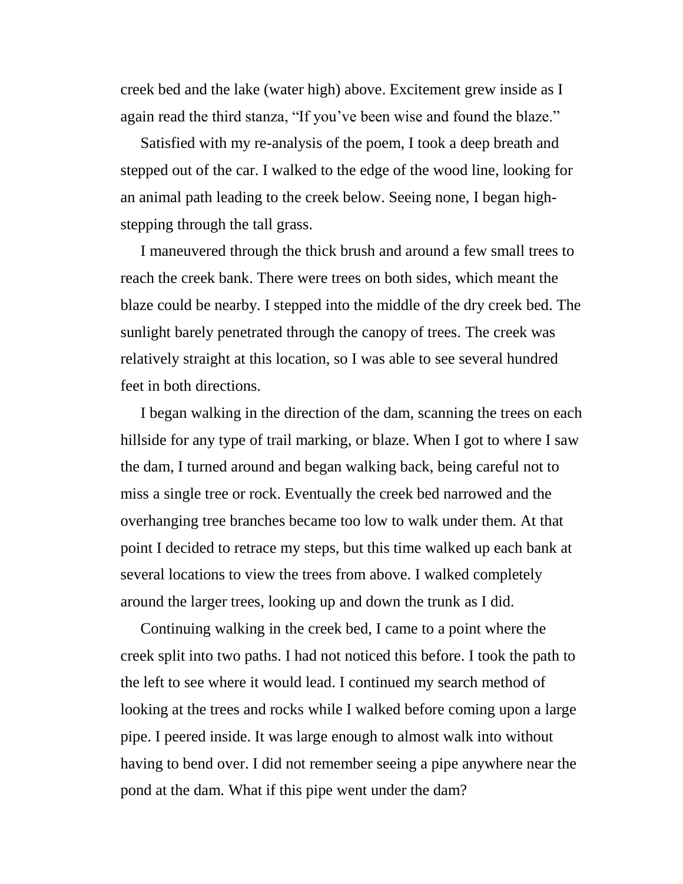creek bed and the lake (water high) above. Excitement grew inside as I again read the third stanza, "If you've been wise and found the blaze."

Satisfied with my re-analysis of the poem, I took a deep breath and stepped out of the car. I walked to the edge of the wood line, looking for an animal path leading to the creek below. Seeing none, I began high-stepping through the tall grass.

I maneuvered through the thick brush and around a few small trees to reach the creek bank. There were trees on both sides, which meant the blaze could be nearby. I stepped into the middle of the dry creek bed. The sunlight barely penetrated through the canopy of trees. The creek was relatively straight at this location, so I was able to see several hundred feet in both directions.

I began walking in the direction of the dam, scanning the trees on each hillside for any type of trail marking, or blaze. When I got to where I saw the dam, I turned around and began walking back, being careful not to miss a single tree or rock. Eventually the creek bed narrowed and the overhanging tree branches became too low to walk under them. At that point I decided to retrace my steps, but this time walked up each bank at several locations to view the trees from above. I walked completely around the larger trees, looking up and down the trunk as I did.

Continuing walking in the creek bed, I came to a point where the creek split into two paths. I had not noticed this before. I took the path to the left to see where it would lead. I continued my search method of looking at the trees and rocks while I walked before coming upon a large pipe. I peered inside. It was large enough to almost walk into without having to bend over. I did not remember seeing a pipe anywhere near the pond at the dam. What if this pipe went under the dam?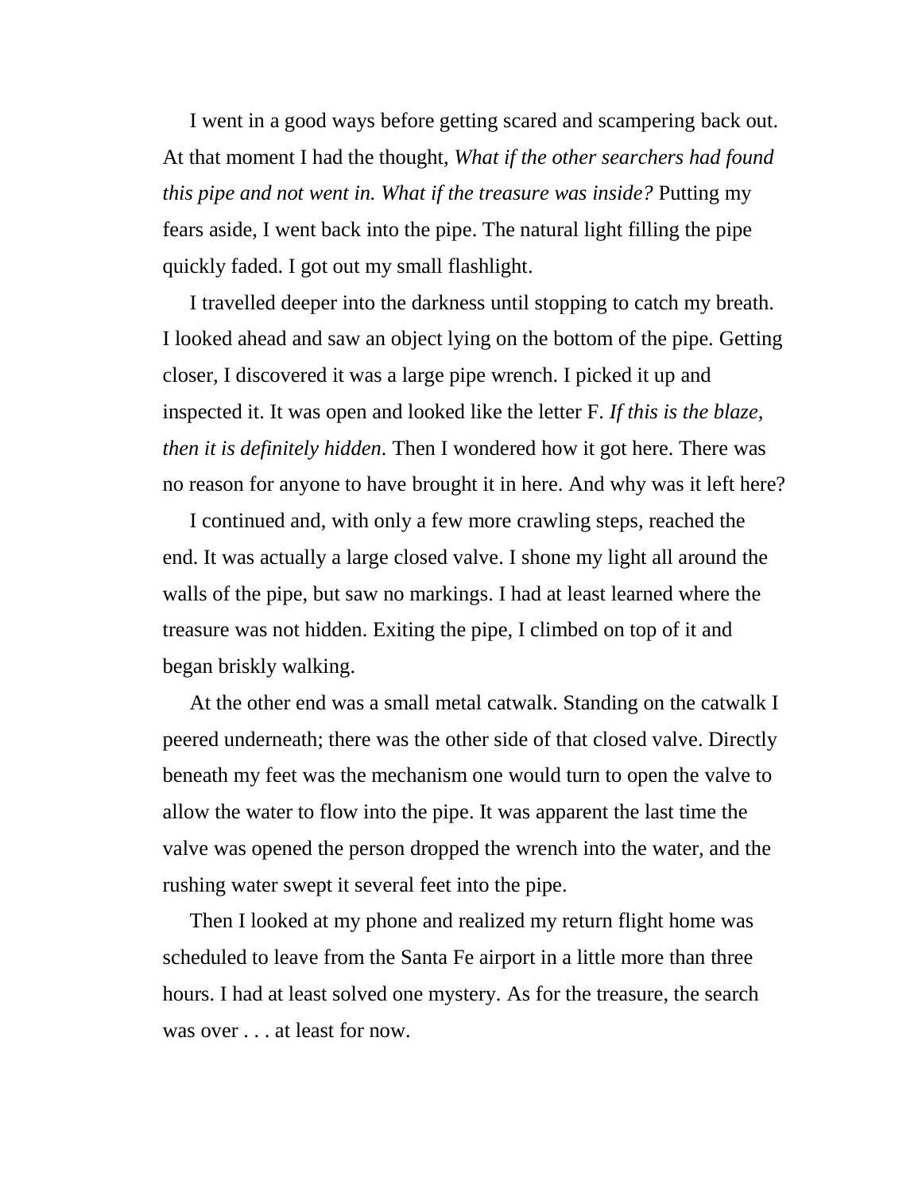I went in a good ways before getting scared and scampering back out. At that moment I had the thought, *What if the other searchers had found this pipe and not went in. What if the treasure was inside?* Putting my fears aside, I went back into the pipe. The natural light filling the pipe quickly faded. I got out my small flashlight.

I travelled deeper into the darkness until stopping to catch my breath. I looked ahead and saw an object lying on the bottom of the pipe. Getting closer, I discovered it was a large pipe wrench. I picked it up and inspected it. It was open and looked like the letter F. *If this is the blaze, then it is definitely hidden.* Then I wondered how it got here. There was no reason for anyone to have brought it in here. And why was it left here?

I continued and, with only a few more crawling steps, reached the end. It was actually a large closed valve. I shone my light all around the walls of the pipe, but saw no markings. I had at least learned where the treasure was not hidden. Exiting the pipe, I climbed on top of it and began briskly walking.

At the other end was a small metal catwalk. Standing on the catwalk I peered underneath; there was the other side of that closed valve. Directly beneath my feet was the mechanism one would turn to open the valve to allow the water to flow into the pipe. It was apparent the last time the valve was opened the person dropped the wrench into the water, and the rushing water swept it several feet into the pipe.

Then I looked at my phone and realized my return flight home was scheduled to leave from the Santa Fe airport in a little more than three hours. I had at least solved one mystery. As for the treasure, the search was over . . . at least for now.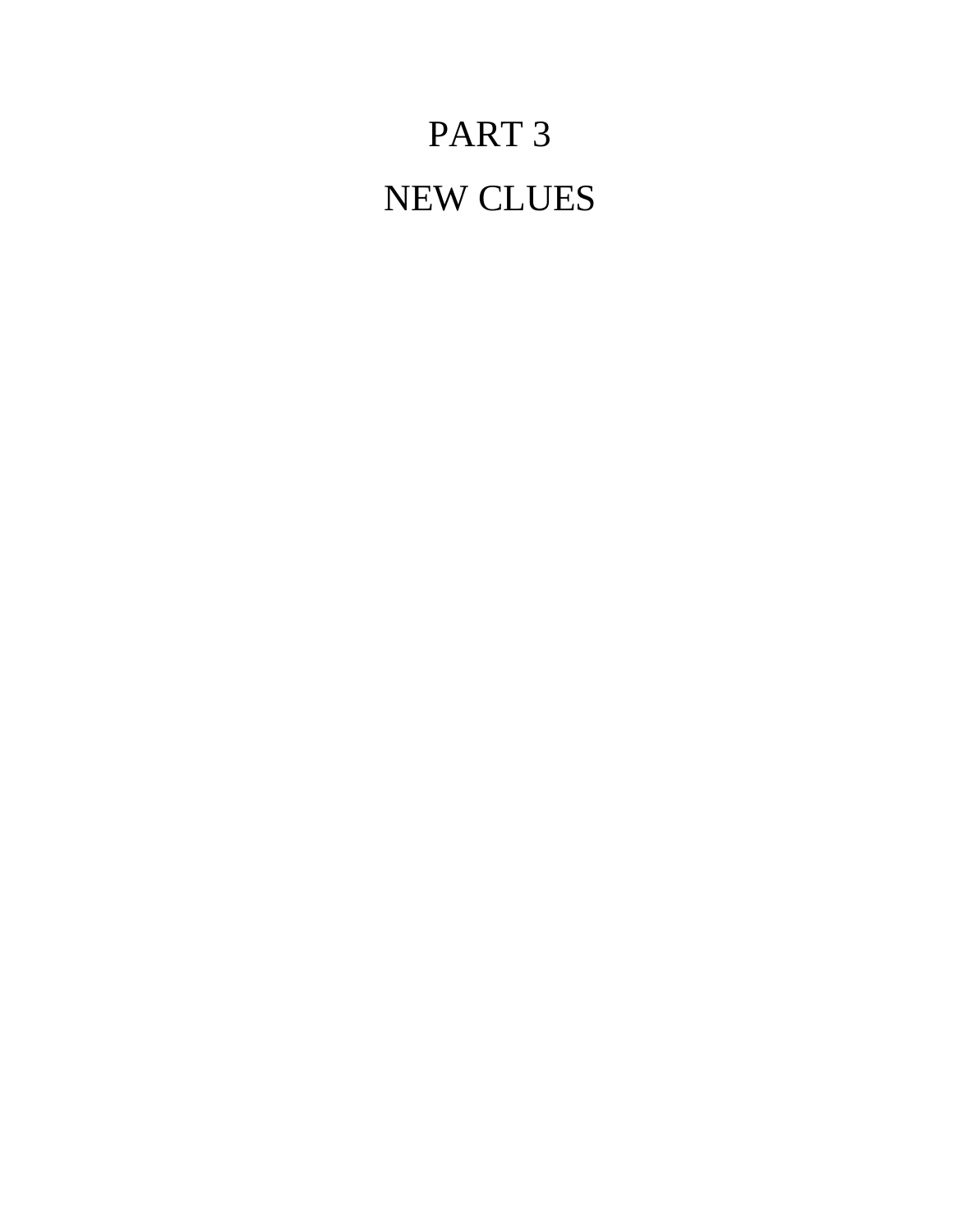# PART 3

# NEW CLUES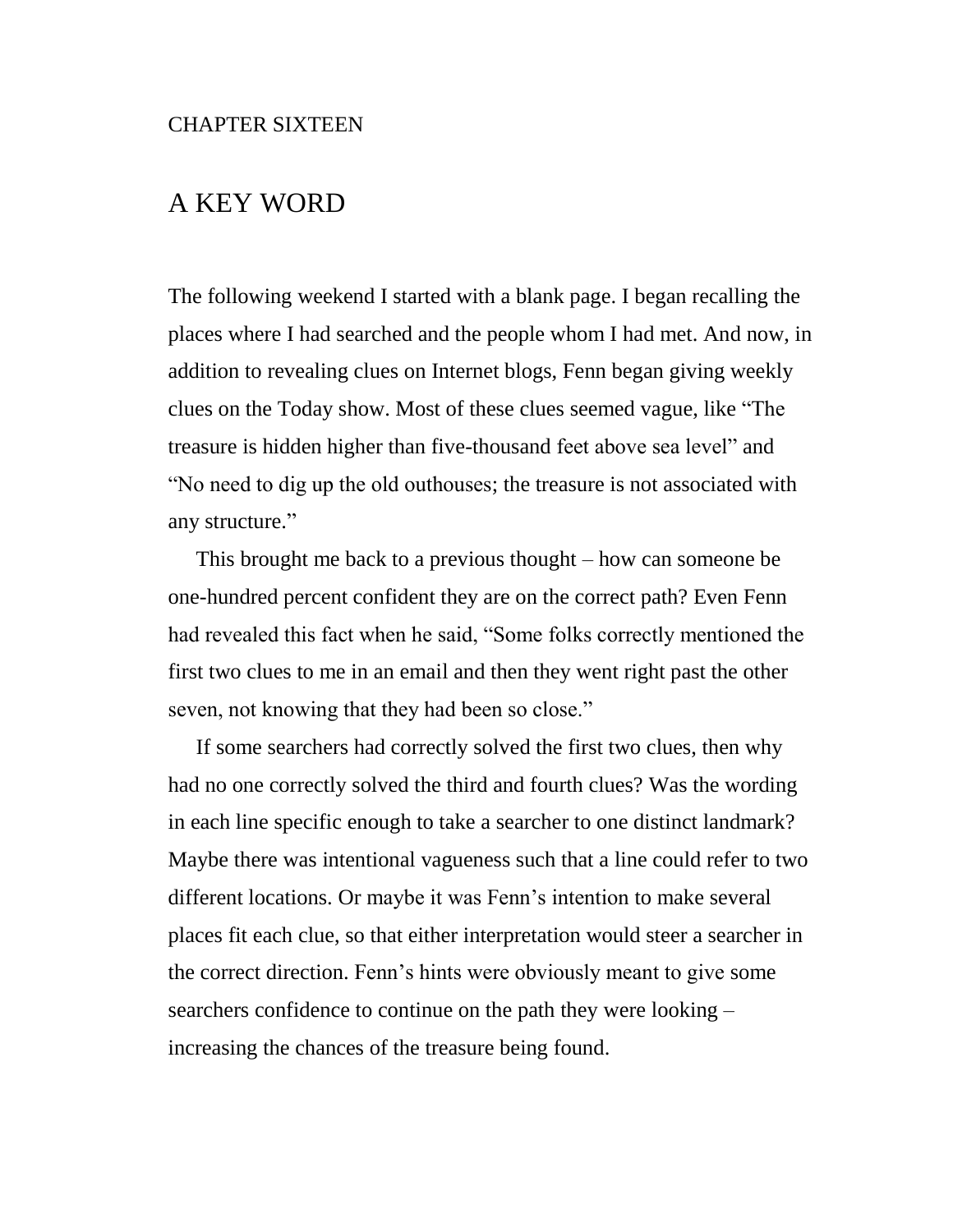CHAPTER SIXTEEN

# A KEY WORD

The following weekend I started with a blank page. I began recalling the places where I had searched and the people whom I had met. And now, in addition to revealing clues on Internet blogs, Fenn began giving weekly clues on the Today show. Most of these clues seemed vague, like "The treasure is hidden higher than five-thousand feet above sea level" and "No need to dig up the old outhouses; the treasure is not associated with any structure."

This brought me back to a previous thought – how can someone be one-hundred percent confident they are on the correct path? Even Fenn had revealed this fact when he said, "Some folks correctly mentioned the first two clues to me in an email and then they went right past the other seven, not knowing that they had been so close."

If some searchers had correctly solved the first two clues, then why had no one correctly solved the third and fourth clues? Was the wording in each line specific enough to take a searcher to one distinct landmark? Maybe there was intentional vagueness such that a line could refer to two different locations. Or maybe it was Fenn's intention to make several places fit each clue, so that either interpretation would steer a searcher in the correct direction. Fenn's hints were obviously meant to give some searchers confidence to continue on the path they were looking – increasing the chances of the treasure being found.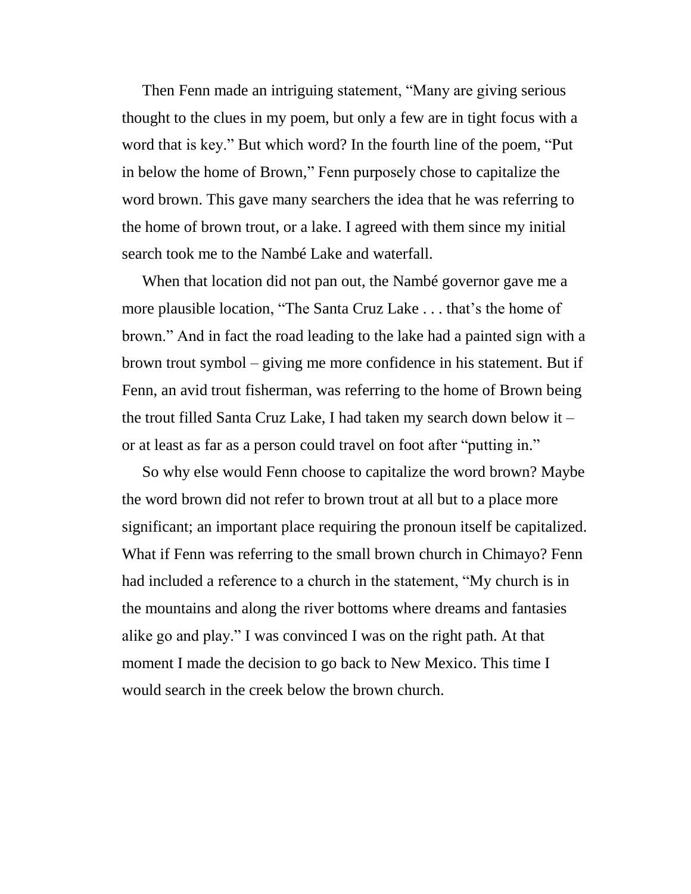Then Fenn made an intriguing statement, “Many are giving serious thought to the clues in my poem, but only a few are in tight focus with a word that is key.” But which word? In the fourth line of the poem, “Put in below the home of Brown,” Fenn purposely chose to capitalize the word brown. This gave many searchers the idea that he was referring to the home of brown trout, or a lake. I agreed with them since my initial search took me to the Nambé Lake and waterfall.

When that location did not pan out, the Nambé governor gave me a more plausible location, “The Santa Cruz Lake . . . that’s the home of brown.” And in fact the road leading to the lake had a painted sign with a brown trout symbol – giving me more confidence in his statement. But if Fenn, an avid trout fisherman, was referring to the home of Brown being the trout filled Santa Cruz Lake, I had taken my search down below it – or at least as far as a person could travel on foot after “putting in.”

So why else would Fenn choose to capitalize the word brown? Maybe the word brown did not refer to brown trout at all but to a place more significant; an important place requiring the pronoun itself be capitalized. What if Fenn was referring to the small brown church in Chimayo? Fenn had included a reference to a church in the statement, “My church is in the mountains and along the river bottoms where dreams and fantasies alike go and play.” I was convinced I was on the right path. At that moment I made the decision to go back to New Mexico. This time I would search in the creek below the brown church.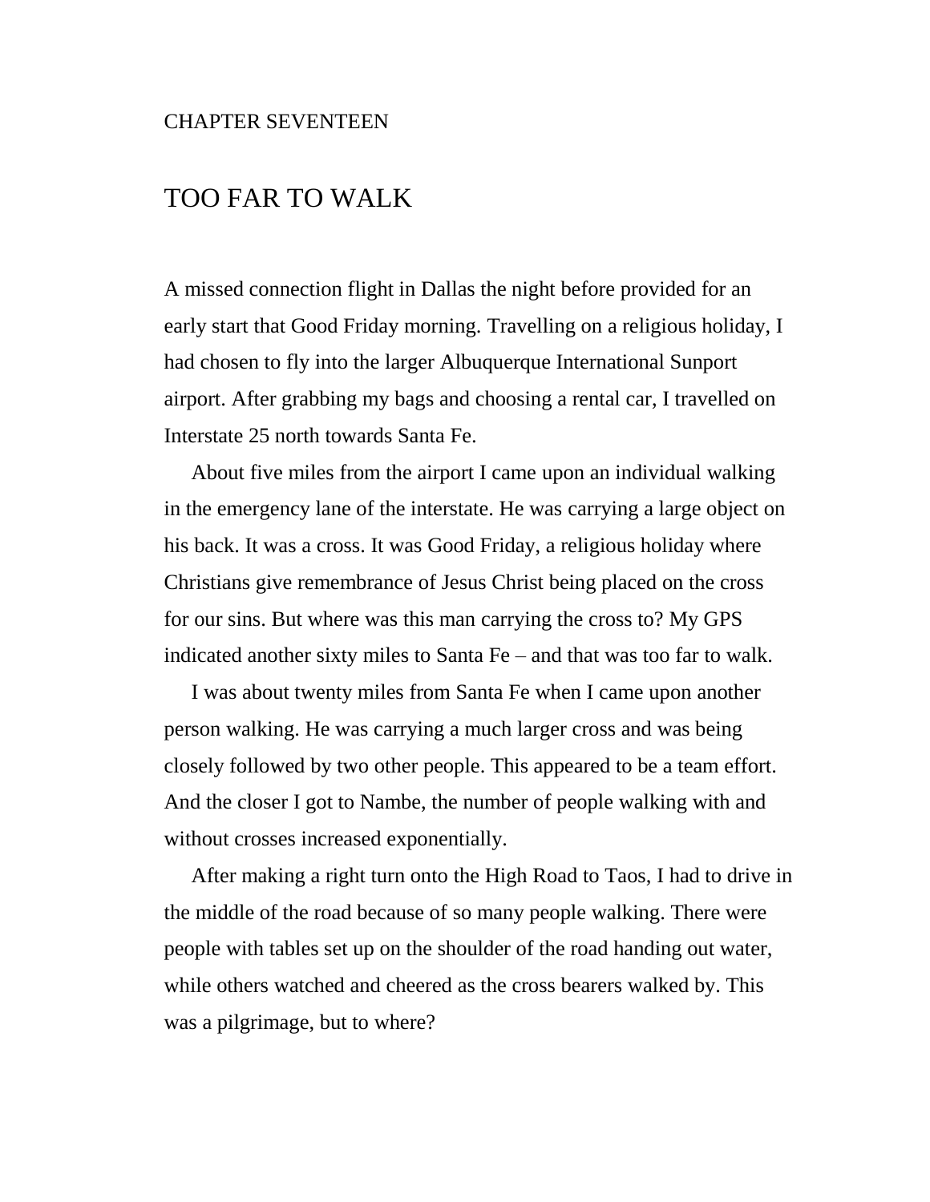CHAPTER SEVENTEEN

# TOO FAR TO WALK

A missed connection flight in Dallas the night before provided for an early start that Good Friday morning. Travelling on a religious holiday, I had chosen to fly into the larger Albuquerque International Sunport airport. After grabbing my bags and choosing a rental car, I travelled on Interstate 25 north towards Santa Fe.

About five miles from the airport I came upon an individual walking in the emergency lane of the interstate. He was carrying a large object on his back. It was a cross. It was Good Friday, a religious holiday where Christians give remembrance of Jesus Christ being placed on the cross for our sins. But where was this man carrying the cross to? My GPS indicated another sixty miles to Santa Fe – and that was too far to walk.

I was about twenty miles from Santa Fe when I came upon another person walking. He was carrying a much larger cross and was being closely followed by two other people. This appeared to be a team effort. And the closer I got to Nambe, the number of people walking with and without crosses increased exponentially.

After making a right turn onto the High Road to Taos, I had to drive in the middle of the road because of so many people walking. There were people with tables set up on the shoulder of the road handing out water, while others watched and cheered as the cross bearers walked by. This was a pilgrimage, but to where?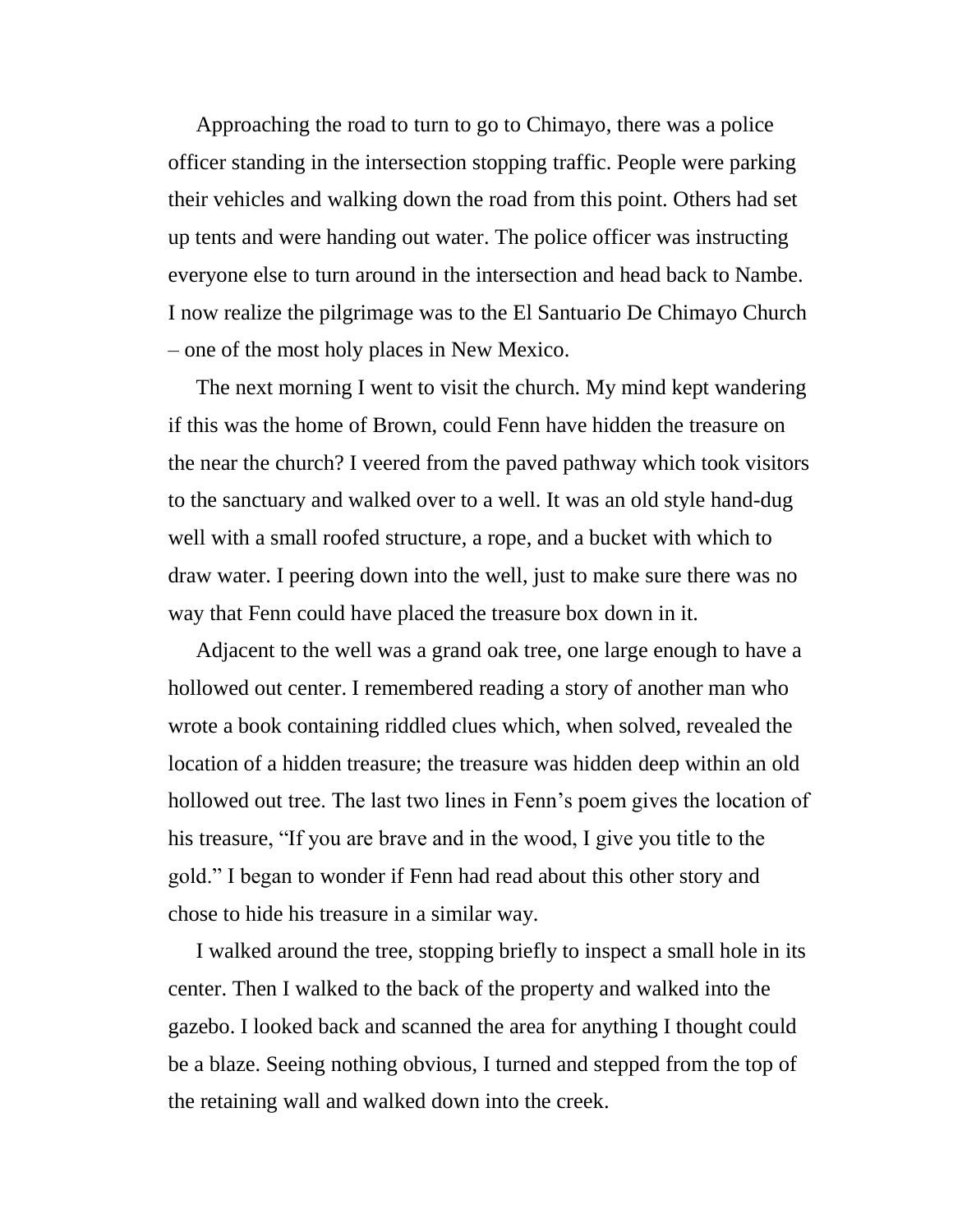Approaching the road to turn to go to Chimayo, there was a police officer standing in the intersection stopping traffic. People were parking their vehicles and walking down the road from this point. Others had set up tents and were handing out water. The police officer was instructing everyone else to turn around in the intersection and head back to Nambe. I now realize the pilgrimage was to the El Santuario De Chimayo Church – one of the most holy places in New Mexico.

The next morning I went to visit the church. My mind kept wandering if this was the home of Brown, could Fenn have hidden the treasure on the near the church? I veered from the paved pathway which took visitors to the sanctuary and walked over to a well. It was an old style hand-dug well with a small roofed structure, a rope, and a bucket with which to draw water. I peering down into the well, just to make sure there was no way that Fenn could have placed the treasure box down in it.

Adjacent to the well was a grand oak tree, one large enough to have a hollowed out center. I remembered reading a story of another man who wrote a book containing riddled clues which, when solved, revealed the location of a hidden treasure; the treasure was hidden deep within an old hollowed out tree. The last two lines in Fenn's poem gives the location of his treasure, "If you are brave and in the wood, I give you title to the gold." I began to wonder if Fenn had read about this other story and chose to hide his treasure in a similar way.

I walked around the tree, stopping briefly to inspect a small hole in its center. Then I walked to the back of the property and walked into the gazebo. I looked back and scanned the area for anything I thought could be a blaze. Seeing nothing obvious, I turned and stepped from the top of the retaining wall and walked down into the creek.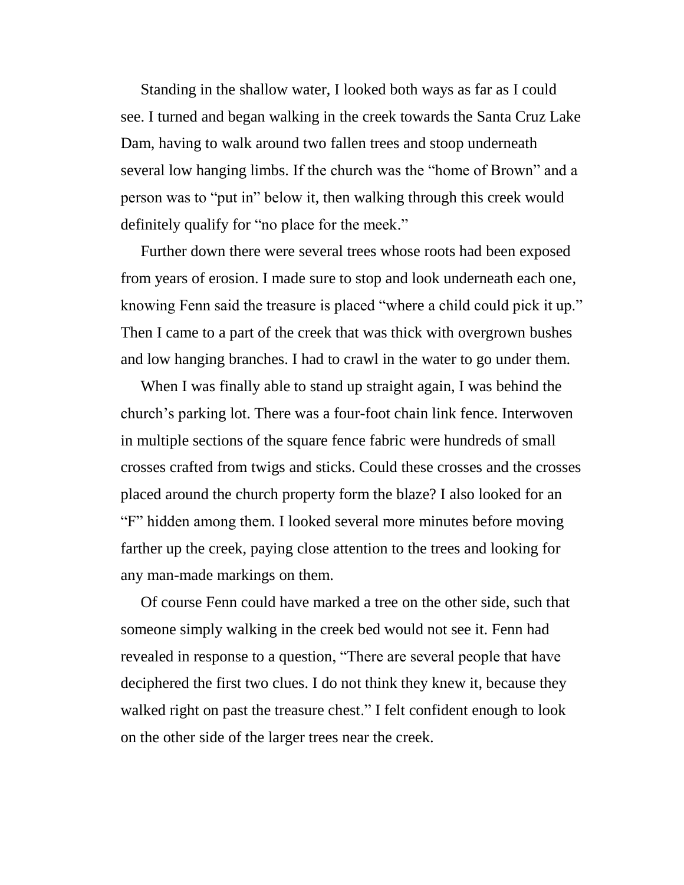Standing in the shallow water, I looked both ways as far as I could see. I turned and began walking in the creek towards the Santa Cruz Lake Dam, having to walk around two fallen trees and stoop underneath several low hanging limbs. If the church was the "home of Brown" and a person was to "put in" below it, then walking through this creek would definitely qualify for "no place for the meek."

Further down there were several trees whose roots had been exposed from years of erosion. I made sure to stop and look underneath each one, knowing Fenn said the treasure is placed "where a child could pick it up." Then I came to a part of the creek that was thick with overgrown bushes and low hanging branches. I had to crawl in the water to go under them.

When I was finally able to stand up straight again, I was behind the church's parking lot. There was a four-foot chain link fence. Interwoven in multiple sections of the square fence fabric were hundreds of small crosses crafted from twigs and sticks. Could these crosses and the crosses placed around the church property form the blaze? I also looked for an "F" hidden among them. I looked several more minutes before moving farther up the creek, paying close attention to the trees and looking for any man-made markings on them.

Of course Fenn could have marked a tree on the other side, such that someone simply walking in the creek bed would not see it. Fenn had revealed in response to a question, "There are several people that have deciphered the first two clues. I do not think they knew it, because they walked right on past the treasure chest." I felt confident enough to look on the other side of the larger trees near the creek.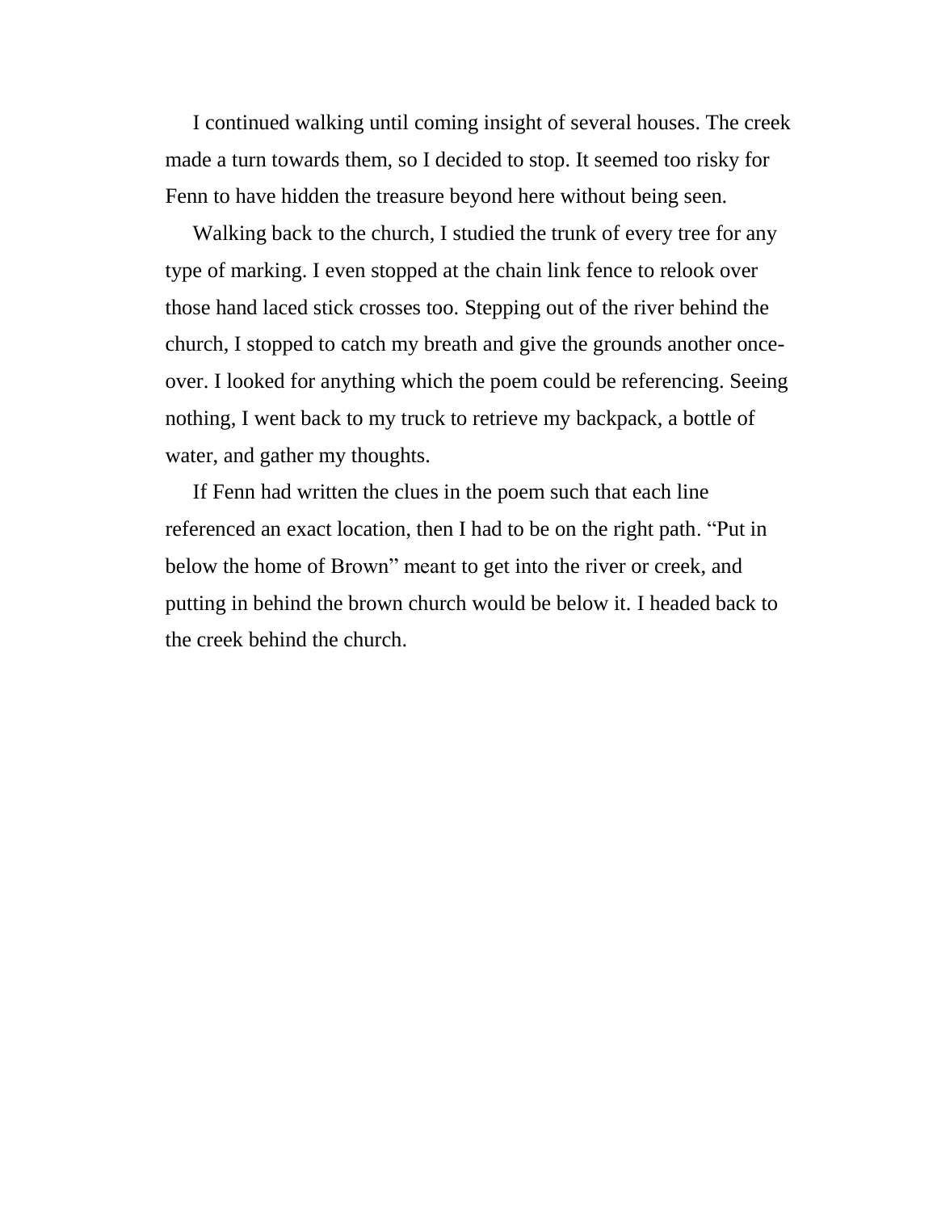I continued walking until coming insight of several houses. The creek made a turn towards them, so I decided to stop. It seemed too risky for Fenn to have hidden the treasure beyond here without being seen.

Walking back to the church, I studied the trunk of every tree for any type of marking. I even stopped at the chain link fence to relook over those hand laced stick crosses too. Stepping out of the river behind the church, I stopped to catch my breath and give the grounds another once-over. I looked for anything which the poem could be referencing. Seeing nothing, I went back to my truck to retrieve my backpack, a bottle of water, and gather my thoughts.

If Fenn had written the clues in the poem such that each line referenced an exact location, then I had to be on the right path. "Put in below the home of Brown" meant to get into the river or creek, and putting in behind the brown church would be below it. I headed back to the creek behind the church.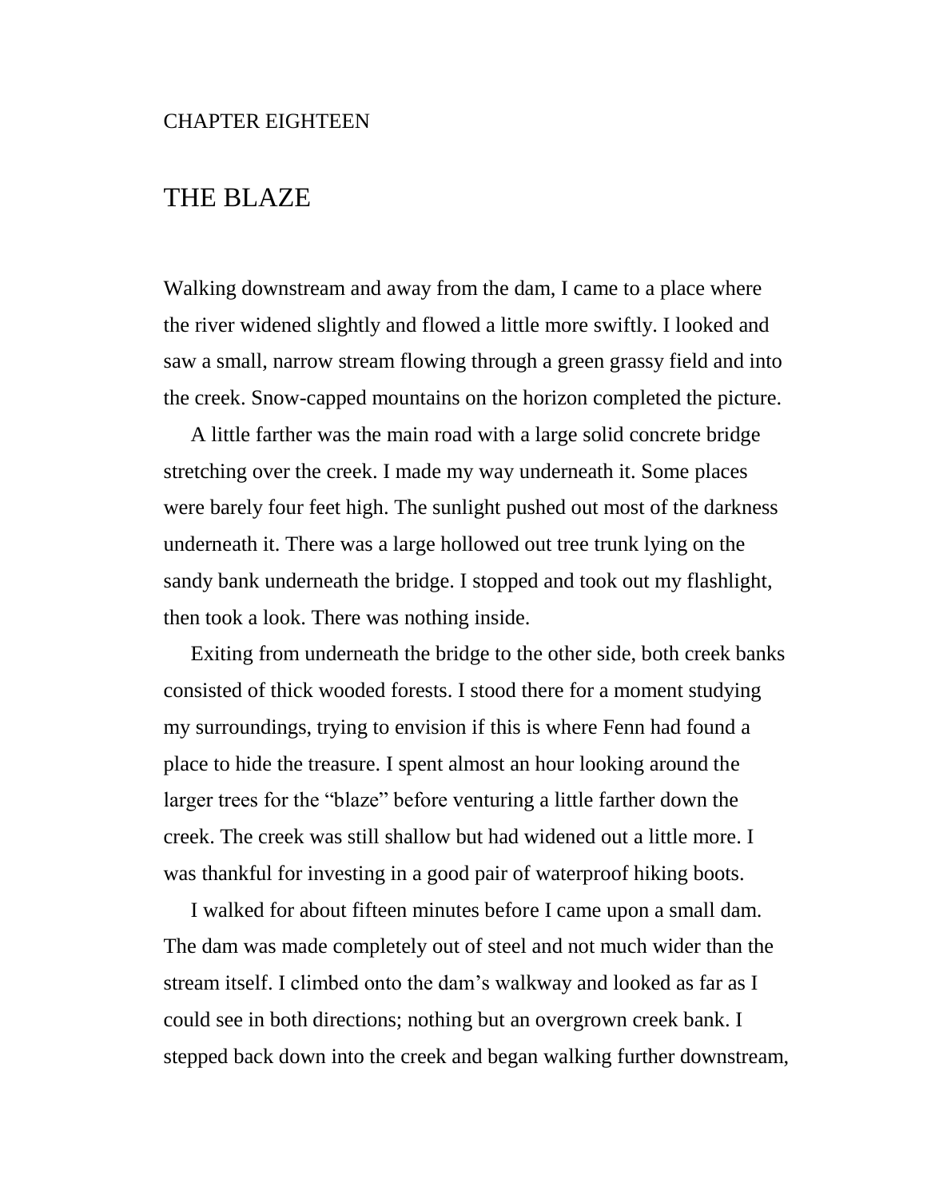CHAPTER EIGHTEEN

# THE BLAZE

Walking downstream and away from the dam, I came to a place where the river widened slightly and flowed a little more swiftly. I looked and saw a small, narrow stream flowing through a green grassy field and into the creek. Snow-capped mountains on the horizon completed the picture.

A little farther was the main road with a large solid concrete bridge stretching over the creek. I made my way underneath it. Some places were barely four feet high. The sunlight pushed out most of the darkness underneath it. There was a large hollowed out tree trunk lying on the sandy bank underneath the bridge. I stopped and took out my flashlight, then took a look. There was nothing inside.

Exiting from underneath the bridge to the other side, both creek banks consisted of thick wooded forests. I stood there for a moment studying my surroundings, trying to envision if this is where Fenn had found a place to hide the treasure. I spent almost an hour looking around the larger trees for the "blaze" before venturing a little farther down the creek. The creek was still shallow but had widened out a little more. I was thankful for investing in a good pair of waterproof hiking boots.

I walked for about fifteen minutes before I came upon a small dam. The dam was made completely out of steel and not much wider than the stream itself. I climbed onto the dam's walkway and looked as far as I could see in both directions; nothing but an overgrown creek bank. I stepped back down into the creek and began walking further downstream,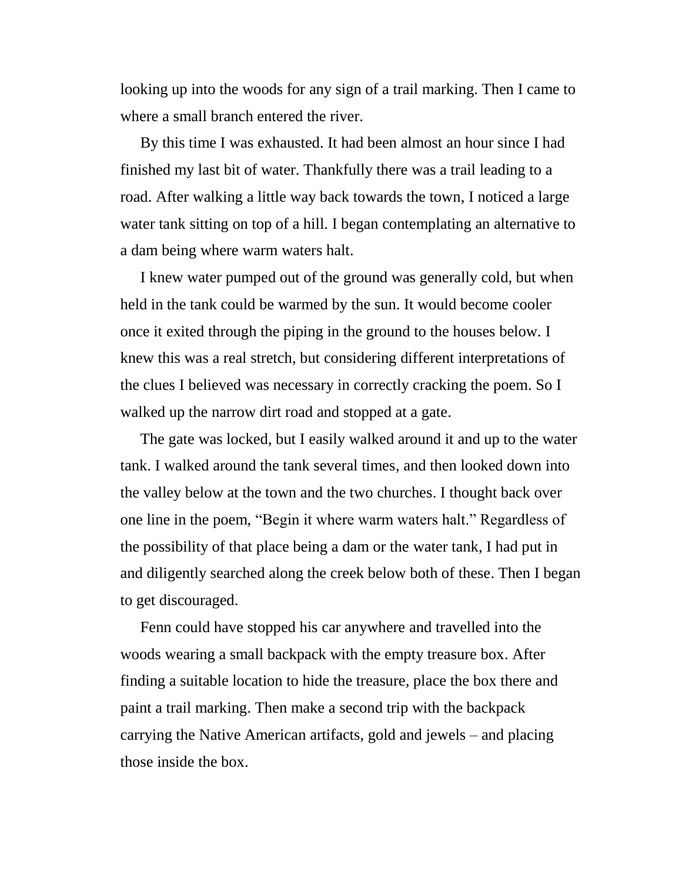looking up into the woods for any sign of a trail marking. Then I came to where a small branch entered the river.

By this time I was exhausted. It had been almost an hour since I had finished my last bit of water. Thankfully there was a trail leading to a road. After walking a little way back towards the town, I noticed a large water tank sitting on top of a hill. I began contemplating an alternative to a dam being where warm waters halt.

I knew water pumped out of the ground was generally cold, but when held in the tank could be warmed by the sun. It would become cooler once it exited through the piping in the ground to the houses below. I knew this was a real stretch, but considering different interpretations of the clues I believed was necessary in correctly cracking the poem. So I walked up the narrow dirt road and stopped at a gate.

The gate was locked, but I easily walked around it and up to the water tank. I walked around the tank several times, and then looked down into the valley below at the town and the two churches. I thought back over one line in the poem, “Begin it where warm waters halt.” Regardless of the possibility of that place being a dam or the water tank, I had put in and diligently searched along the creek below both of these. Then I began to get discouraged.

Fenn could have stopped his car anywhere and travelled into the woods wearing a small backpack with the empty treasure box. After finding a suitable location to hide the treasure, place the box there and paint a trail marking. Then make a second trip with the backpack carrying the Native American artifacts, gold and jewels – and placing those inside the box.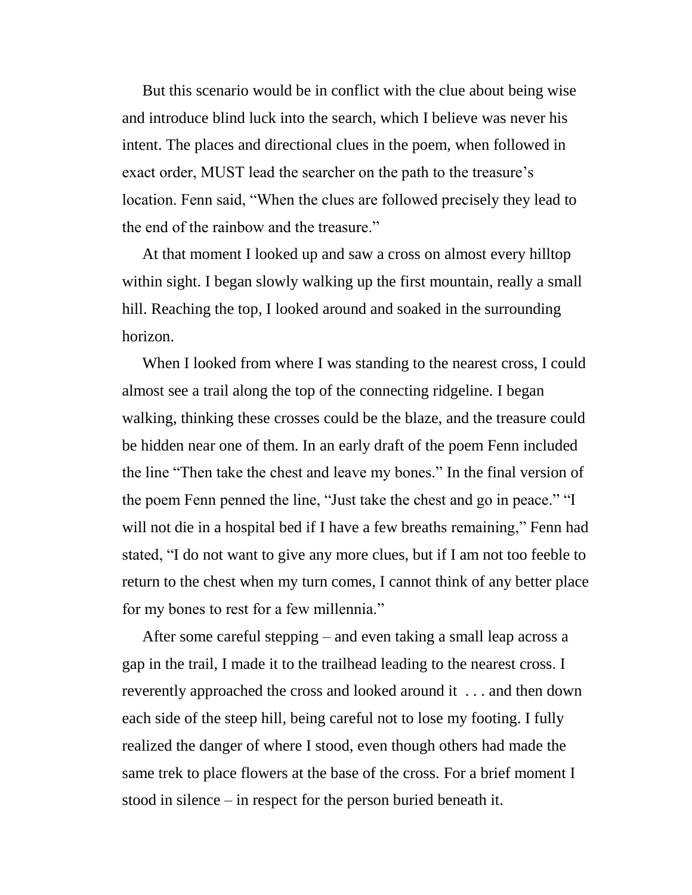But this scenario would be in conflict with the clue about being wise and introduce blind luck into the search, which I believe was never his intent. The places and directional clues in the poem, when followed in exact order, MUST lead the searcher on the path to the treasure's location. Fenn said, "When the clues are followed precisely they lead to the end of the rainbow and the treasure."

At that moment I looked up and saw a cross on almost every hilltop within sight. I began slowly walking up the first mountain, really a small hill. Reaching the top, I looked around and soaked in the surrounding horizon.

When I looked from where I was standing to the nearest cross, I could almost see a trail along the top of the connecting ridgeline. I began walking, thinking these crosses could be the blaze, and the treasure could be hidden near one of them. In an early draft of the poem Fenn included the line "Then take the chest and leave my bones." In the final version of the poem Fenn penned the line, "Just take the chest and go in peace." "I will not die in a hospital bed if I have a few breaths remaining," Fenn had stated, "I do not want to give any more clues, but if I am not too feeble to return to the chest when my turn comes, I cannot think of any better place for my bones to rest for a few millennia."

After some careful stepping – and even taking a small leap across a gap in the trail, I made it to the trailhead leading to the nearest cross. I reverently approached the cross and looked around it . . . and then down each side of the steep hill, being careful not to lose my footing. I fully realized the danger of where I stood, even though others had made the same trek to place flowers at the base of the cross. For a brief moment I stood in silence – in respect for the person buried beneath it.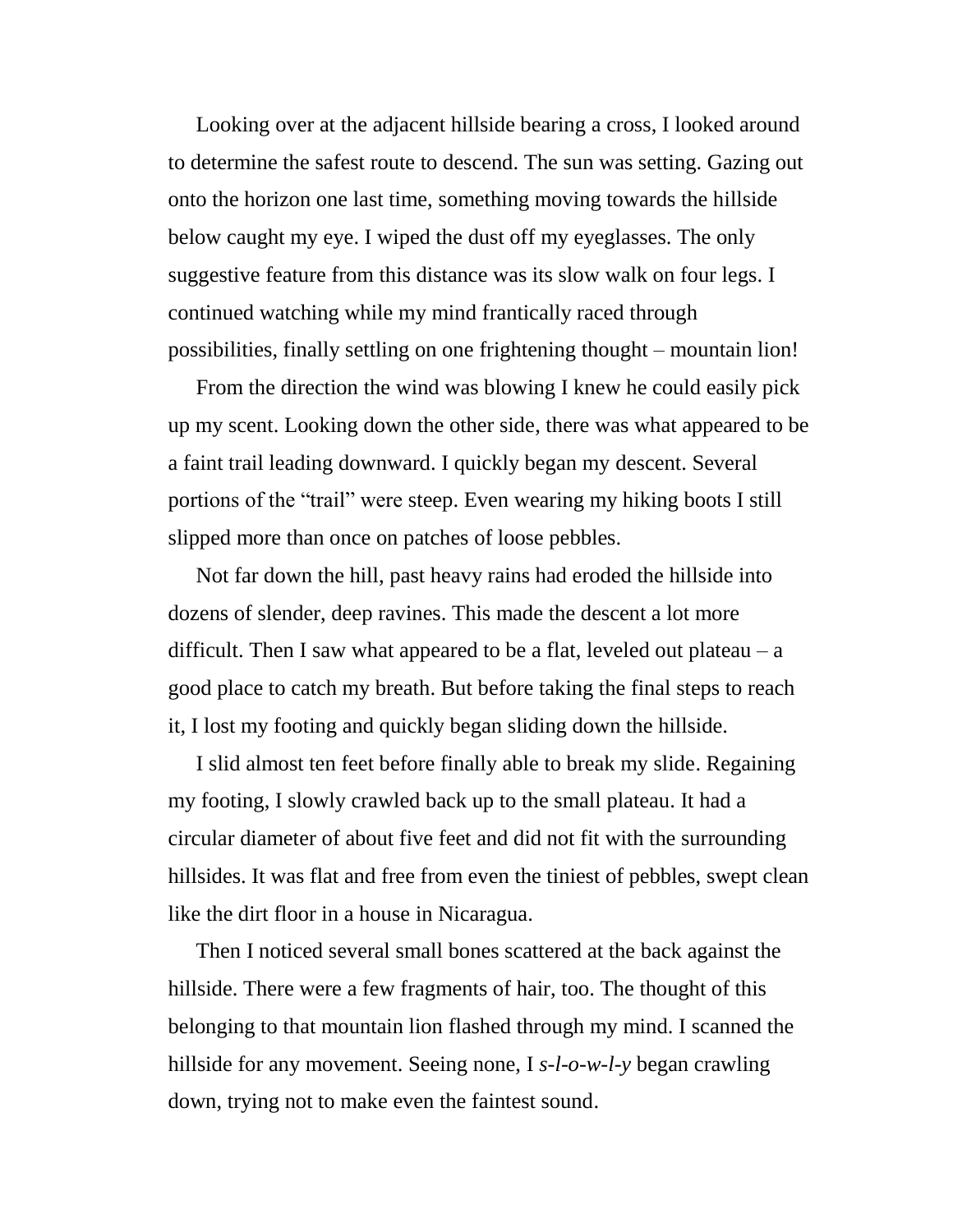Looking over at the adjacent hillside bearing a cross, I looked around to determine the safest route to descend. The sun was setting. Gazing out onto the horizon one last time, something moving towards the hillside below caught my eye. I wiped the dust off my eyeglasses. The only suggestive feature from this distance was its slow walk on four legs. I continued watching while my mind frantically raced through possibilities, finally settling on one frightening thought – mountain lion!

From the direction the wind was blowing I knew he could easily pick up my scent. Looking down the other side, there was what appeared to be a faint trail leading downward. I quickly began my descent. Several portions of the "trail" were steep. Even wearing my hiking boots I still slipped more than once on patches of loose pebbles.

Not far down the hill, past heavy rains had eroded the hillside into dozens of slender, deep ravines. This made the descent a lot more difficult. Then I saw what appeared to be a flat, leveled out plateau – a good place to catch my breath. But before taking the final steps to reach it, I lost my footing and quickly began sliding down the hillside.

I slid almost ten feet before finally able to break my slide. Regaining my footing, I slowly crawled back up to the small plateau. It had a circular diameter of about five feet and did not fit with the surrounding hillsides. It was flat and free from even the tiniest of pebbles, swept clean like the dirt floor in a house in Nicaragua.

Then I noticed several small bones scattered at the back against the hillside. There were a few fragments of hair, too. The thought of this belonging to that mountain lion flashed through my mind. I scanned the hillside for any movement. Seeing none, I *s-l-o-w-l-y* began crawling down, trying not to make even the faintest sound.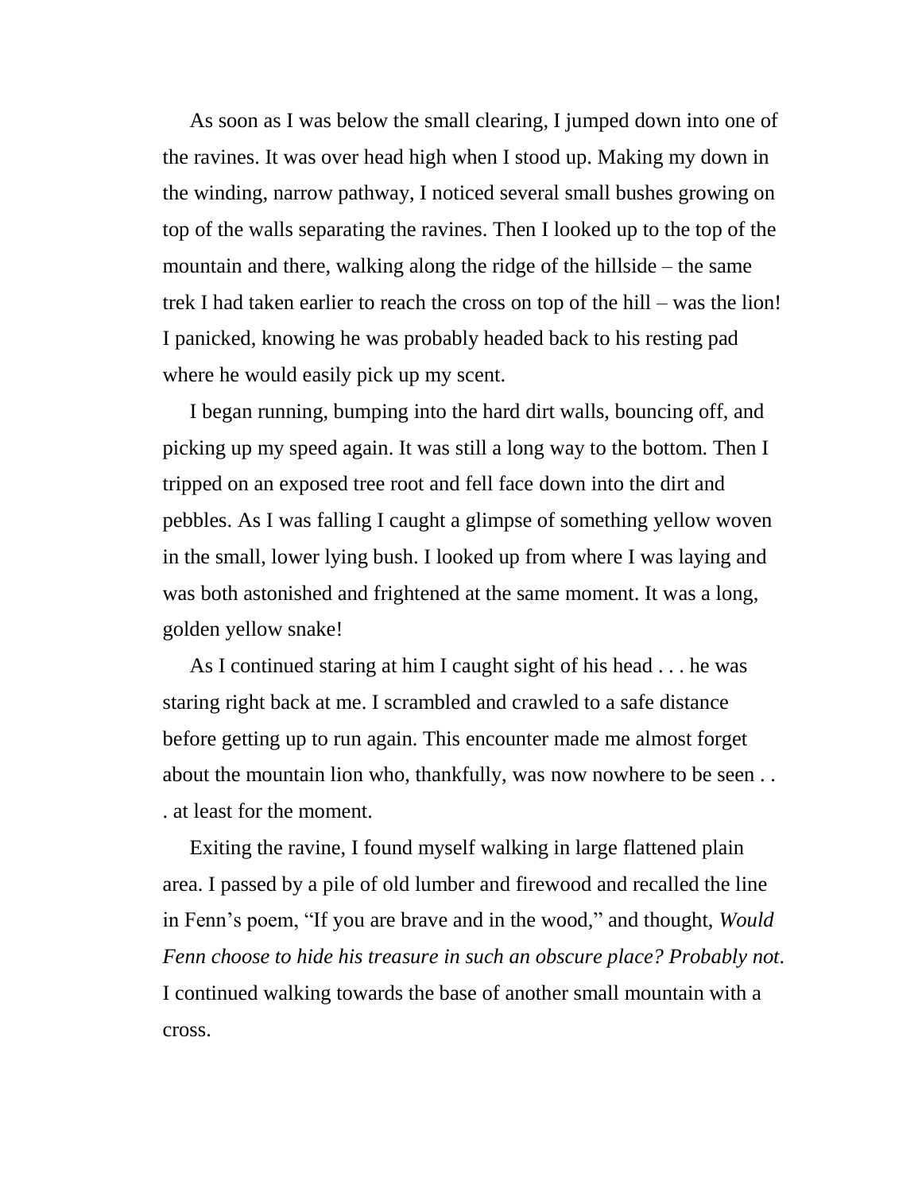As soon as I was below the small clearing, I jumped down into one of the ravines. It was over head high when I stood up. Making my down in the winding, narrow pathway, I noticed several small bushes growing on top of the walls separating the ravines. Then I looked up to the top of the mountain and there, walking along the ridge of the hillside – the same trek I had taken earlier to reach the cross on top of the hill – was the lion! I panicked, knowing he was probably headed back to his resting pad where he would easily pick up my scent.

I began running, bumping into the hard dirt walls, bouncing off, and picking up my speed again. It was still a long way to the bottom. Then I tripped on an exposed tree root and fell face down into the dirt and pebbles. As I was falling I caught a glimpse of something yellow woven in the small, lower lying bush. I looked up from where I was laying and was both astonished and frightened at the same moment. It was a long, golden yellow snake!

As I continued staring at him I caught sight of his head . . . he was staring right back at me. I scrambled and crawled to a safe distance before getting up to run again. This encounter made me almost forget about the mountain lion who, thankfully, was now nowhere to be seen . . . at least for the moment.

Exiting the ravine, I found myself walking in large flattened plain area. I passed by a pile of old lumber and firewood and recalled the line in Fenn's poem, "If you are brave and in the wood," and thought, *Would Fenn choose to hide his treasure in such an obscure place? Probably not*. I continued walking towards the base of another small mountain with a cross.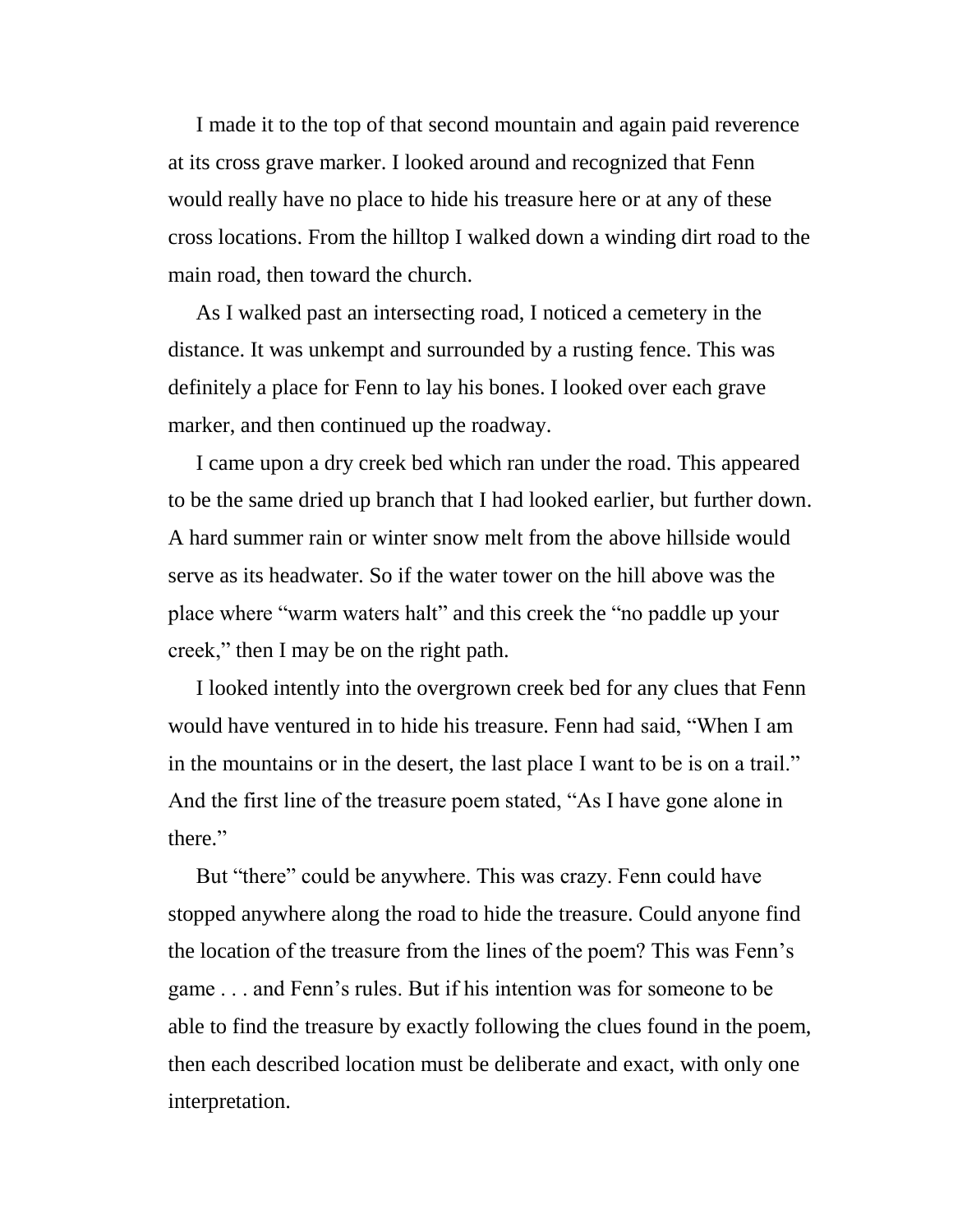I made it to the top of that second mountain and again paid reverence at its cross grave marker. I looked around and recognized that Fenn would really have no place to hide his treasure here or at any of these cross locations. From the hilltop I walked down a winding dirt road to the main road, then toward the church.

As I walked past an intersecting road, I noticed a cemetery in the distance. It was unkempt and surrounded by a rusting fence. This was definitely a place for Fenn to lay his bones. I looked over each grave marker, and then continued up the roadway.

I came upon a dry creek bed which ran under the road. This appeared to be the same dried up branch that I had looked earlier, but further down. A hard summer rain or winter snow melt from the above hillside would serve as its headwater. So if the water tower on the hill above was the place where "warm waters halt" and this creek the "no paddle up your creek," then I may be on the right path.

I looked intently into the overgrown creek bed for any clues that Fenn would have ventured in to hide his treasure. Fenn had said, "When I am in the mountains or in the desert, the last place I want to be is on a trail." And the first line of the treasure poem stated, "As I have gone alone in there."

But "there" could be anywhere. This was crazy. Fenn could have stopped anywhere along the road to hide the treasure. Could anyone find the location of the treasure from the lines of the poem? This was Fenn's game . . . and Fenn's rules. But if his intention was for someone to be able to find the treasure by exactly following the clues found in the poem, then each described location must be deliberate and exact, with only one interpretation.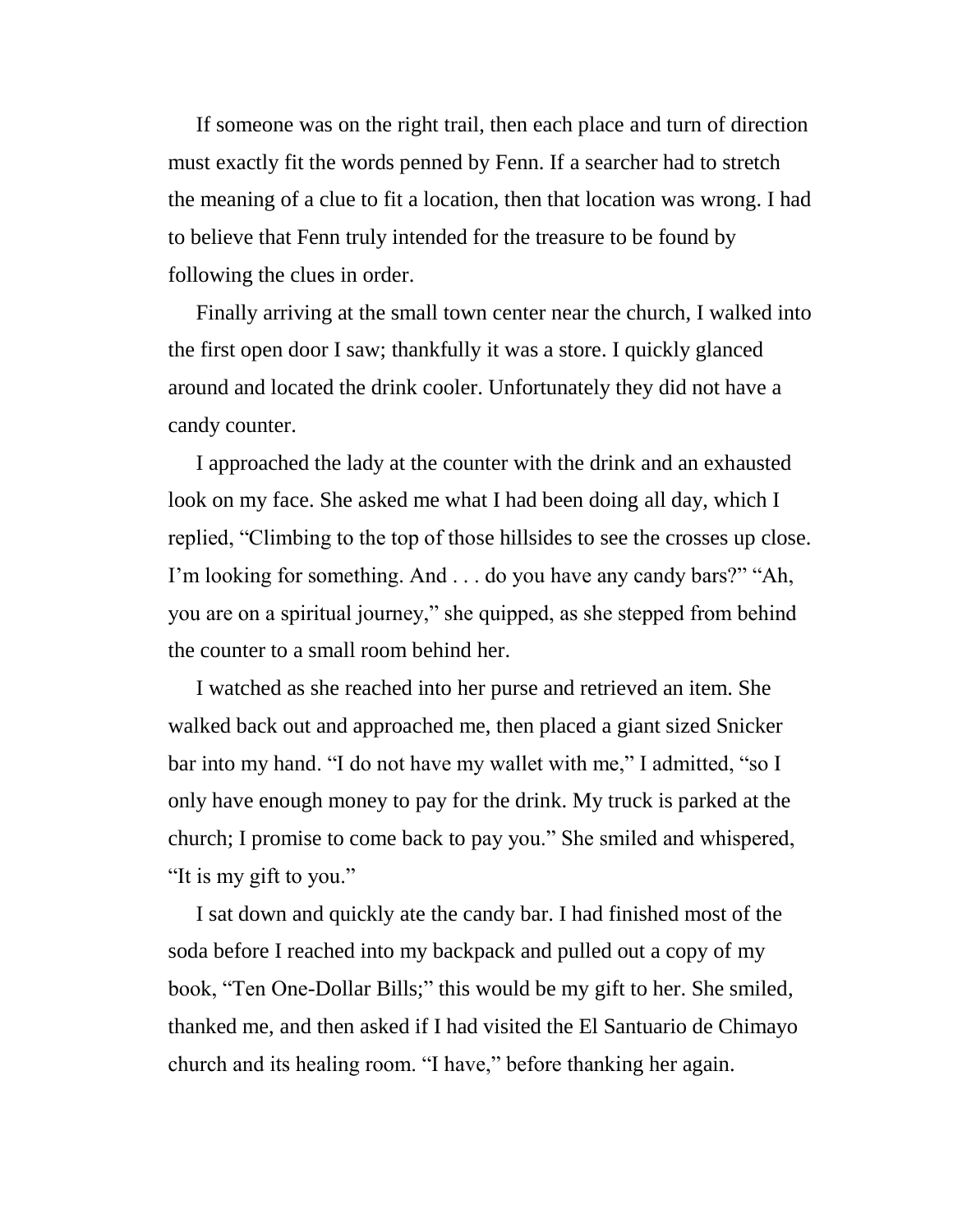If someone was on the right trail, then each place and turn of direction must exactly fit the words penned by Fenn. If a searcher had to stretch the meaning of a clue to fit a location, then that location was wrong. I had to believe that Fenn truly intended for the treasure to be found by following the clues in order.

Finally arriving at the small town center near the church, I walked into the first open door I saw; thankfully it was a store. I quickly glanced around and located the drink cooler. Unfortunately they did not have a candy counter.

I approached the lady at the counter with the drink and an exhausted look on my face. She asked me what I had been doing all day, which I replied, "Climbing to the top of those hillsides to see the crosses up close. I'm looking for something. And . . . do you have any candy bars?" "Ah, you are on a spiritual journey," she quipped, as she stepped from behind the counter to a small room behind her.

I watched as she reached into her purse and retrieved an item. She walked back out and approached me, then placed a giant sized Snicker bar into my hand. "I do not have my wallet with me," I admitted, "so I only have enough money to pay for the drink. My truck is parked at the church; I promise to come back to pay you." She smiled and whispered, "It is my gift to you."

I sat down and quickly ate the candy bar. I had finished most of the soda before I reached into my backpack and pulled out a copy of my book, "Ten One-Dollar Bills;" this would be my gift to her. She smiled, thanked me, and then asked if I had visited the El Santuario de Chimayo church and its healing room. "I have," before thanking her again.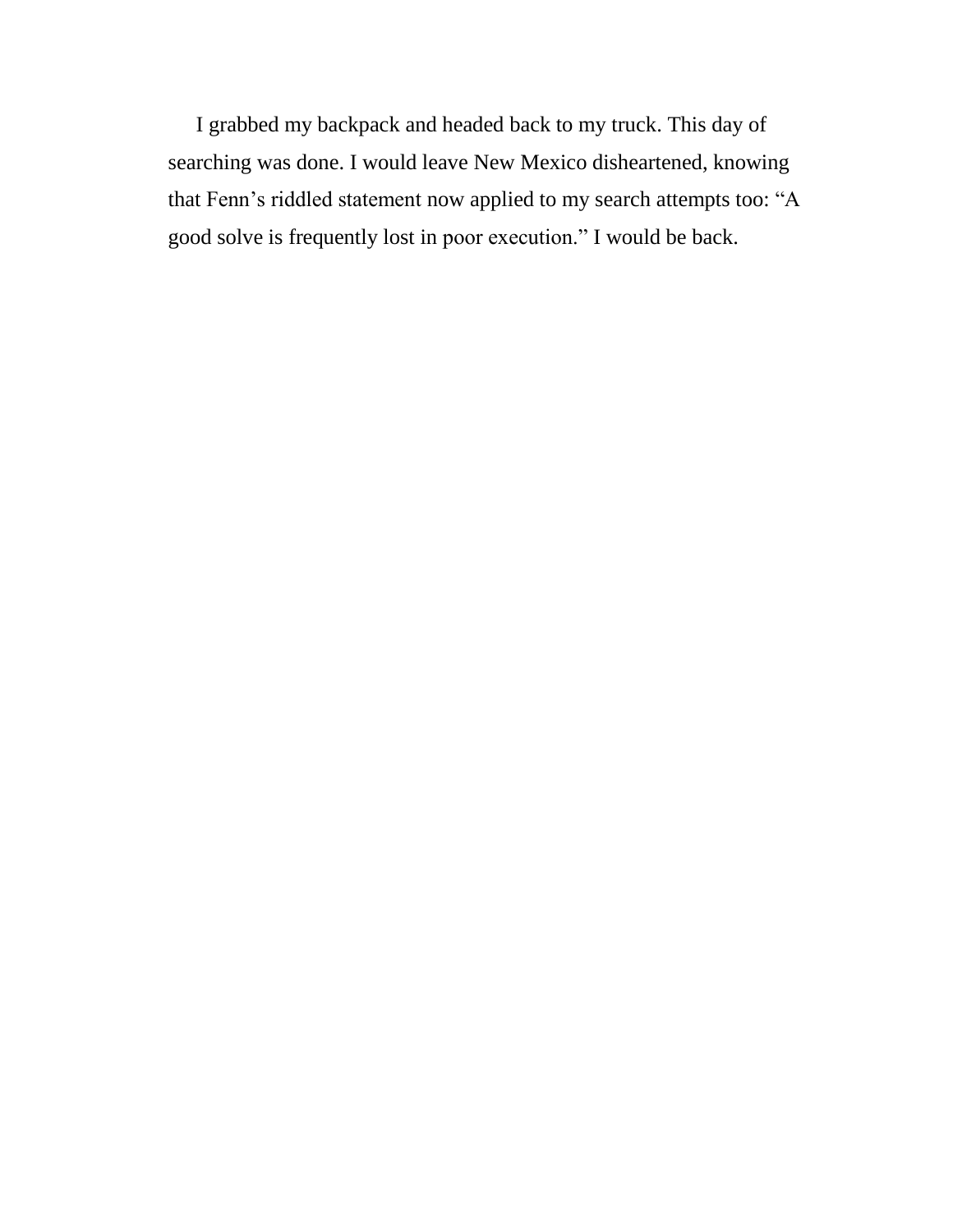I grabbed my backpack and headed back to my truck. This day of searching was done. I would leave New Mexico disheartened, knowing that Fenn's riddled statement now applied to my search attempts too: "A good solve is frequently lost in poor execution." I would be back.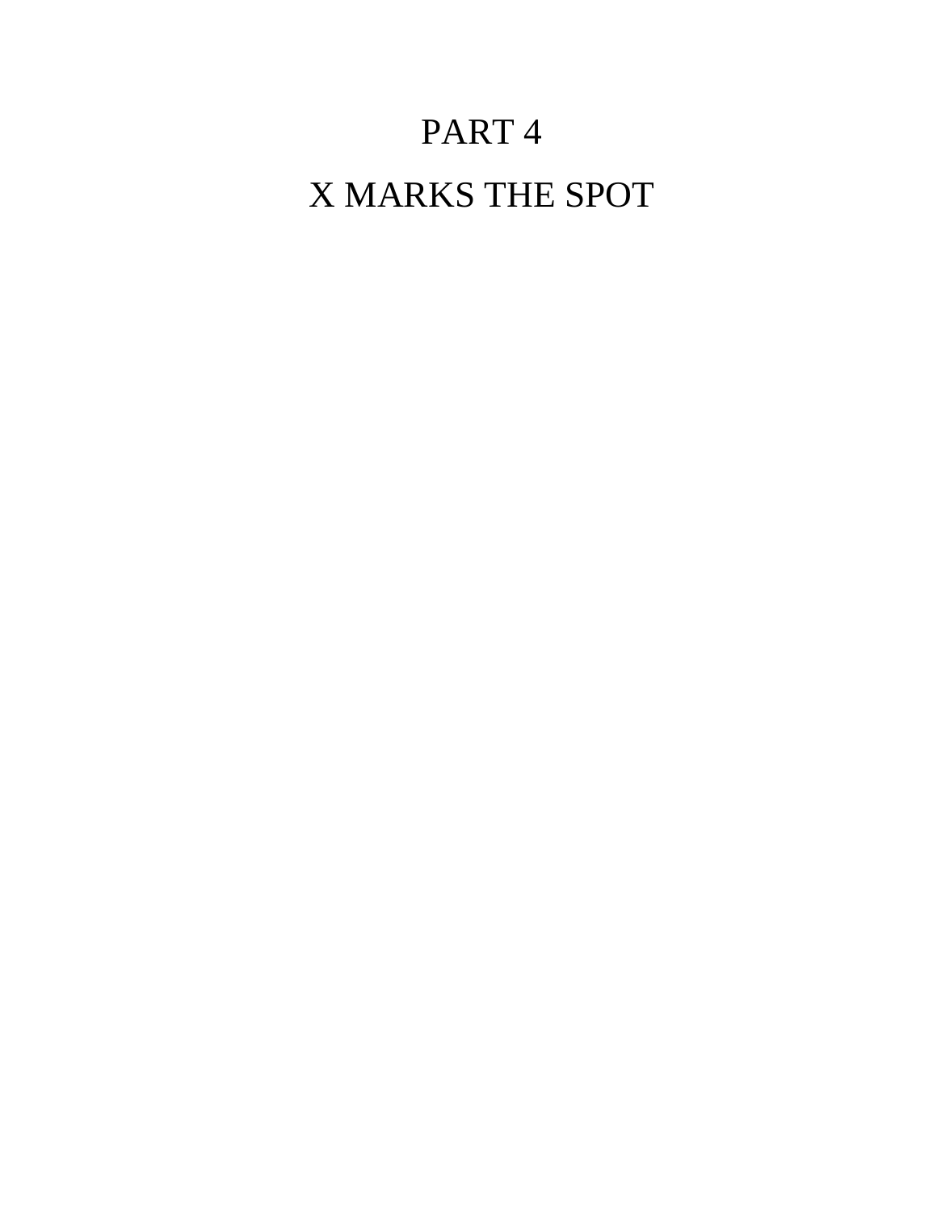# PART 4

# X MARKS THE SPOT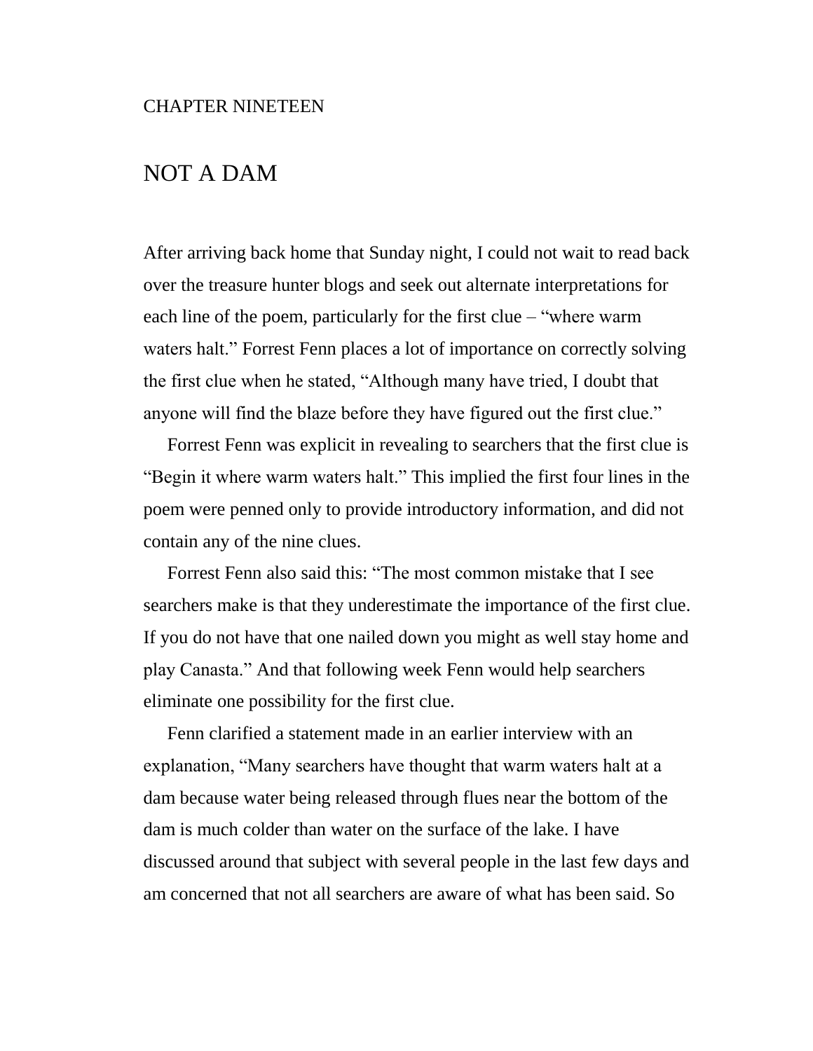CHAPTER NINETEEN

# NOT A DAM

After arriving back home that Sunday night, I could not wait to read back over the treasure hunter blogs and seek out alternate interpretations for each line of the poem, particularly for the first clue – "where warm waters halt." Forrest Fenn places a lot of importance on correctly solving the first clue when he stated, "Although many have tried, I doubt that anyone will find the blaze before they have figured out the first clue."

Forrest Fenn was explicit in revealing to searchers that the first clue is "Begin it where warm waters halt." This implied the first four lines in the poem were penned only to provide introductory information, and did not contain any of the nine clues.

Forrest Fenn also said this: "The most common mistake that I see searchers make is that they underestimate the importance of the first clue. If you do not have that one nailed down you might as well stay home and play Canasta." And that following week Fenn would help searchers eliminate one possibility for the first clue.

Fenn clarified a statement made in an earlier interview with an explanation, "Many searchers have thought that warm waters halt at a dam because water being released through flues near the bottom of the dam is much colder than water on the surface of the lake. I have discussed around that subject with several people in the last few days and am concerned that not all searchers are aware of what has been said. So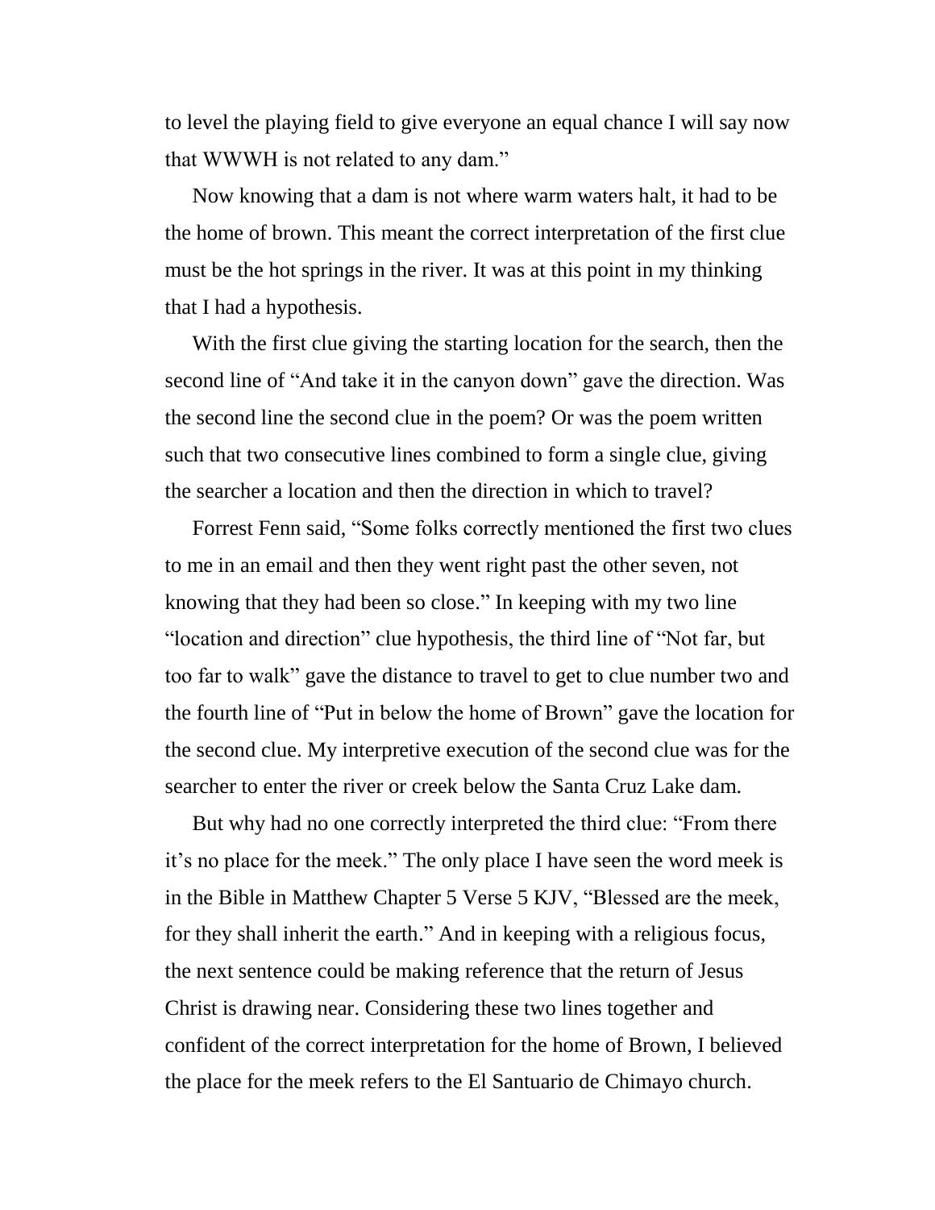to level the playing field to give everyone an equal chance I will say now that WWWH is not related to any dam."

Now knowing that a dam is not where warm waters halt, it had to be the home of brown. This meant the correct interpretation of the first clue must be the hot springs in the river. It was at this point in my thinking that I had a hypothesis.

With the first clue giving the starting location for the search, then the second line of "And take it in the canyon down" gave the direction. Was the second line the second clue in the poem? Or was the poem written such that two consecutive lines combined to form a single clue, giving the searcher a location and then the direction in which to travel?

Forrest Fenn said, "Some folks correctly mentioned the first two clues to me in an email and then they went right past the other seven, not knowing that they had been so close." In keeping with my two line "location and direction" clue hypothesis, the third line of "Not far, but too far to walk" gave the distance to travel to get to clue number two and the fourth line of "Put in below the home of Brown" gave the location for the second clue. My interpretive execution of the second clue was for the searcher to enter the river or creek below the Santa Cruz Lake dam.

But why had no one correctly interpreted the third clue: "From there it's no place for the meek." The only place I have seen the word meek is in the Bible in Matthew Chapter 5 Verse 5 KJV, "Blessed are the meek, for they shall inherit the earth." And in keeping with a religious focus, the next sentence could be making reference that the return of Jesus Christ is drawing near. Considering these two lines together and confident of the correct interpretation for the home of Brown, I believed the place for the meek refers to the El Santuario de Chimayo church.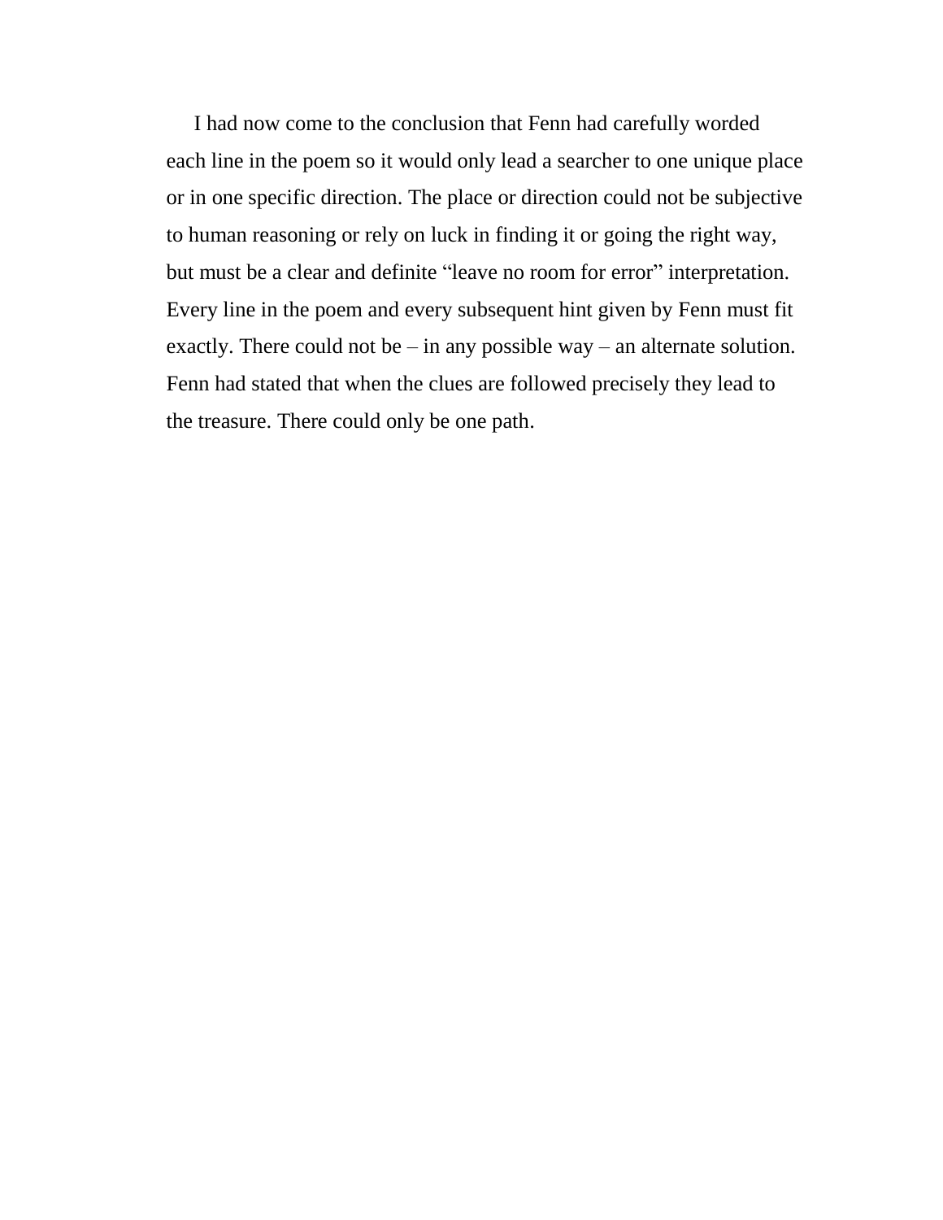I had now come to the conclusion that Fenn had carefully worded each line in the poem so it would only lead a searcher to one unique place or in one specific direction. The place or direction could not be subjective to human reasoning or rely on luck in finding it or going the right way, but must be a clear and definite "leave no room for error" interpretation. Every line in the poem and every subsequent hint given by Fenn must fit exactly. There could not be – in any possible way – an alternate solution. Fenn had stated that when the clues are followed precisely they lead to the treasure. There could only be one path.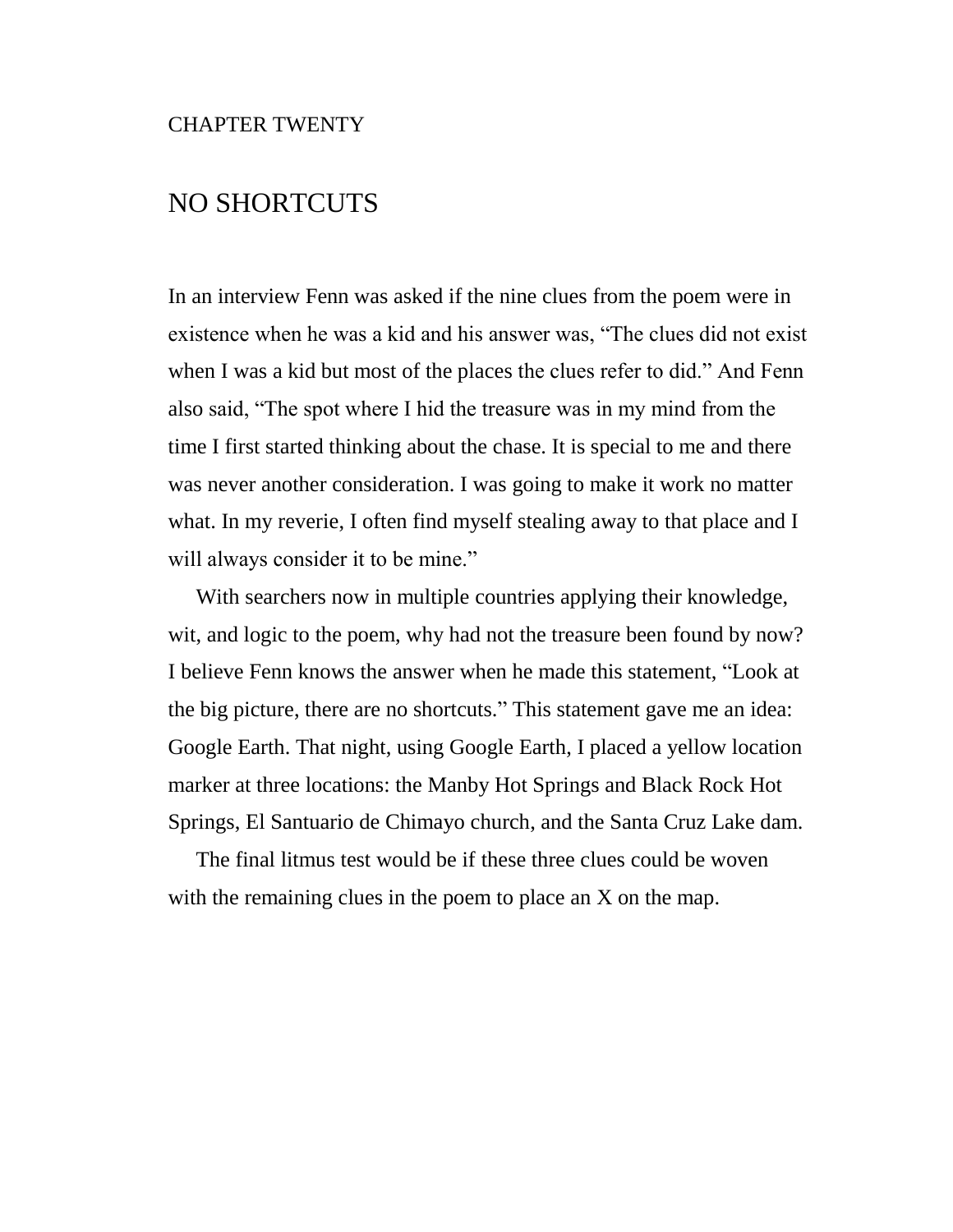CHAPTER TWENTY

# NO SHORTCUTS

In an interview Fenn was asked if the nine clues from the poem were in existence when he was a kid and his answer was, “The clues did not exist when I was a kid but most of the places the clues refer to did.” And Fenn also said, “The spot where I hid the treasure was in my mind from the time I first started thinking about the chase. It is special to me and there was never another consideration. I was going to make it work no matter what. In my reverie, I often find myself stealing away to that place and I will always consider it to be mine.”

With searchers now in multiple countries applying their knowledge, wit, and logic to the poem, why had not the treasure been found by now? I believe Fenn knows the answer when he made this statement, “Look at the big picture, there are no shortcuts.” This statement gave me an idea: Google Earth. That night, using Google Earth, I placed a yellow location marker at three locations: the Manby Hot Springs and Black Rock Hot Springs, El Santuario de Chimayo church, and the Santa Cruz Lake dam.

The final litmus test would be if these three clues could be woven with the remaining clues in the poem to place an X on the map.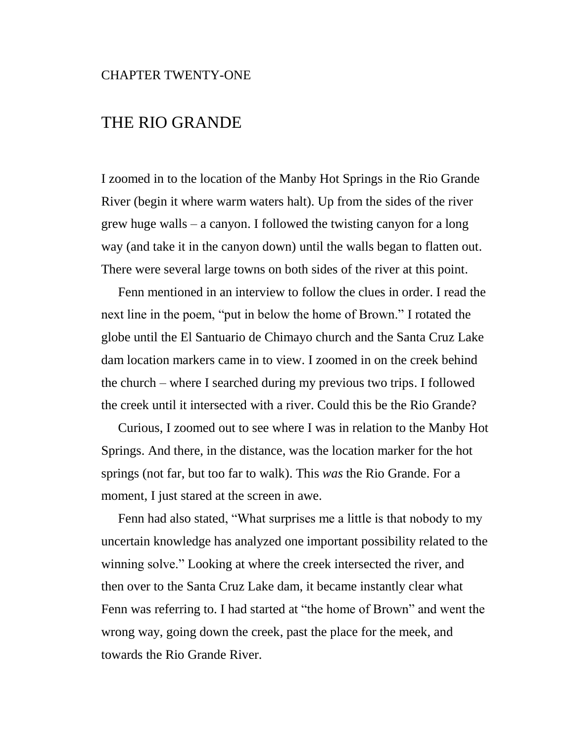CHAPTER TWENTY-ONE

# THE RIO GRANDE

I zoomed in to the location of the Manby Hot Springs in the Rio Grande River (begin it where warm waters halt). Up from the sides of the river grew huge walls – a canyon. I followed the twisting canyon for a long way (and take it in the canyon down) until the walls began to flatten out. There were several large towns on both sides of the river at this point.

Fenn mentioned in an interview to follow the clues in order. I read the next line in the poem, "put in below the home of Brown." I rotated the globe until the El Santuario de Chimayo church and the Santa Cruz Lake dam location markers came in to view. I zoomed in on the creek behind the church – where I searched during my previous two trips. I followed the creek until it intersected with a river. Could this be the Rio Grande?

Curious, I zoomed out to see where I was in relation to the Manby Hot Springs. And there, in the distance, was the location marker for the hot springs (not far, but too far to walk). This *was* the Rio Grande. For a moment, I just stared at the screen in awe.

Fenn had also stated, "What surprises me a little is that nobody to my uncertain knowledge has analyzed one important possibility related to the winning solve." Looking at where the creek intersected the river, and then over to the Santa Cruz Lake dam, it became instantly clear what Fenn was referring to. I had started at "the home of Brown" and went the wrong way, going down the creek, past the place for the meek, and towards the Rio Grande River.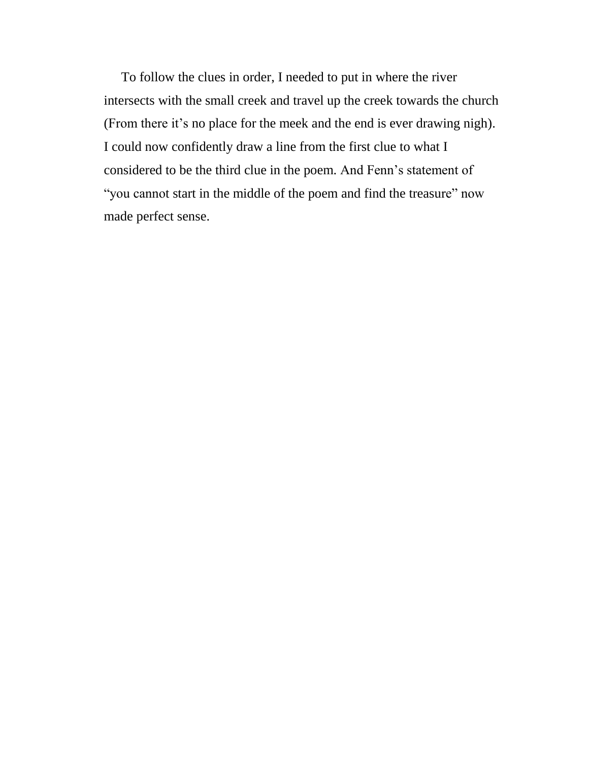To follow the clues in order, I needed to put in where the river intersects with the small creek and travel up the creek towards the church (From there it's no place for the meek and the end is ever drawing nigh). I could now confidently draw a line from the first clue to what I considered to be the third clue in the poem. And Fenn's statement of "you cannot start in the middle of the poem and find the treasure" now made perfect sense.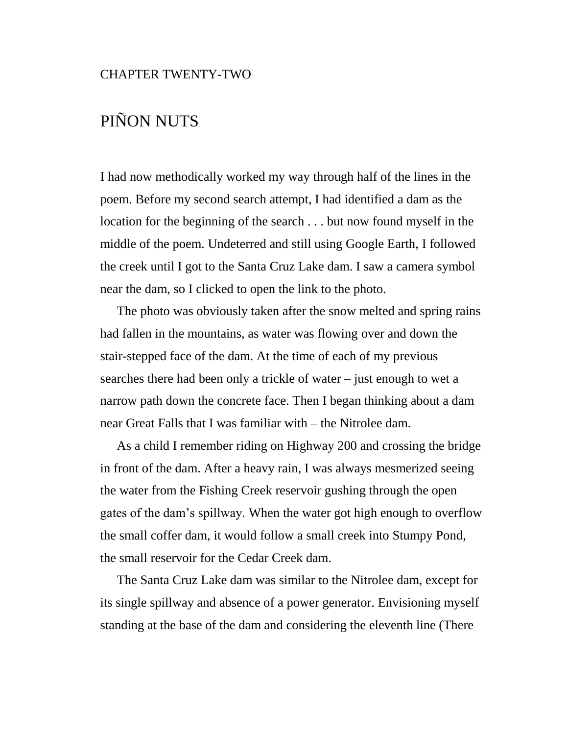CHAPTER TWENTY-TWO

# PIÑON NUTS

I had now methodically worked my way through half of the lines in the poem. Before my second search attempt, I had identified a dam as the location for the beginning of the search . . . but now found myself in the middle of the poem. Undeterred and still using Google Earth, I followed the creek until I got to the Santa Cruz Lake dam. I saw a camera symbol near the dam, so I clicked to open the link to the photo.

The photo was obviously taken after the snow melted and spring rains had fallen in the mountains, as water was flowing over and down the stair-stepped face of the dam. At the time of each of my previous searches there had been only a trickle of water – just enough to wet a narrow path down the concrete face. Then I began thinking about a dam near Great Falls that I was familiar with – the Nitrolee dam.

As a child I remember riding on Highway 200 and crossing the bridge in front of the dam. After a heavy rain, I was always mesmerized seeing the water from the Fishing Creek reservoir gushing through the open gates of the dam's spillway. When the water got high enough to overflow the small coffer dam, it would follow a small creek into Stumpy Pond, the small reservoir for the Cedar Creek dam.

The Santa Cruz Lake dam was similar to the Nitrolee dam, except for its single spillway and absence of a power generator. Envisioning myself standing at the base of the dam and considering the eleventh line (There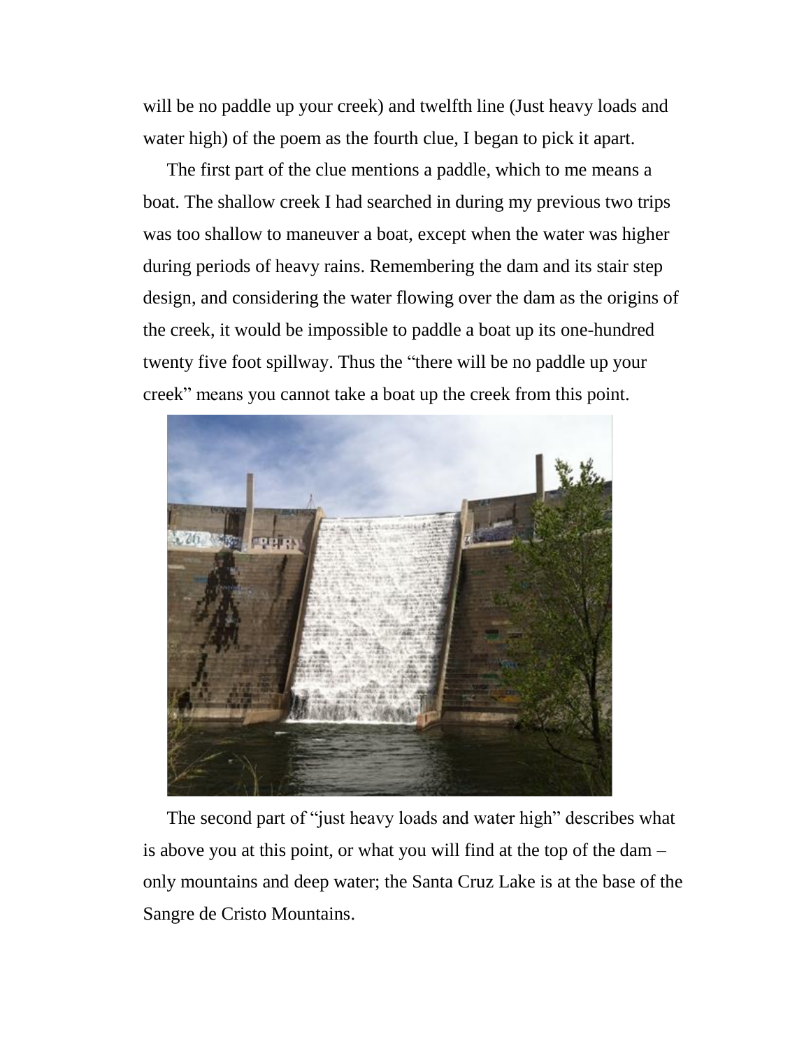will be no paddle up your creek) and twelfth line (Just heavy loads and water high) of the poem as the fourth clue, I began to pick it apart.

The first part of the clue mentions a paddle, which to me means a boat. The shallow creek I had searched in during my previous two trips was too shallow to maneuver a boat, except when the water was higher during periods of heavy rains. Remembering the dam and its stair step design, and considering the water flowing over the dam as the origins of the creek, it would be impossible to paddle a boat up its one-hundred twenty five foot spillway. Thus the "there will be no paddle up your creek" means you cannot take a boat up the creek from this point.

The second part of "just heavy loads and water high" describes what is above you at this point, or what you will find at the top of the dam – only mountains and deep water; the Santa Cruz Lake is at the base of the Sangre de Cristo Mountains.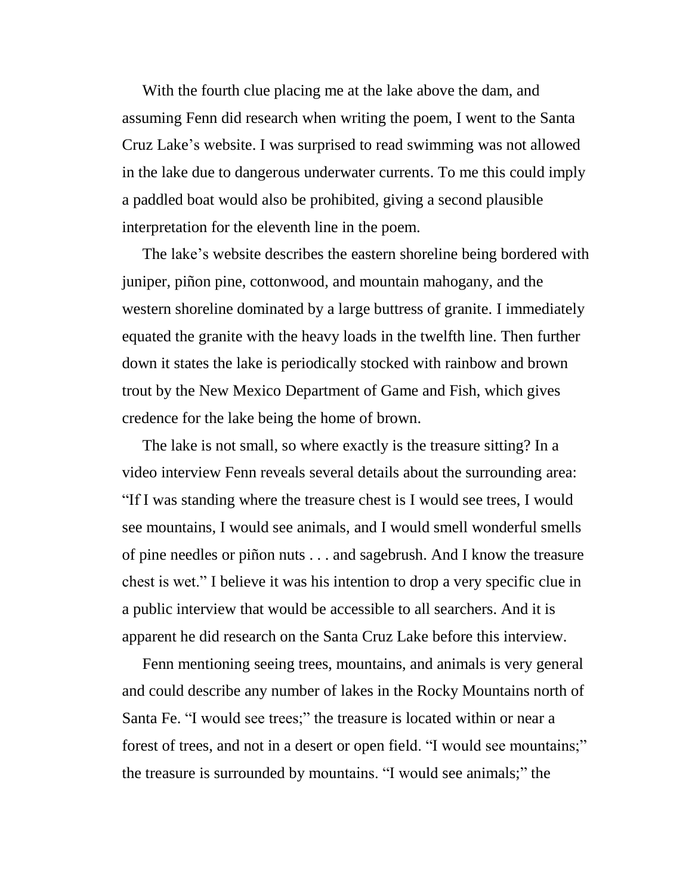With the fourth clue placing me at the lake above the dam, and assuming Fenn did research when writing the poem, I went to the Santa Cruz Lake's website. I was surprised to read swimming was not allowed in the lake due to dangerous underwater currents. To me this could imply a paddled boat would also be prohibited, giving a second plausible interpretation for the eleventh line in the poem.

The lake's website describes the eastern shoreline being bordered with juniper, piñon pine, cottonwood, and mountain mahogany, and the western shoreline dominated by a large buttress of granite. I immediately equated the granite with the heavy loads in the twelfth line. Then further down it states the lake is periodically stocked with rainbow and brown trout by the New Mexico Department of Game and Fish, which gives credence for the lake being the home of brown.

The lake is not small, so where exactly is the treasure sitting? In a video interview Fenn reveals several details about the surrounding area: "If I was standing where the treasure chest is I would see trees, I would see mountains, I would see animals, and I would smell wonderful smells of pine needles or piñon nuts . . . and sagebrush. And I know the treasure chest is wet." I believe it was his intention to drop a very specific clue in a public interview that would be accessible to all searchers. And it is apparent he did research on the Santa Cruz Lake before this interview.

Fenn mentioning seeing trees, mountains, and animals is very general and could describe any number of lakes in the Rocky Mountains north of Santa Fe. "I would see trees;" the treasure is located within or near a forest of trees, and not in a desert or open field. "I would see mountains;" the treasure is surrounded by mountains. "I would see animals;" the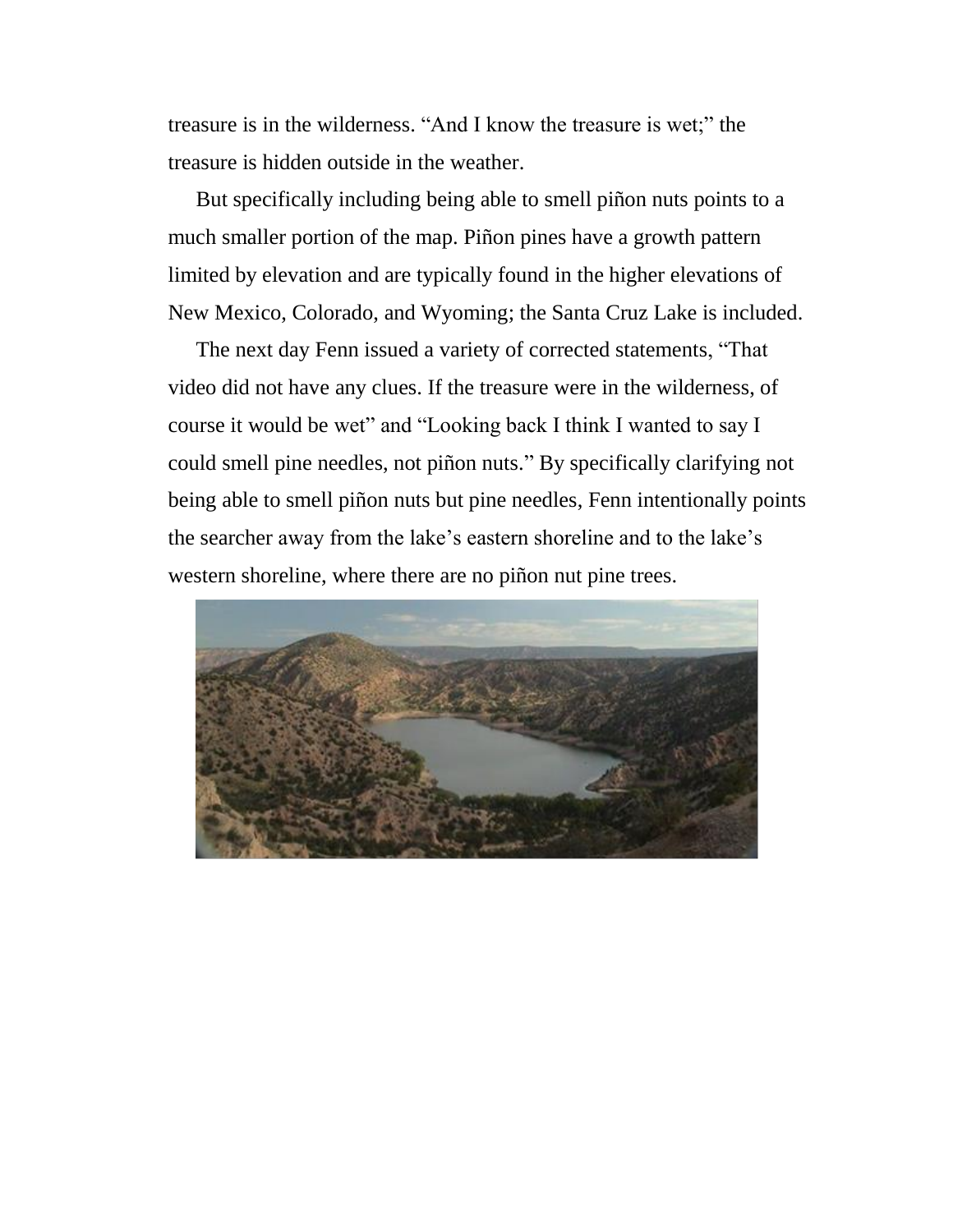treasure is in the wilderness. “And I know the treasure is wet;” the treasure is hidden outside in the weather.

But specifically including being able to smell piñon nuts points to a much smaller portion of the map. Piñon pines have a growth pattern limited by elevation and are typically found in the higher elevations of New Mexico, Colorado, and Wyoming; the Santa Cruz Lake is included.

The next day Fenn issued a variety of corrected statements, “That video did not have any clues. If the treasure were in the wilderness, of course it would be wet” and “Looking back I think I wanted to say I could smell pine needles, not piñon nuts.” By specifically clarifying not being able to smell piñon nuts but pine needles, Fenn intentionally points the searcher away from the lake’s eastern shoreline and to the lake’s western shoreline, where there are no piñon nut pine trees.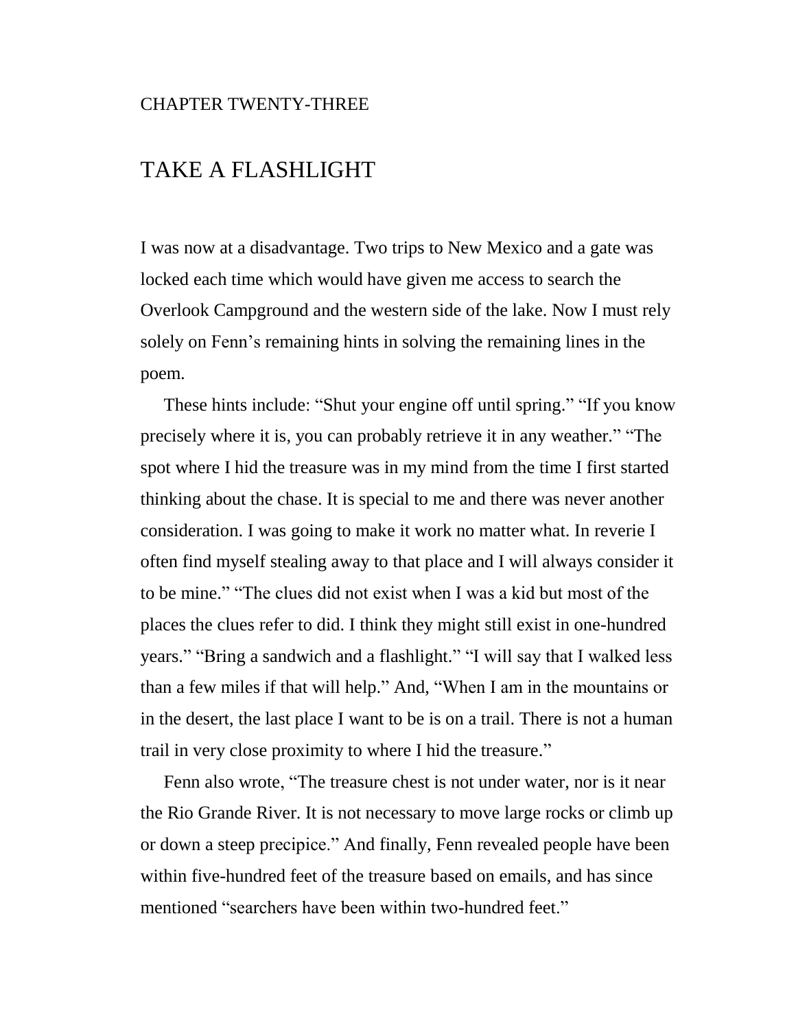CHAPTER TWENTY-THREE

# TAKE A FLASHLIGHT

I was now at a disadvantage. Two trips to New Mexico and a gate was locked each time which would have given me access to search the Overlook Campground and the western side of the lake. Now I must rely solely on Fenn's remaining hints in solving the remaining lines in the poem.

These hints include: "Shut your engine off until spring." "If you know precisely where it is, you can probably retrieve it in any weather." "The spot where I hid the treasure was in my mind from the time I first started thinking about the chase. It is special to me and there was never another consideration. I was going to make it work no matter what. In reverie I often find myself stealing away to that place and I will always consider it to be mine." "The clues did not exist when I was a kid but most of the places the clues refer to did. I think they might still exist in one-hundred years." "Bring a sandwich and a flashlight." "I will say that I walked less than a few miles if that will help." And, "When I am in the mountains or in the desert, the last place I want to be is on a trail. There is not a human trail in very close proximity to where I hid the treasure."

Fenn also wrote, "The treasure chest is not under water, nor is it near the Rio Grande River. It is not necessary to move large rocks or climb up or down a steep precipice." And finally, Fenn revealed people have been within five-hundred feet of the treasure based on emails, and has since mentioned "searchers have been within two-hundred feet."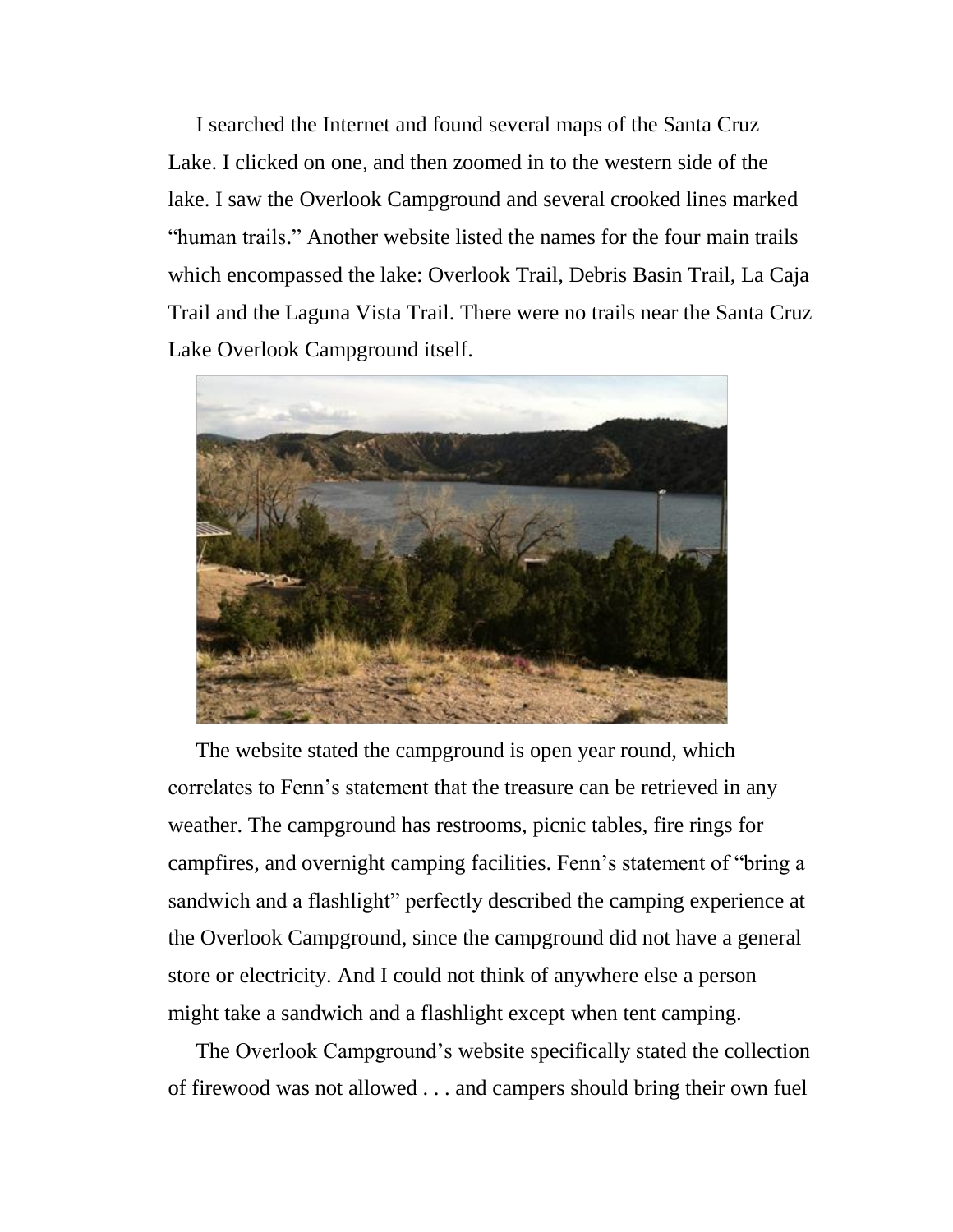I searched the Internet and found several maps of the Santa Cruz Lake. I clicked on one, and then zoomed in to the western side of the lake. I saw the Overlook Campground and several crooked lines marked "human trails." Another website listed the names for the four main trails which encompassed the lake: Overlook Trail, Debris Basin Trail, La Caja Trail and the Laguna Vista Trail. There were no trails near the Santa Cruz Lake Overlook Campground itself.

The website stated the campground is open year round, which correlates to Fenn's statement that the treasure can be retrieved in any weather. The campground has restrooms, picnic tables, fire rings for campfires, and overnight camping facilities. Fenn's statement of "bring a sandwich and a flashlight" perfectly described the camping experience at the Overlook Campground, since the campground did not have a general store or electricity. And I could not think of anywhere else a person might take a sandwich and a flashlight except when tent camping.

The Overlook Campground's website specifically stated the collection of firewood was not allowed . . . and campers should bring their own fuel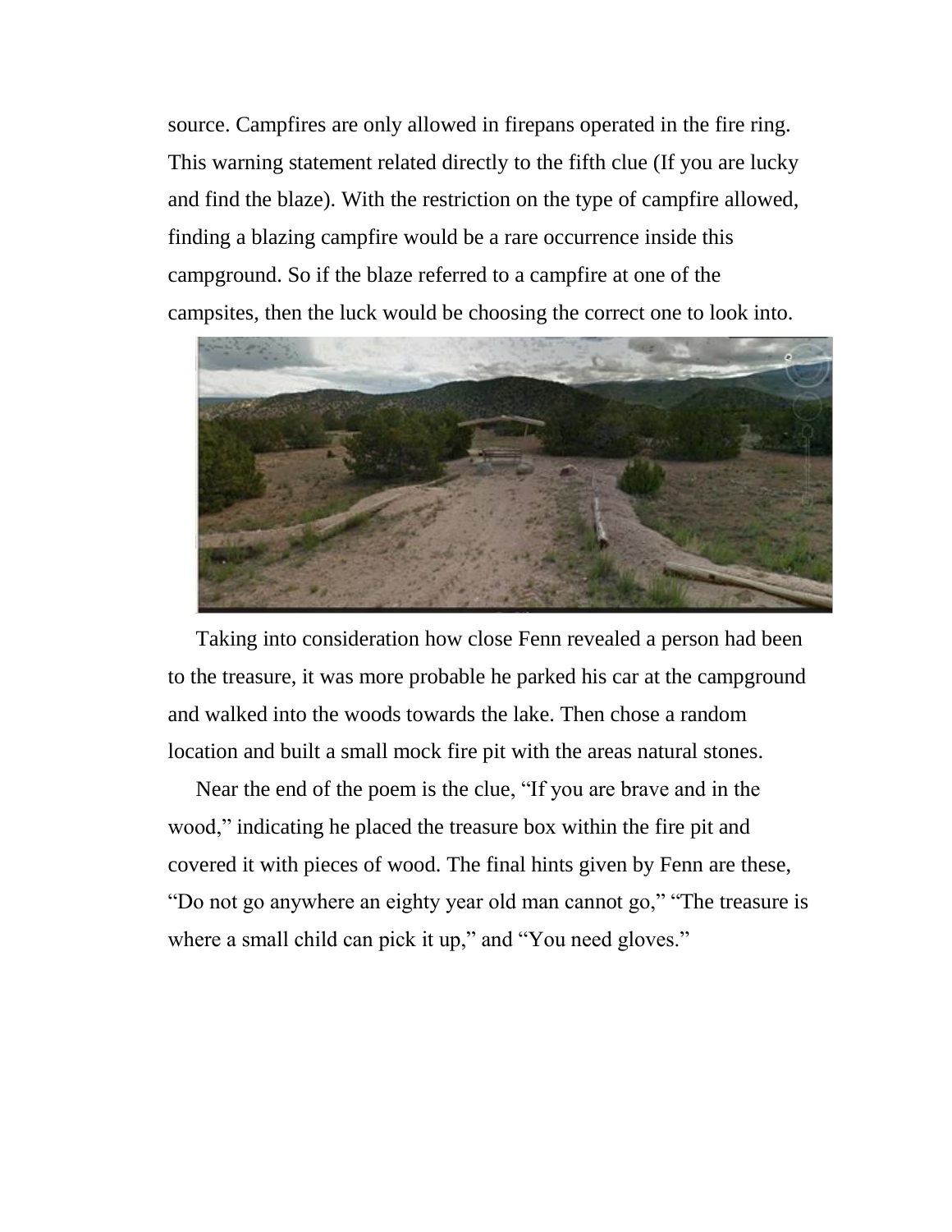source. Campfires are only allowed in firepans operated in the fire ring. This warning statement related directly to the fifth clue (If you are lucky and find the blaze). With the restriction on the type of campfire allowed, finding a blazing campfire would be a rare occurrence inside this campground. So if the blaze referred to a campfire at one of the campsites, then the luck would be choosing the correct one to look into.

Taking into consideration how close Fenn revealed a person had been to the treasure, it was more probable he parked his car at the campground and walked into the woods towards the lake. Then chose a random location and built a small mock fire pit with the areas natural stones.

Near the end of the poem is the clue, “If you are brave and in the wood,” indicating he placed the treasure box within the fire pit and covered it with pieces of wood. The final hints given by Fenn are these, “Do not go anywhere an eighty year old man cannot go,” “The treasure is where a small child can pick it up,” and “You need gloves.”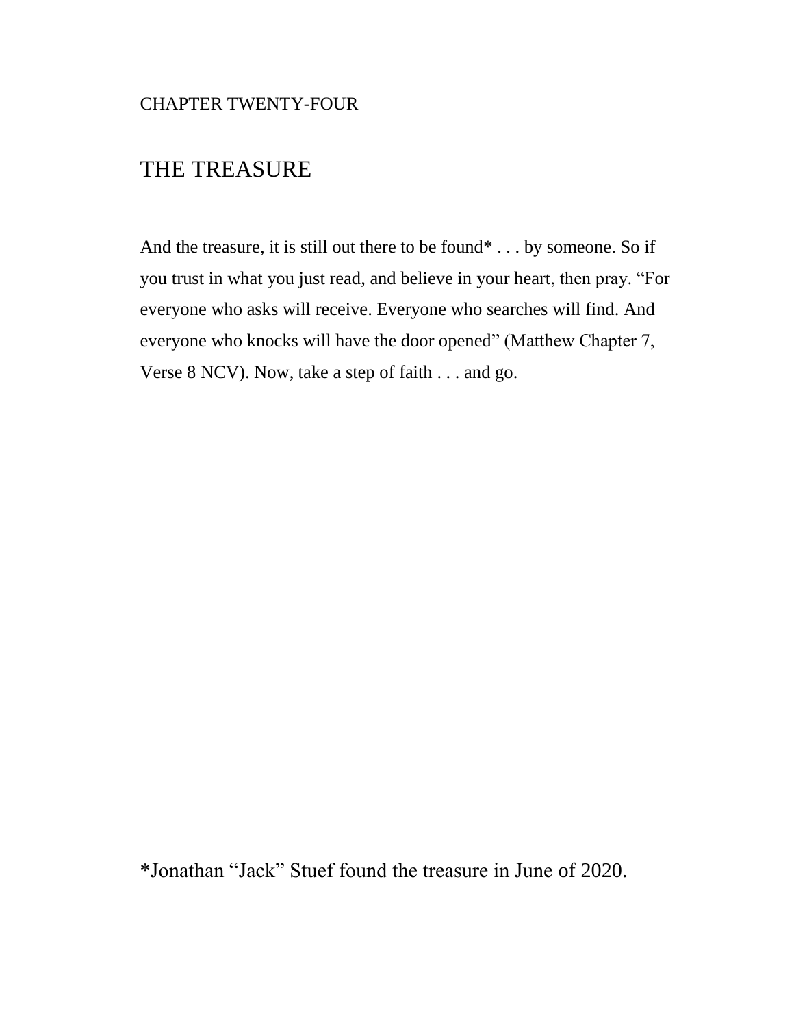CHAPTER TWENTY-FOUR

# THE TREASURE

And the treasure, it is still out there to be found* . . . by someone. So if you trust in what you just read, and believe in your heart, then pray. "For everyone who asks will receive. Everyone who searches will find. And everyone who knocks will have the door opened" (Matthew Chapter 7, Verse 8 NCV). Now, take a step of faith . . . and go.

*Jonathan "Jack" Stuef found the treasure in June of 2020.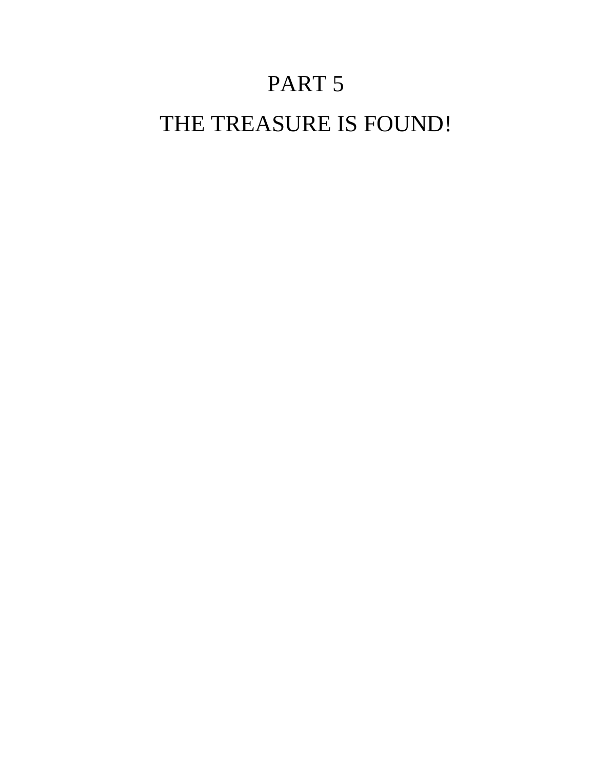# PART 5

# THE TREASURE IS FOUND!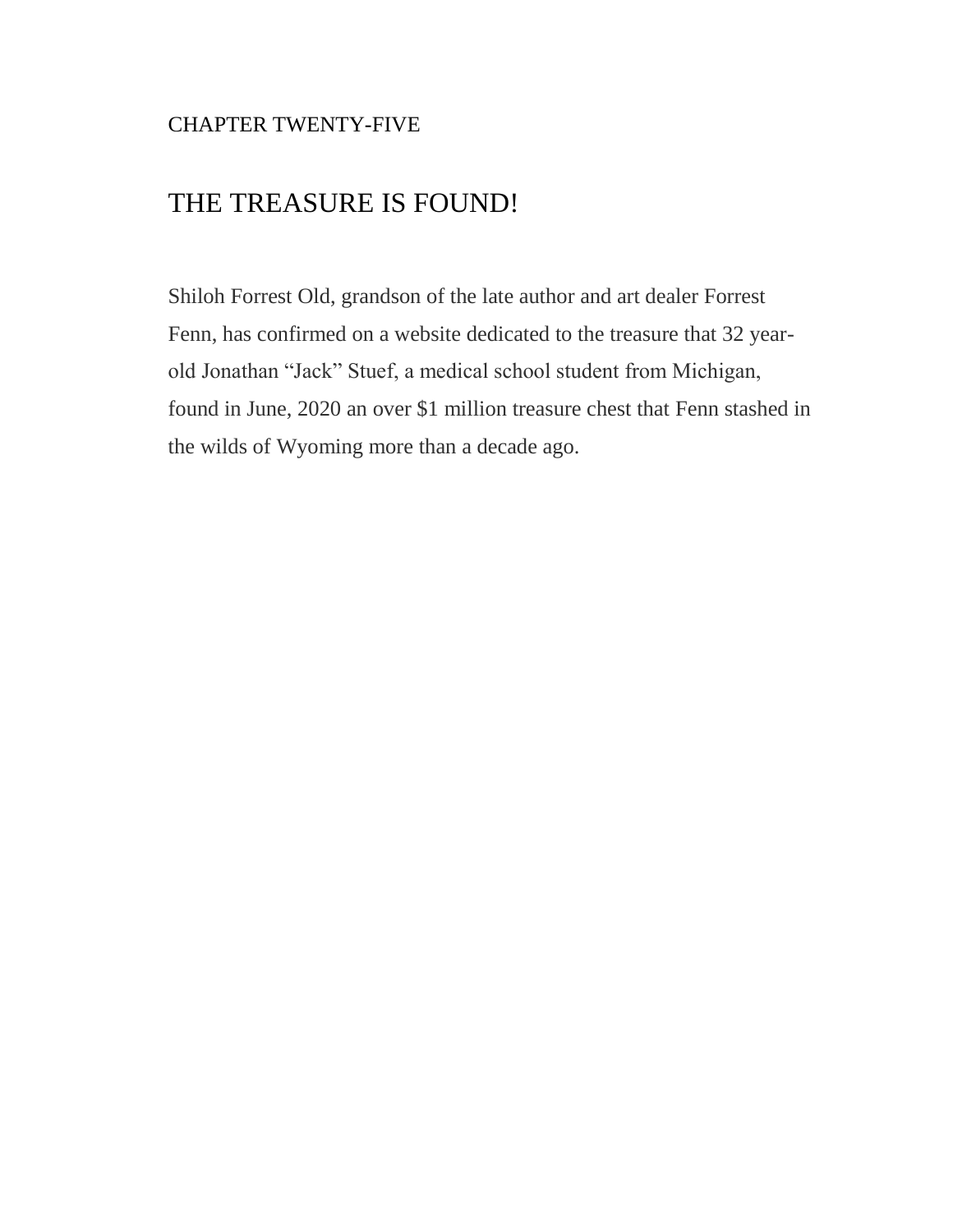CHAPTER TWENTY-FIVE

# THE TREASURE IS FOUND!

Shiloh Forrest Old, grandson of the late author and art dealer Forrest Fenn, has confirmed on a website dedicated to the treasure that 32 year-old Jonathan "Jack" Stuef, a medical school student from Michigan, found in June, 2020 an over $1 million treasure chest that Fenn stashed in the wilds of Wyoming more than a decade ago.